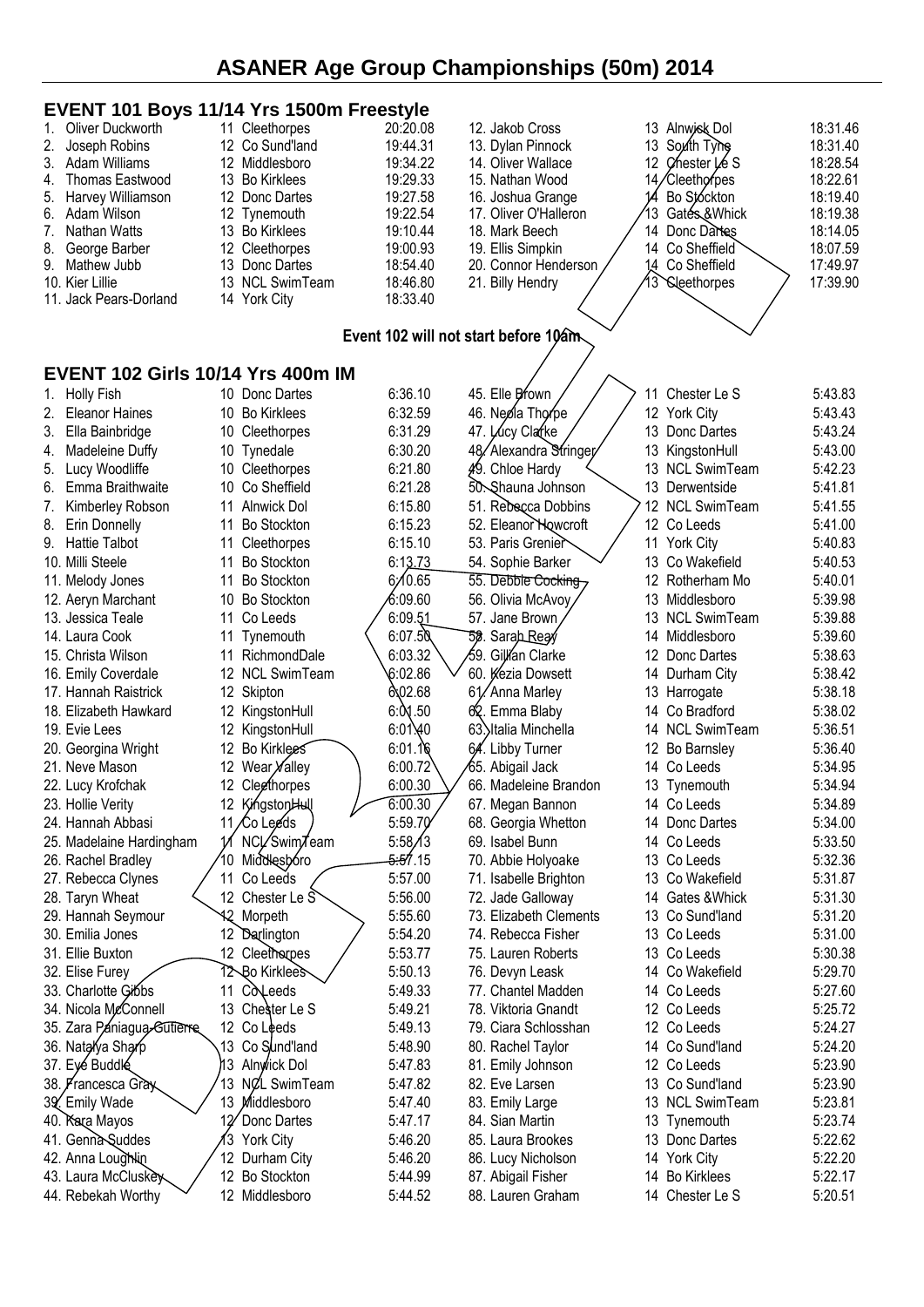# ASANER Age Group Championships (50m) 2014

## EVENT 101 Boys 11/14 Yrs 1500m Freestyle

| Place | Name | Age | Club | Time |
|---|---|---|---|---|
| 1. | Oliver Duckworth | 11 | Cleethorpes | 20:20.08 |
| 2. | Joseph Robins | 12 | Co Sund'land | 19:44.31 |
| 3. | Adam Williams | 12 | Middlesboro | 19:34.22 |
| 4. | Thomas Eastwood | 13 | Bo Kirklees | 19:29.33 |
| 5. | Harvey Williamson | 12 | Donc Dartes | 19:27.58 |
| 6. | Adam Wilson | 12 | Tynemouth | 19:22.54 |
| 7. | Nathan Watts | 13 | Bo Kirklees | 19:10.44 |
| 8. | George Barber | 12 | Cleethorpes | 19:00.93 |
| 9. | Mathew Jubb | 13 | Donc Dartes | 18:54.40 |
| 10. | Kier Lillie | 13 | NCL SwimTeam | 18:46.80 |
| 11. | Jack Pears-Dorland | 14 | York City | 18:33.40 |
| 12. | Jakob Cross | 13 | Alnwick Dol | 18:31.46 |
| 13. | Dylan Pinnock | 13 | South Tyne | 18:31.40 |
| 14. | Oliver Wallace | 12 | Chester Le S | 18:28.54 |
| 15. | Nathan Wood | 14 | Cleethorpes | 18:22.61 |
| 16. | Joshua Grange | 14 | Bo Stockton | 18:19.40 |
| 17. | Oliver O'Halleron | 13 | Gates &Whick | 18:19.38 |
| 18. | Mark Beech | 14 | Donc Dartes | 18:14.05 |
| 19. | Ellis Simpkin | 14 | Co Sheffield | 18:07.59 |
| 20. | Connor Henderson | 14 | Co Sheffield | 17:49.97 |
| 21. | Billy Hendry | 13 | Cleethorpes | 17:39.90 |

Event 102 will not start before 10am

## EVENT 102 Girls 10/14 Yrs 400m IM

| Place | Name | Age | Club | Time |
|---|---|---|---|---|
| 1. | Holly Fish | 10 | Donc Dartes | 6:36.10 |
| 2. | Eleanor Haines | 10 | Bo Kirklees | 6:32.59 |
| 3. | Ella Bainbridge | 10 | Cleethorpes | 6:31.29 |
| 4. | Madeleine Duffy | 10 | Tynedale | 6:30.20 |
| 5. | Lucy Woodliffe | 10 | Cleethorpes | 6:21.80 |
| 6. | Emma Braithwaite | 10 | Co Sheffield | 6:21.28 |
| 7. | Kimberley Robson | 11 | Alnwick Dol | 6:15.80 |
| 8. | Erin Donnelly | 11 | Bo Stockton | 6:15.23 |
| 9. | Hattie Talbot | 11 | Cleethorpes | 6:15.10 |
| 10. | Milli Steele | 11 | Bo Stockton | 6:13.73 |
| 11. | Melody Jones | 11 | Bo Stockton | 6:10.65 |
| 12. | Aeryn Marchant | 10 | Bo Stockton | 6:09.60 |
| 13. | Jessica Teale | 11 | Co Leeds | 6:09.51 |
| 14. | Laura Cook | 11 | Tynemouth | 6:07.50 |
| 15. | Christa Wilson | 11 | RichmondDale | 6:03.32 |
| 16. | Emily Coverdale | 12 | NCL SwimTeam | 6:02.86 |
| 17. | Hannah Raistrick | 12 | Skipton | 6:02.68 |
| 18. | Elizabeth Hawkard | 12 | KingstonHull | 6:01.50 |
| 19. | Evie Lees | 12 | KingstonHull | 6:01.40 |
| 20. | Georgina Wright | 12 | Bo Kirklees | 6:01.16 |
| 21. | Neve Mason | 12 | Wear Valley | 6:00.72 |
| 22. | Lucy Krofchak | 12 | Cleethorpes | 6:00.30 |
| 23. | Hollie Verity | 12 | KingstonHull | 6:00.30 |
| 24. | Hannah Abbasi | 11 | Co Leeds | 5:59.70 |
| 25. | Madelaine Hardingham | 11 | NCL SwimTeam | 5:58.13 |
| 26. | Rachel Bradley | 10 | Middlesboro | 5:57.15 |
| 27. | Rebecca Clynes | 11 | Co Leeds | 5:57.00 |
| 28. | Taryn Wheat | 12 | Chester Le S | 5:56.00 |
| 29. | Hannah Seymour | 12 | Morpeth | 5:55.60 |
| 30. | Emilia Jones | 12 | Darlington | 5:54.20 |
| 31. | Ellie Buxton | 12 | Cleethorpes | 5:53.77 |
| 32. | Elise Furey | 12 | Bo Kirklees | 5:50.13 |
| 33. | Charlotte Gibbs | 11 | Co Leeds | 5:49.33 |
| 34. | Nicola McConnell | 13 | Chester Le S | 5:49.21 |
| 35. | Zara Paniagua-Gutierre | 12 | Co Leeds | 5:49.13 |
| 36. | Natalya Sharp | 13 | Co Sund'land | 5:48.90 |
| 37. | Eve Buddle | 13 | Alnwick Dol | 5:47.83 |
| 38. | Francesca Gray | 13 | NCL SwimTeam | 5:47.82 |
| 39. | Emily Wade | 13 | Middlesboro | 5:47.40 |
| 40. | Kara Mayos | 12 | Donc Dartes | 5:47.17 |
| 41. | Genna Suddes | 13 | York City | 5:46.20 |
| 42. | Anna Loughlin | 12 | Durham City | 5:46.20 |
| 43. | Laura McCluskey | 12 | Bo Stockton | 5:44.99 |
| 44. | Rebekah Worthy | 12 | Middlesboro | 5:44.52 |
| 45. | Elle Brown | 11 | Chester Le S | 5:43.83 |
| 46. | Neola Thorpe | 12 | York City | 5:43.43 |
| 47. | Lucy Clarke | 13 | Donc Dartes | 5:43.24 |
| 48. | Alexandra Stringer | 13 | KingstonHull | 5:43.00 |
| 49. | Chloe Hardy | 13 | NCL SwimTeam | 5:42.23 |
| 50. | Shauna Johnson | 13 | Derwentside | 5:41.81 |
| 51. | Rebecca Dobbins | 12 | NCL SwimTeam | 5:41.55 |
| 52. | Eleanor Howcroft | 12 | Co Leeds | 5:41.00 |
| 53. | Paris Grenier | 11 | York City | 5:40.83 |
| 54. | Sophie Barker | 13 | Co Wakefield | 5:40.53 |
| 55. | Debbie Cocking | 12 | Rotherham Mo | 5:40.01 |
| 56. | Olivia McAvoy | 13 | Middlesboro | 5:39.98 |
| 57. | Jane Brown | 13 | NCL SwimTeam | 5:39.88 |
| 58. | Sarah Reay | 14 | Middlesboro | 5:39.60 |
| 59. | Gillian Clarke | 12 | Donc Dartes | 5:38.63 |
| 60. | Kezia Dowsett | 14 | Durham City | 5:38.42 |
| 61. | Anna Marley | 13 | Harrogate | 5:38.18 |
| 62. | Emma Blaby | 14 | Co Bradford | 5:38.02 |
| 63. | Italia Minchella | 14 | NCL SwimTeam | 5:36.51 |
| 64. | Libby Turner | 12 | Bo Barnsley | 5:36.40 |
| 65. | Abigail Jack | 14 | Co Leeds | 5:34.95 |
| 66. | Madeleine Brandon | 13 | Tynemouth | 5:34.94 |
| 67. | Megan Bannon | 14 | Co Leeds | 5:34.89 |
| 68. | Georgia Whetton | 14 | Donc Dartes | 5:34.00 |
| 69. | Isabel Bunn | 14 | Co Leeds | 5:33.50 |
| 70. | Abbie Holyoake | 13 | Co Leeds | 5:32.36 |
| 71. | Isabelle Brighton | 13 | Co Wakefield | 5:31.87 |
| 72. | Jade Galloway | 14 | Gates &Whick | 5:31.30 |
| 73. | Elizabeth Clements | 13 | Co Sund'land | 5:31.20 |
| 74. | Rebecca Fisher | 13 | Co Leeds | 5:31.00 |
| 75. | Lauren Roberts | 13 | Co Leeds | 5:30.38 |
| 76. | Devyn Leask | 14 | Co Wakefield | 5:29.70 |
| 77. | Chantel Madden | 14 | Co Leeds | 5:27.60 |
| 78. | Viktoria Gnandt | 12 | Co Leeds | 5:25.72 |
| 79. | Ciara Schlosshan | 12 | Co Leeds | 5:24.27 |
| 80. | Rachel Taylor | 14 | Co Sund'land | 5:24.20 |
| 81. | Emily Johnson | 12 | Co Leeds | 5:23.90 |
| 82. | Eve Larsen | 13 | Co Sund'land | 5:23.90 |
| 83. | Emily Large | 13 | NCL SwimTeam | 5:23.81 |
| 84. | Sian Martin | 13 | Tynemouth | 5:23.74 |
| 85. | Laura Brookes | 13 | Donc Dartes | 5:22.62 |
| 86. | Lucy Nicholson | 14 | York City | 5:22.20 |
| 87. | Abigail Fisher | 14 | Bo Kirklees | 5:22.17 |
| 88. | Lauren Graham | 14 | Chester Le S | 5:20.51 |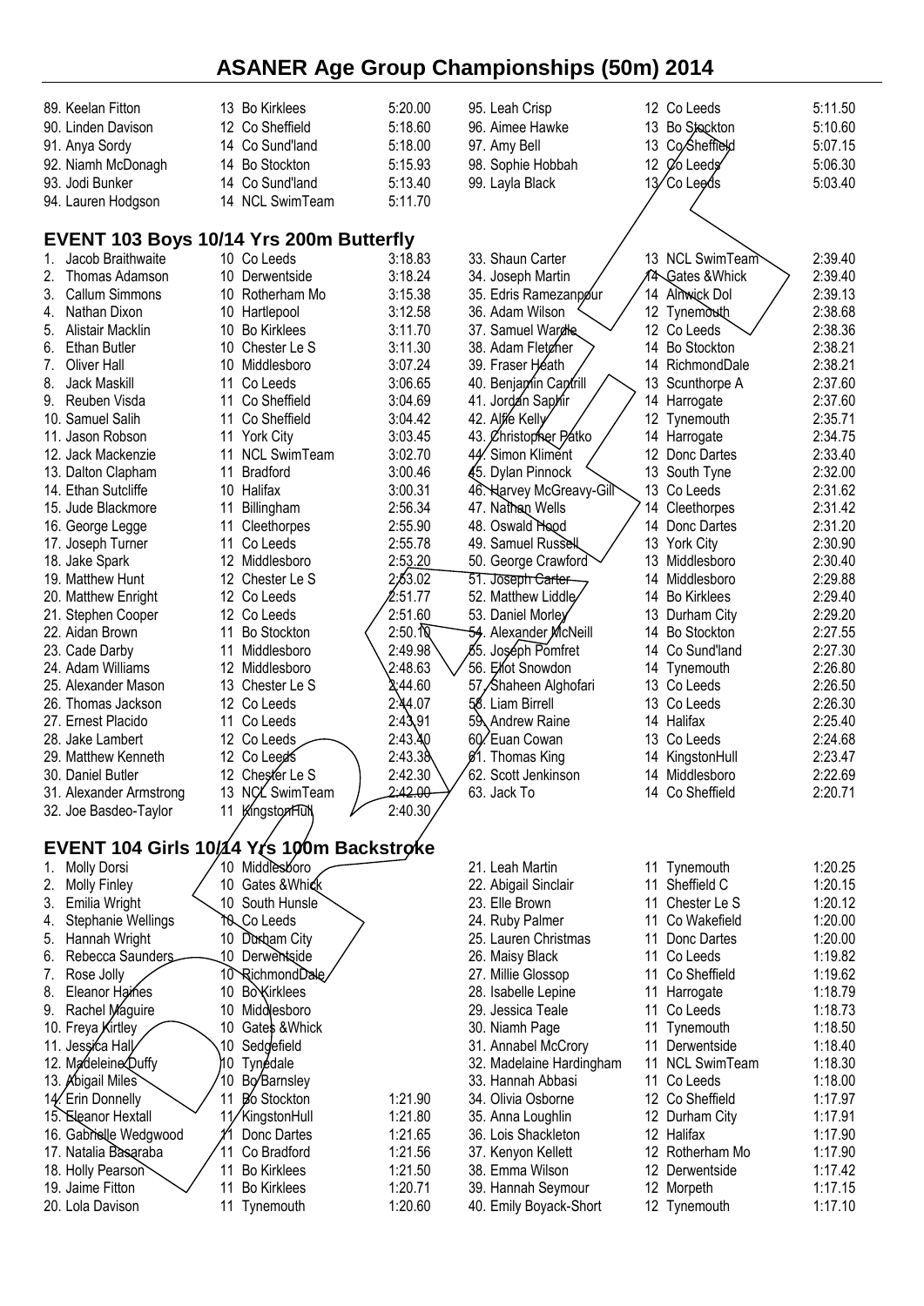# ASANER Age Group Championships (50m) 2014

| | | | |
|---|---|---|---|
| 89. Keelan Fitton | 13 Bo Kirklees | 5:20.00 |
| 90. Linden Davison | 12 Co Sheffield | 5:18.60 |
| 91. Anya Sordy | 14 Co Sund'land | 5:18.00 |
| 92. Niamh McDonagh | 14 Bo Stockton | 5:15.93 |
| 93. Jodi Bunker | 14 Co Sund'land | 5:13.40 |
| 94. Lauren Hodgson | 14 NCL SwimTeam | 5:11.70 |
| 95. Leah Crisp | 12 Co Leeds | 5:11.50 |
| 96. Aimee Hawke | 13 Bo Stockton | 5:10.60 |
| 97. Amy Bell | 13 Co Sheffield | 5:07.15 |
| 98. Sophie Hobbah | 12 Co Leeds | 5:06.30 |
| 99. Layla Black | 13 Co Leeds | 5:03.40 |

## EVENT 103 Boys 10/14 Yrs 200m Butterfly

| | | | |
|---|---|---|---|
| 1. Jacob Braithwaite | 10 Co Leeds | 3:18.83 |
| 2. Thomas Adamson | 10 Derwentside | 3:18.24 |
| 3. Callum Simmons | 10 Rotherham Mo | 3:15.38 |
| 4. Nathan Dixon | 10 Hartlepool | 3:12.58 |
| 5. Alistair Macklin | 10 Bo Kirklees | 3:11.70 |
| 6. Ethan Butler | 10 Chester Le S | 3:11.30 |
| 7. Oliver Hall | 10 Middlesboro | 3:07.24 |
| 8. Jack Maskill | 11 Co Leeds | 3:06.65 |
| 9. Reuben Visda | 11 Co Sheffield | 3:04.69 |
| 10. Samuel Salih | 11 Co Sheffield | 3:04.42 |
| 11. Jason Robson | 11 York City | 3:03.45 |
| 12. Jack Mackenzie | 11 NCL SwimTeam | 3:02.70 |
| 13. Dalton Clapham | 11 Bradford | 3:00.46 |
| 14. Ethan Sutcliffe | 10 Halifax | 3:00.31 |
| 15. Jude Blackmore | 11 Billingham | 2:56.34 |
| 16. George Legge | 11 Cleethorpes | 2:55.90 |
| 17. Joseph Turner | 11 Co Leeds | 2:55.78 |
| 18. Jake Spark | 12 Middlesboro | 2:53.20 |
| 19. Matthew Hunt | 12 Chester Le S | 2:53.02 |
| 20. Matthew Enright | 12 Co Leeds | 2:51.77 |
| 21. Stephen Cooper | 12 Co Leeds | 2:51.60 |
| 22. Aidan Brown | 11 Bo Stockton | 2:50.10 |
| 23. Cade Darby | 11 Middlesboro | 2:49.98 |
| 24. Adam Williams | 12 Middlesboro | 2:48.63 |
| 25. Alexander Mason | 13 Chester Le S | 2:44.60 |
| 26. Thomas Jackson | 12 Co Leeds | 2:44.07 |
| 27. Ernest Placido | 11 Co Leeds | 2:43.91 |
| 28. Jake Lambert | 12 Co Leeds | 2:43.40 |
| 29. Matthew Kenneth | 12 Co Leeds | 2:43.38 |
| 30. Daniel Butler | 12 Chester Le S | 2:42.30 |
| 31. Alexander Armstrong | 13 NCL SwimTeam | 2:42.00 |
| 32. Joe Basdeo-Taylor | 11 KingstonHull | 2:40.30 |
| 33. Shaun Carter | 13 NCL SwimTeam | 2:39.40 |
| 34. Joseph Martin | 14 Gates &Whick | 2:39.40 |
| 35. Edris Ramezanpour | 14 Alnwick Dol | 2:39.13 |
| 36. Adam Wilson | 12 Tynemouth | 2:38.68 |
| 37. Samuel Wardle | 12 Co Leeds | 2:38.36 |
| 38. Adam Fletcher | 14 Bo Stockton | 2:38.21 |
| 39. Fraser Heath | 14 RichmondDale | 2:38.21 |
| 40. Benjamin Cantrill | 13 Scunthorpe A | 2:37.60 |
| 41. Jordan Saphir | 14 Harrogate | 2:37.60 |
| 42. Alfie Kelly | 12 Tynemouth | 2:35.71 |
| 43. Christopher Patko | 14 Harrogate | 2:34.75 |
| 44. Simon Kliment | 12 Donc Dartes | 2:33.40 |
| 45. Dylan Pinnock | 13 South Tyne | 2:32.00 |
| 46. Harvey McGreavy-Gill | 13 Co Leeds | 2:31.62 |
| 47. Nathan Wells | 14 Cleethorpes | 2:31.42 |
| 48. Oswald Hood | 14 Donc Dartes | 2:31.20 |
| 49. Samuel Russell | 13 York City | 2:30.90 |
| 50. George Crawford | 13 Middlesboro | 2:30.40 |
| 51. Joseph Carter | 14 Middlesboro | 2:29.88 |
| 52. Matthew Liddle | 14 Bo Kirklees | 2:29.40 |
| 53. Daniel Morley | 13 Durham City | 2:29.20 |
| 54. Alexander McNeill | 14 Bo Stockton | 2:27.55 |
| 55. Joseph Pomfret | 14 Co Sund'land | 2:27.30 |
| 56. Eliot Snowdon | 14 Tynemouth | 2:26.80 |
| 57. Shaheen Alghofari | 13 Co Leeds | 2:26.50 |
| 58. Liam Birrell | 13 Co Leeds | 2:26.30 |
| 59. Andrew Raine | 14 Halifax | 2:25.40 |
| 60. Euan Cowan | 13 Co Leeds | 2:24.68 |
| 61. Thomas King | 14 KingstonHull | 2:23.47 |
| 62. Scott Jenkinson | 14 Middlesboro | 2:22.69 |
| 63. Jack To | 14 Co Sheffield | 2:20.71 |

## EVENT 104 Girls 10/14 Yrs 100m Backstroke

| | | | |
|---|---|---|---|
| 1. Molly Dorsi | 10 Middlesboro | |
| 2. Molly Finley | 10 Gates &Whick | |
| 3. Emilia Wright | 10 South Hunsle | |
| 4. Stephanie Wellings | 10 Co Leeds | |
| 5. Hannah Wright | 10 Durham City | |
| 6. Rebecca Saunders | 10 Derwentside | |
| 7. Rose Jolly | 10 RichmondDale | |
| 8. Eleanor Haines | 10 Bo Kirklees | |
| 9. Rachel Maguire | 10 Middlesboro | |
| 10. Freya Kirtley | 10 Gates &Whick | |
| 11. Jessica Hall | 10 Sedgefield | |
| 12. Madeleine Duffy | 10 Tynedale | |
| 13. Abigail Miles | 10 Bo Barnsley | |
| 14. Erin Donnelly | 11 Bo Stockton | 1:21.90 |
| 15. Eleanor Hextall | 11 KingstonHull | 1:21.80 |
| 16. Gabrielle Wedgwood | 11 Donc Dartes | 1:21.65 |
| 17. Natalia Basaraba | 11 Co Bradford | 1:21.56 |
| 18. Holly Pearson | 11 Bo Kirklees | 1:21.50 |
| 19. Jaime Fitton | 11 Bo Kirklees | 1:20.71 |
| 20. Lola Davison | 11 Tynemouth | 1:20.60 |
| 21. Leah Martin | 11 Tynemouth | 1:20.25 |
| 22. Abigail Sinclair | 11 Sheffield C | 1:20.15 |
| 23. Elle Brown | 11 Chester Le S | 1:20.12 |
| 24. Ruby Palmer | 11 Co Wakefield | 1:20.00 |
| 25. Lauren Christmas | 11 Donc Dartes | 1:20.00 |
| 26. Maisy Black | 11 Co Leeds | 1:19.82 |
| 27. Millie Glossop | 11 Co Sheffield | 1:19.62 |
| 28. Isabelle Lepine | 11 Harrogate | 1:18.79 |
| 29. Jessica Teale | 11 Co Leeds | 1:18.73 |
| 30. Niamh Page | 11 Tynemouth | 1:18.50 |
| 31. Annabel McCrory | 11 Derwentside | 1:18.40 |
| 32. Madelaine Hardingham | 11 NCL SwimTeam | 1:18.30 |
| 33. Hannah Abbasi | 11 Co Leeds | 1:18.00 |
| 34. Olivia Osborne | 12 Co Sheffield | 1:17.97 |
| 35. Anna Loughlin | 12 Durham City | 1:17.91 |
| 36. Lois Shackleton | 12 Halifax | 1:17.90 |
| 37. Kenyon Kellett | 12 Rotherham Mo | 1:17.90 |
| 38. Emma Wilson | 12 Derwentside | 1:17.42 |
| 39. Hannah Seymour | 12 Morpeth | 1:17.15 |
| 40. Emily Boyack-Short | 12 Tynemouth | 1:17.10 |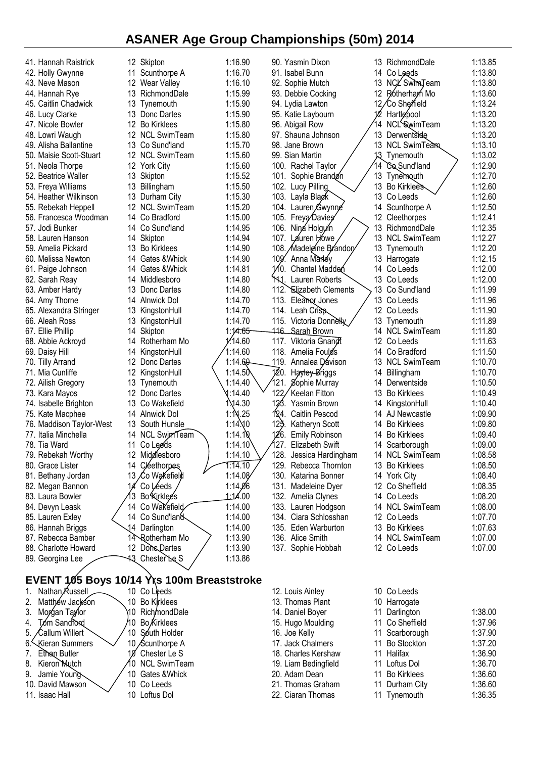# ASANER Age Group Championships (50m) 2014

| Place | Name | Age | Club | Time |
|---|---|---|---|---|
| 41. | Hannah Raistrick | 12 | Skipton | 1:16.90 |
| 42. | Holly Gwynne | 11 | Scunthorpe A | 1:16.70 |
| 43. | Neve Mason | 12 | Wear Valley | 1:16.10 |
| 44. | Hannah Rye | 13 | RichmondDale | 1:15.99 |
| 45. | Caitlin Chadwick | 13 | Tynemouth | 1:15.90 |
| 46. | Lucy Clarke | 13 | Donc Dartes | 1:15.90 |
| 47. | Nicole Bowler | 12 | Bo Kirklees | 1:15.80 |
| 48. | Lowri Waugh | 12 | NCL SwimTeam | 1:15.80 |
| 49. | Alisha Ballantine | 13 | Co Sund'land | 1:15.70 |
| 50. | Maisie Scott-Stuart | 12 | NCL SwimTeam | 1:15.60 |
| 51. | Neola Thorpe | 12 | York City | 1:15.60 |
| 52. | Beatrice Waller | 13 | Skipton | 1:15.52 |
| 53. | Freya Williams | 13 | Billingham | 1:15.50 |
| 54. | Heather Wilkinson | 13 | Durham City | 1:15.30 |
| 55. | Rebekah Heppell | 12 | NCL SwimTeam | 1:15.20 |
| 56. | Francesca Woodman | 14 | Co Bradford | 1:15.00 |
| 57. | Jodi Bunker | 14 | Co Sund'land | 1:14.95 |
| 58. | Lauren Hanson | 14 | Skipton | 1:14.94 |
| 59. | Amelia Pickard | 13 | Bo Kirklees | 1:14.90 |
| 60. | Melissa Newton | 14 | Gates &Whick | 1:14.90 |
| 61. | Paige Johnson | 14 | Gates &Whick | 1:14.81 |
| 62. | Sarah Reay | 14 | Middlesboro | 1:14.80 |
| 63. | Amber Hardy | 13 | Donc Dartes | 1:14.80 |
| 64. | Amy Thorne | 14 | Alnwick Dol | 1:14.70 |
| 65. | Alexandra Stringer | 13 | KingstonHull | 1:14.70 |
| 66. | Aleah Ross | 13 | KingstonHull | 1:14.70 |
| 67. | Ellie Phillip | 14 | Skipton | 1:14.65 |
| 68. | Abbie Ackroyd | 14 | Rotherham Mo | 1:14.60 |
| 69. | Daisy Hill | 14 | KingstonHull | 1:14.60 |
| 70. | Tilly Arrand | 12 | Donc Dartes | 1:14.60 |
| 71. | Mia Cunliffe | 12 | KingstonHull | 1:14.50 |
| 72. | Ailish Gregory | 13 | Tynemouth | 1:14.40 |
| 73. | Kara Mayos | 12 | Donc Dartes | 1:14.40 |
| 74. | Isabelle Brighton | 13 | Co Wakefield | 1:14.30 |
| 75. | Kate Macphee | 14 | Alnwick Dol | 1:14.25 |
| 76. | Maddison Taylor-West | 13 | South Hunsle | 1:14.10 |
| 77. | Italia Minchella | 14 | NCL SwimTeam | 1:14.10 |
| 78. | Tia Ward | 11 | Co Leeds | 1:14.10 |
| 79. | Rebekah Worthy | 12 | Middlesboro | 1:14.10 |
| 80. | Grace Lister | 14 | Cleethorpes | 1:14.10 |
| 81. | Bethany Jordan | 13 | Co Wakefield | 1:14.08 |
| 82. | Megan Bannon | 14 | Co Leeds | 1:14.06 |
| 83. | Laura Bowler | 13 | Bo Kirklees | 1:14.00 |
| 84. | Devyn Leask | 14 | Co Wakefield | 1:14.00 |
| 85. | Lauren Exley | 14 | Co Sund'land | 1:14.00 |
| 86. | Hannah Briggs | 14 | Darlington | 1:14.00 |
| 87. | Rebecca Bamber | 14 | Rotherham Mo | 1:13.90 |
| 88. | Charlotte Howard | 12 | Donc Dartes | 1:13.90 |
| 89. | Georgina Lee | 13 | Chester Le S | 1:13.86 |
| 90. | Yasmin Dixon | 13 | RichmondDale | 1:13.85 |
| 91. | Isabel Bunn | 14 | Co Leeds | 1:13.80 |
| 92. | Sophie Mutch | 13 | NCL SwimTeam | 1:13.80 |
| 93. | Debbie Cocking | 12 | Rotherham Mo | 1:13.60 |
| 94. | Lydia Lawton | 12 | Co Sheffield | 1:13.24 |
| 95. | Katie Laybourn | 12 | Hartlepool | 1:13.20 |
| 96. | Abigail Row | 14 | NCL SwimTeam | 1:13.20 |
| 97. | Shauna Johnson | 13 | Derwentside | 1:13.20 |
| 98. | Jane Brown | 13 | NCL SwimTeam | 1:13.10 |
| 99. | Sian Martin | 13 | Tynemouth | 1:13.02 |
| 100. | Rachel Taylor | 14 | Co Sund'land | 1:12.90 |
| 101. | Sophie Brandon | 13 | Tynemouth | 1:12.70 |
| 102. | Lucy Pilling | 13 | Bo Kirklees | 1:12.60 |
| 103. | Layla Black | 13 | Co Leeds | 1:12.60 |
| 104. | Lauren Gwynne | 14 | Scunthorpe A | 1:12.50 |
| 105. | Freya Davies | 12 | Cleethorpes | 1:12.41 |
| 106. | Nina Holguin | 13 | RichmondDale | 1:12.35 |
| 107. | Lauren Howe | 13 | NCL SwimTeam | 1:12.27 |
| 108. | Madeleine Brandon | 13 | Tynemouth | 1:12.20 |
| 109. | Anna Marley | 13 | Harrogate | 1:12.15 |
| 110. | Chantel Madden | 14 | Co Leeds | 1:12.00 |
| 111. | Lauren Roberts | 13 | Co Leeds | 1:12.00 |
| 112. | Elizabeth Clements | 13 | Co Sund'land | 1:11.99 |
| 113. | Eleanor Jones | 13 | Co Leeds | 1:11.96 |
| 114. | Leah Crisp | 12 | Co Leeds | 1:11.90 |
| 115. | Victoria Donnelly | 13 | Tynemouth | 1:11.89 |
| 116. | Sarah Brown | 14 | NCL SwimTeam | 1:11.80 |
| 117. | Viktoria Gnandt | 12 | Co Leeds | 1:11.63 |
| 118. | Amelia Foulds | 14 | Co Bradford | 1:11.50 |
| 119. | Annalea Davison | 13 | NCL SwimTeam | 1:10.70 |
| 120. | Hayley Briggs | 14 | Billingham | 1:10.70 |
| 121. | Sophie Murray | 14 | Derwentside | 1:10.50 |
| 122. | Keelan Fitton | 13 | Bo Kirklees | 1:10.49 |
| 123. | Yasmin Brown | 14 | KingstonHull | 1:10.40 |
| 124. | Caitlin Pescod | 14 | AJ Newcastle | 1:09.90 |
| 125. | Katheryn Scott | 14 | Bo Kirklees | 1:09.80 |
| 126. | Emily Robinson | 14 | Bo Kirklees | 1:09.40 |
| 127. | Elizabeth Swift | 14 | Scarborough | 1:09.00 |
| 128. | Jessica Hardingham | 14 | NCL SwimTeam | 1:08.58 |
| 129. | Rebecca Thornton | 13 | Bo Kirklees | 1:08.50 |
| 130. | Katarina Bonner | 14 | York City | 1:08.40 |
| 131. | Madeleine Dyer | 12 | Co Sheffield | 1:08.35 |
| 132. | Amelia Clynes | 14 | Co Leeds | 1:08.20 |
| 133. | Lauren Hodgson | 14 | NCL SwimTeam | 1:08.00 |
| 134. | Ciara Schlosshan | 12 | Co Leeds | 1:07.70 |
| 135. | Eden Warburton | 13 | Bo Kirklees | 1:07.63 |
| 136. | Alice Smith | 14 | NCL SwimTeam | 1:07.00 |
| 137. | Sophie Hobbah | 12 | Co Leeds | 1:07.00 |

## EVENT 105 Boys 10/14 Yrs 100m Breaststroke

| Place | Name | Age | Club | Time |
|---|---|---|---|---|
| 1. | Nathan Russell | 10 | Co Leeds | |
| 2. | Matthew Jackson | 10 | Bo Kirklees | |
| 3. | Morgan Taylor | 10 | RichmondDale | |
| 4. | Tom Sandford | 10 | Bo Kirklees | |
| 5. | Callum Willert | 10 | South Holder | |
| 6. | Kieran Summers | 10 | Scunthorpe A | |
| 7. | Ethan Butler | 10 | Chester Le S | |
| 8. | Kieron Mutch | 10 | NCL SwimTeam | |
| 9. | Jamie Young | 10 | Gates &Whick | |
| 10. | David Mawson | 10 | Co Leeds | |
| 11. | Isaac Hall | 10 | Loftus Dol | |
| 12. | Louis Ainley | 10 | Co Leeds | |
| 13. | Thomas Plant | 10 | Harrogate | |
| 14. | Daniel Boyer | 11 | Darlington | 1:38.00 |
| 15. | Hugo Moulding | 11 | Co Sheffield | 1:37.96 |
| 16. | Joe Kelly | 11 | Scarborough | 1:37.90 |
| 17. | Jack Chalmers | 11 | Bo Stockton | 1:37.20 |
| 18. | Charles Kershaw | 11 | Halifax | 1:36.90 |
| 19. | Liam Bedingfield | 11 | Loftus Dol | 1:36.70 |
| 20. | Adam Dean | 11 | Bo Kirklees | 1:36.60 |
| 21. | Thomas Graham | 11 | Durham City | 1:36.60 |
| 22. | Ciaran Thomas | 11 | Tynemouth | 1:36.35 |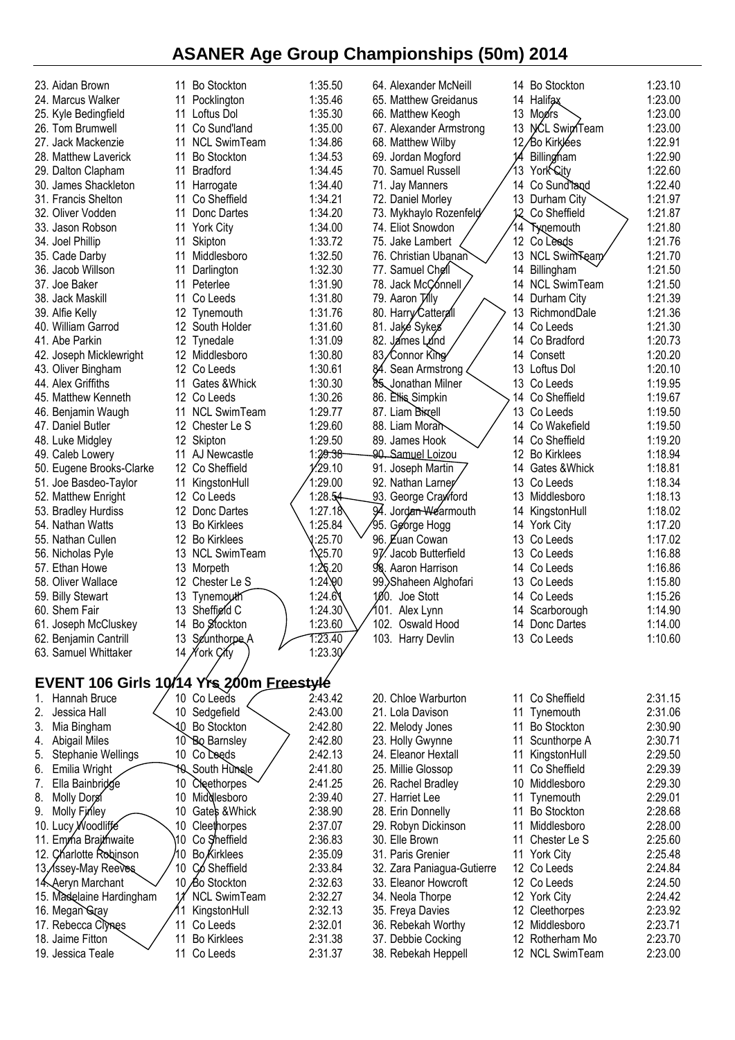# ASANER Age Group Championships (50m) 2014

| Place | Name | Age | Club | Time |
|---|---|---|---|---|
| 23. | Aidan Brown | 11 | Bo Stockton | 1:35.50 |
| 24. | Marcus Walker | 11 | Pocklington | 1:35.46 |
| 25. | Kyle Bedingfield | 11 | Loftus Dol | 1:35.30 |
| 26. | Tom Brumwell | 11 | Co Sund'land | 1:35.00 |
| 27. | Jack Mackenzie | 11 | NCL SwimTeam | 1:34.86 |
| 28. | Matthew Laverick | 11 | Bo Stockton | 1:34.53 |
| 29. | Dalton Clapham | 11 | Bradford | 1:34.45 |
| 30. | James Shackleton | 11 | Harrogate | 1:34.40 |
| 31. | Francis Shelton | 11 | Co Sheffield | 1:34.21 |
| 32. | Oliver Vodden | 11 | Donc Dartes | 1:34.20 |
| 33. | Jason Robson | 11 | York City | 1:34.00 |
| 34. | Joel Phillip | 11 | Skipton | 1:33.72 |
| 35. | Cade Darby | 11 | Middlesboro | 1:32.50 |
| 36. | Jacob Willson | 11 | Darlington | 1:32.30 |
| 37. | Joe Baker | 11 | Peterlee | 1:31.90 |
| 38. | Jack Maskill | 11 | Co Leeds | 1:31.80 |
| 39. | Alfie Kelly | 12 | Tynemouth | 1:31.76 |
| 40. | William Garrod | 12 | South Holder | 1:31.60 |
| 41. | Abe Parkin | 12 | Tynedale | 1:31.09 |
| 42. | Joseph Micklewright | 12 | Middlesboro | 1:30.80 |
| 43. | Oliver Bingham | 12 | Co Leeds | 1:30.61 |
| 44. | Alex Griffiths | 11 | Gates &Whick | 1:30.30 |
| 45. | Matthew Kenneth | 12 | Co Leeds | 1:30.26 |
| 46. | Benjamin Waugh | 11 | NCL SwimTeam | 1:29.77 |
| 47. | Daniel Butler | 12 | Chester Le S | 1:29.60 |
| 48. | Luke Midgley | 12 | Skipton | 1:29.50 |
| 49. | Caleb Lowery | 11 | AJ Newcastle | 1:29.38 |
| 50. | Eugene Brooks-Clarke | 12 | Co Sheffield | 1:29.10 |
| 51. | Joe Basdeo-Taylor | 11 | KingstonHull | 1:29.00 |
| 52. | Matthew Enright | 12 | Co Leeds | 1:28.54 |
| 53. | Bradley Hurdiss | 12 | Donc Dartes | 1:27.18 |
| 54. | Nathan Watts | 13 | Bo Kirklees | 1:25.84 |
| 55. | Nathan Cullen | 12 | Bo Kirklees | 1:25.70 |
| 56. | Nicholas Pyle | 13 | NCL SwimTeam | 1:25.70 |
| 57. | Ethan Howe | 13 | Morpeth | 1:25.20 |
| 58. | Oliver Wallace | 12 | Chester Le S | 1:24.90 |
| 59. | Billy Stewart | 13 | Tynemouth | 1:24.61 |
| 60. | Shem Fair | 13 | Sheffield C | 1:24.30 |
| 61. | Joseph McCluskey | 14 | Bo Stockton | 1:23.60 |
| 62. | Benjamin Cantrill | 13 | Scunthorpe A | 1:23.40 |
| 63. | Samuel Whittaker | 14 | York City | 1:23.30 |
| 64. | Alexander McNeill | 14 | Bo Stockton | 1:23.10 |
| 65. | Matthew Greidanus | 14 | Halifax | 1:23.00 |
| 66. | Matthew Keogh | 13 | Moors | 1:23.00 |
| 67. | Alexander Armstrong | 13 | NCL SwimTeam | 1:23.00 |
| 68. | Matthew Wilby | 12 | Bo Kirklees | 1:22.91 |
| 69. | Jordan Mogford | 14 | Billingham | 1:22.90 |
| 70. | Samuel Russell | 13 | York City | 1:22.60 |
| 71. | Jay Manners | 14 | Co Sund'land | 1:22.40 |
| 72. | Daniel Morley | 13 | Durham City | 1:21.97 |
| 73. | Mykhaylo Rozenfeld | 12 | Co Sheffield | 1:21.87 |
| 74. | Eliot Snowdon | 14 | Tynemouth | 1:21.80 |
| 75. | Jake Lambert | 12 | Co Leeds | 1:21.76 |
| 76. | Christian Ubanan | 13 | NCL SwimTeam | 1:21.70 |
| 77. | Samuel Chell | 14 | Billingham | 1:21.50 |
| 78. | Jack McConnell | 14 | NCL SwimTeam | 1:21.50 |
| 79. | Aaron Tilly | 14 | Durham City | 1:21.39 |
| 80. | Harry Catterall | 13 | RichmondDale | 1:21.36 |
| 81. | Jake Sykes | 14 | Co Leeds | 1:21.30 |
| 82. | James Lund | 14 | Co Bradford | 1:20.73 |
| 83. | Connor King | 14 | Consett | 1:20.20 |
| 84. | Sean Armstrong | 13 | Loftus Dol | 1:20.10 |
| 85. | Jonathan Milner | 13 | Co Leeds | 1:19.95 |
| 86. | Ellis Simpkin | 14 | Co Sheffield | 1:19.67 |
| 87. | Liam Birrell | 13 | Co Leeds | 1:19.50 |
| 88. | Liam Moran | 14 | Co Wakefield | 1:19.50 |
| 89. | James Hook | 14 | Co Sheffield | 1:19.20 |
| 90. | Samuel Loizou | 12 | Bo Kirklees | 1:18.94 |
| 91. | Joseph Martin | 14 | Gates &Whick | 1:18.81 |
| 92. | Nathan Larner | 13 | Co Leeds | 1:18.34 |
| 93. | George Crawford | 13 | Middlesboro | 1:18.13 |
| 94. | Jordan Wearmouth | 14 | KingstonHull | 1:18.02 |
| 95. | George Hogg | 14 | York City | 1:17.20 |
| 96. | Euan Cowan | 13 | Co Leeds | 1:17.02 |
| 97. | Jacob Butterfield | 13 | Co Leeds | 1:16.88 |
| 98. | Aaron Harrison | 14 | Co Leeds | 1:16.86 |
| 99. | Shaheen Alghofari | 13 | Co Leeds | 1:15.80 |
| 100. | Joe Stott | 14 | Co Leeds | 1:15.26 |
| 101. | Alex Lynn | 14 | Scarborough | 1:14.90 |
| 102. | Oswald Hood | 14 | Donc Dartes | 1:14.00 |
| 103. | Harry Devlin | 13 | Co Leeds | 1:10.60 |

## EVENT 106 Girls 10/14 Yrs 200m Freestyle

| Place | Name | Age | Club | Time |
|---|---|---|---|---|
| 1. | Hannah Bruce | 10 | Co Leeds | 2:43.42 |
| 2. | Jessica Hall | 10 | Sedgefield | 2:43.00 |
| 3. | Mia Bingham | 10 | Bo Stockton | 2:42.80 |
| 4. | Abigail Miles | 10 | Bo Barnsley | 2:42.80 |
| 5. | Stephanie Wellings | 10 | Co Leeds | 2:42.13 |
| 6. | Emilia Wright | 10 | South Hunsle | 2:41.80 |
| 7. | Ella Bainbridge | 10 | Cleethorpes | 2:41.25 |
| 8. | Molly Dorsi | 10 | Middlesboro | 2:39.40 |
| 9. | Molly Finley | 10 | Gates &Whick | 2:38.90 |
| 10. | Lucy Woodliffe | 10 | Cleethorpes | 2:37.07 |
| 11. | Emma Braithwaite | 10 | Co Sheffield | 2:36.83 |
| 12. | Charlotte Robinson | 10 | Bo Kirklees | 2:35.09 |
| 13. | Issey-May Reeves | 10 | Co Sheffield | 2:33.84 |
| 14. | Aeryn Marchant | 10 | Bo Stockton | 2:32.63 |
| 15. | Madelaine Hardingham | 11 | NCL SwimTeam | 2:32.27 |
| 16. | Megan Gray | 11 | KingstonHull | 2:32.13 |
| 17. | Rebecca Clynes | 11 | Co Leeds | 2:32.01 |
| 18. | Jaime Fitton | 11 | Bo Kirklees | 2:31.38 |
| 19. | Jessica Teale | 11 | Co Leeds | 2:31.37 |
| 20. | Chloe Warburton | 11 | Co Sheffield | 2:31.15 |
| 21. | Lola Davison | 11 | Tynemouth | 2:31.06 |
| 22. | Melody Jones | 11 | Bo Stockton | 2:30.90 |
| 23. | Holly Gwynne | 11 | Scunthorpe A | 2:30.71 |
| 24. | Eleanor Hextall | 11 | KingstonHull | 2:29.50 |
| 25. | Millie Glossop | 11 | Co Sheffield | 2:29.39 |
| 26. | Rachel Bradley | 10 | Middlesboro | 2:29.30 |
| 27. | Harriet Lee | 11 | Tynemouth | 2:29.01 |
| 28. | Erin Donnelly | 11 | Bo Stockton | 2:28.68 |
| 29. | Robyn Dickinson | 11 | Middlesboro | 2:28.00 |
| 30. | Elle Brown | 11 | Chester Le S | 2:25.60 |
| 31. | Paris Grenier | 11 | York City | 2:25.48 |
| 32. | Zara Paniagua-Gutierre | 12 | Co Leeds | 2:24.84 |
| 33. | Eleanor Howcroft | 12 | Co Leeds | 2:24.50 |
| 34. | Neola Thorpe | 12 | York City | 2:24.42 |
| 35. | Freya Davies | 12 | Cleethorpes | 2:23.92 |
| 36. | Rebekah Worthy | 12 | Middlesboro | 2:23.71 |
| 37. | Debbie Cocking | 12 | Rotherham Mo | 2:23.70 |
| 38. | Rebekah Heppell | 12 | NCL SwimTeam | 2:23.00 |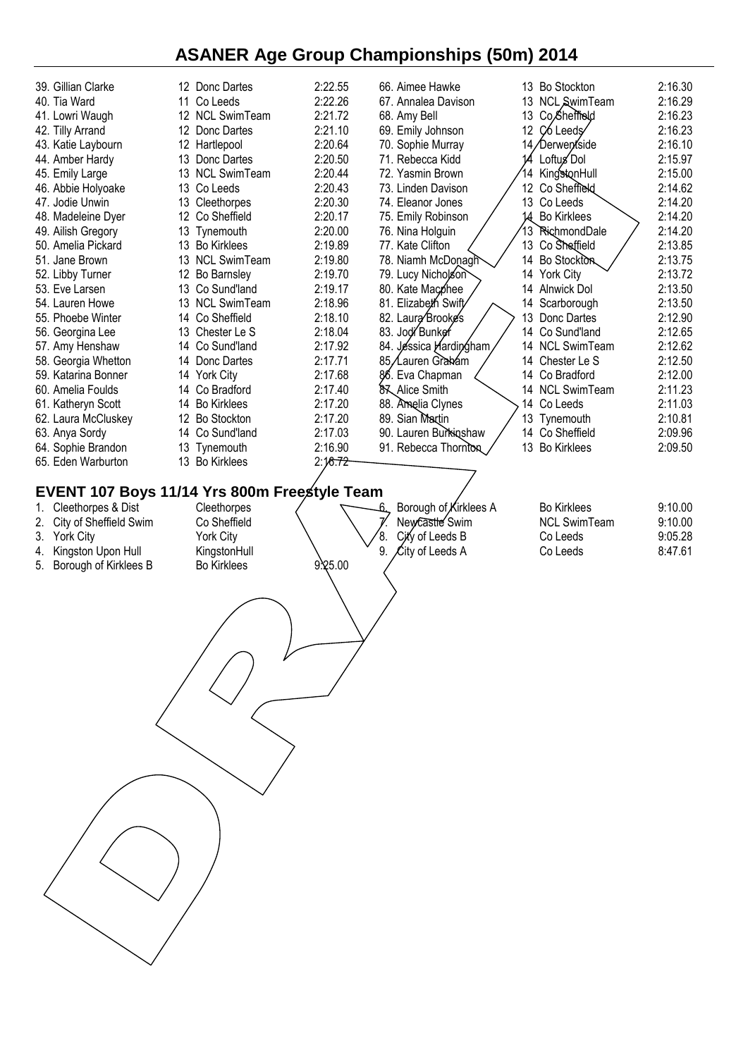# ASANER Age Group Championships (50m) 2014

| Place | Name | Age | Club | Time |
|---|---|---|---|---|
| 39. | Gillian Clarke | 12 | Donc Dartes | 2:22.55 |
| 40. | Tia Ward | 11 | Co Leeds | 2:22.26 |
| 41. | Lowri Waugh | 12 | NCL SwimTeam | 2:21.72 |
| 42. | Tilly Arrand | 12 | Donc Dartes | 2:21.10 |
| 43. | Katie Laybourn | 12 | Hartlepool | 2:20.64 |
| 44. | Amber Hardy | 13 | Donc Dartes | 2:20.50 |
| 45. | Emily Large | 13 | NCL SwimTeam | 2:20.44 |
| 46. | Abbie Holyoake | 13 | Co Leeds | 2:20.43 |
| 47. | Jodie Unwin | 13 | Cleethorpes | 2:20.30 |
| 48. | Madeleine Dyer | 12 | Co Sheffield | 2:20.17 |
| 49. | Ailish Gregory | 13 | Tynemouth | 2:20.00 |
| 50. | Amelia Pickard | 13 | Bo Kirklees | 2:19.89 |
| 51. | Jane Brown | 13 | NCL SwimTeam | 2:19.80 |
| 52. | Libby Turner | 12 | Bo Barnsley | 2:19.70 |
| 53. | Eve Larsen | 13 | Co Sund'land | 2:19.17 |
| 54. | Lauren Howe | 13 | NCL SwimTeam | 2:18.96 |
| 55. | Phoebe Winter | 14 | Co Sheffield | 2:18.10 |
| 56. | Georgina Lee | 13 | Chester Le S | 2:18.04 |
| 57. | Amy Henshaw | 14 | Co Sund'land | 2:17.92 |
| 58. | Georgia Whetton | 14 | Donc Dartes | 2:17.71 |
| 59. | Katarina Bonner | 14 | York City | 2:17.68 |
| 60. | Amelia Foulds | 14 | Co Bradford | 2:17.40 |
| 61. | Katheryn Scott | 14 | Bo Kirklees | 2:17.20 |
| 62. | Laura McCluskey | 12 | Bo Stockton | 2:17.20 |
| 63. | Anya Sordy | 14 | Co Sund'land | 2:17.03 |
| 64. | Sophie Brandon | 13 | Tynemouth | 2:16.90 |
| 65. | Eden Warburton | 13 | Bo Kirklees | 2:16.72 |
| 66. | Aimee Hawke | 13 | Bo Stockton | 2:16.30 |
| 67. | Annalea Davison | 13 | NCL SwimTeam | 2:16.29 |
| 68. | Amy Bell | 13 | Co Sheffield | 2:16.23 |
| 69. | Emily Johnson | 12 | Co Leeds | 2:16.23 |
| 70. | Sophie Murray | 14 | Derwentside | 2:16.10 |
| 71. | Rebecca Kidd | 14 | Loftus Dol | 2:15.97 |
| 72. | Yasmin Brown | 14 | KingstonHull | 2:15.00 |
| 73. | Linden Davison | 12 | Co Sheffield | 2:14.62 |
| 74. | Eleanor Jones | 13 | Co Leeds | 2:14.20 |
| 75. | Emily Robinson | 14 | Bo Kirklees | 2:14.20 |
| 76. | Nina Holguin | 13 | RichmondDale | 2:14.20 |
| 77. | Kate Clifton | 13 | Co Sheffield | 2:13.85 |
| 78. | Niamh McDonagh | 14 | Bo Stockton | 2:13.75 |
| 79. | Lucy Nicholson | 14 | York City | 2:13.72 |
| 80. | Kate Macphee | 14 | Alnwick Dol | 2:13.50 |
| 81. | Elizabeth Swift | 14 | Scarborough | 2:13.50 |
| 82. | Laura Brookes | 13 | Donc Dartes | 2:12.90 |
| 83. | Jodi Bunker | 14 | Co Sund'land | 2:12.65 |
| 84. | Jessica Hardingham | 14 | NCL SwimTeam | 2:12.62 |
| 85. | Lauren Graham | 14 | Chester Le S | 2:12.50 |
| 86. | Eva Chapman | 14 | Co Bradford | 2:12.00 |
| 87. | Alice Smith | 14 | NCL SwimTeam | 2:11.23 |
| 88. | Amelia Clynes | 14 | Co Leeds | 2:11.03 |
| 89. | Sian Martin | 13 | Tynemouth | 2:10.81 |
| 90. | Lauren Burkinshaw | 14 | Co Sheffield | 2:09.96 |
| 91. | Rebecca Thornton | 13 | Bo Kirklees | 2:09.50 |

## EVENT 107 Boys 11/14 Yrs 800m Freestyle Team

| Place | Team | Club | Time |
|---|---|---|---|
| 1. | Cleethorpes & Dist | Cleethorpes | |
| 2. | City of Sheffield Swim | Co Sheffield | |
| 3. | York City | York City | |
| 4. | Kingston Upon Hull | KingstonHull | |
| 5. | Borough of Kirklees B | Bo Kirklees | 9:25.00 |
| 6. | Borough of Kirklees A | Bo Kirklees | 9:10.00 |
| 7. | Newcastle Swim | NCL SwimTeam | 9:10.00 |
| 8. | City of Leeds B | Co Leeds | 9:05.28 |
| 9. | City of Leeds A | Co Leeds | 8:47.61 |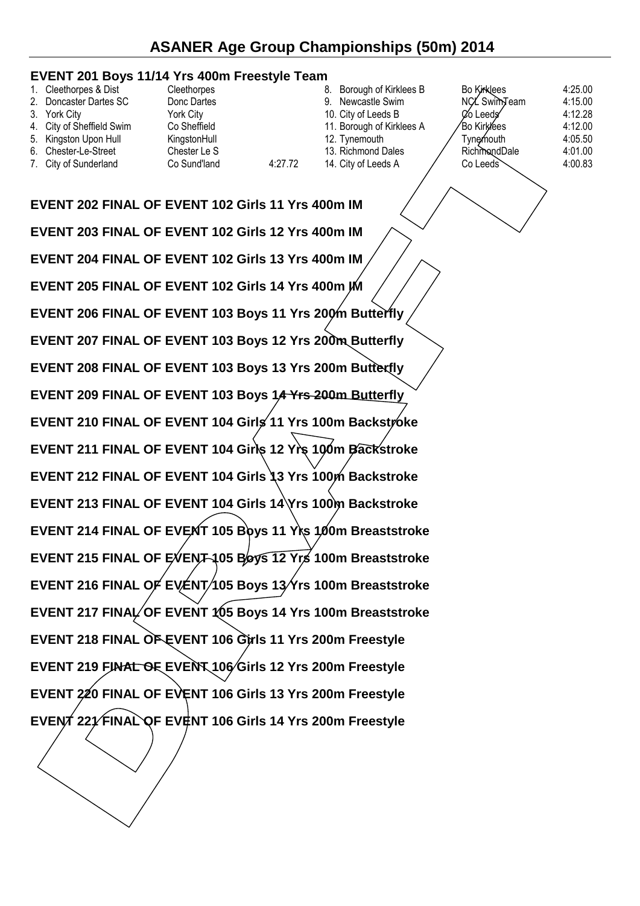# ASANER Age Group Championships (50m) 2014

### EVENT 201 Boys 11/14 Yrs 400m Freestyle Team

| | Team | Club | Time |
|---|---|---|---|
| 1. | Cleethorpes & Dist | Cleethorpes | |
| 2. | Doncaster Dartes SC | Donc Dartes | |
| 3. | York City | York City | |
| 4. | City of Sheffield Swim | Co Sheffield | |
| 5. | Kingston Upon Hull | KingstonHull | |
| 6. | Chester-Le-Street | Chester Le S | |
| 7. | City of Sunderland | Co Sund'land | 4:27.72 |
| 8. | Borough of Kirklees B | Bo Kirklees | 4:25.00 |
| 9. | Newcastle Swim | NCL SwimTeam | 4:15.00 |
| 10. | City of Leeds B | Co Leeds | 4:12.28 |
| 11. | Borough of Kirklees A | Bo Kirklees | 4:12.00 |
| 12. | Tynemouth | Tynemouth | 4:05.50 |
| 13. | Richmond Dales | RichmondDale | 4:01.00 |
| 14. | City of Leeds A | Co Leeds | 4:00.83 |

### EVENT 202 FINAL OF EVENT 102 Girls 11 Yrs 400m IM

### EVENT 203 FINAL OF EVENT 102 Girls 12 Yrs 400m IM

### EVENT 204 FINAL OF EVENT 102 Girls 13 Yrs 400m IM

### EVENT 205 FINAL OF EVENT 102 Girls 14 Yrs 400m IM

### EVENT 206 FINAL OF EVENT 103 Boys 11 Yrs 200m Butterfly

### EVENT 207 FINAL OF EVENT 103 Boys 12 Yrs 200m Butterfly

### EVENT 208 FINAL OF EVENT 103 Boys 13 Yrs 200m Butterfly

### EVENT 209 FINAL OF EVENT 103 Boys 14 Yrs 200m Butterfly

### EVENT 210 FINAL OF EVENT 104 Girls 11 Yrs 100m Backstroke

### EVENT 211 FINAL OF EVENT 104 Girls 12 Yrs 100m Backstroke

### EVENT 212 FINAL OF EVENT 104 Girls 13 Yrs 100m Backstroke

### EVENT 213 FINAL OF EVENT 104 Girls 14 Yrs 100m Backstroke

### EVENT 214 FINAL OF EVENT 105 Boys 11 Yrs 100m Breaststroke

### EVENT 215 FINAL OF EVENT 105 Boys 12 Yrs 100m Breaststroke

### EVENT 216 FINAL OF EVENT 105 Boys 13 Yrs 100m Breaststroke

### EVENT 217 FINAL OF EVENT 105 Boys 14 Yrs 100m Breaststroke

### EVENT 218 FINAL OF EVENT 106 Girls 11 Yrs 200m Freestyle

### EVENT 219 FINAL OF EVENT 106 Girls 12 Yrs 200m Freestyle

### EVENT 220 FINAL OF EVENT 106 Girls 13 Yrs 200m Freestyle

### EVENT 221 FINAL OF EVENT 106 Girls 14 Yrs 200m Freestyle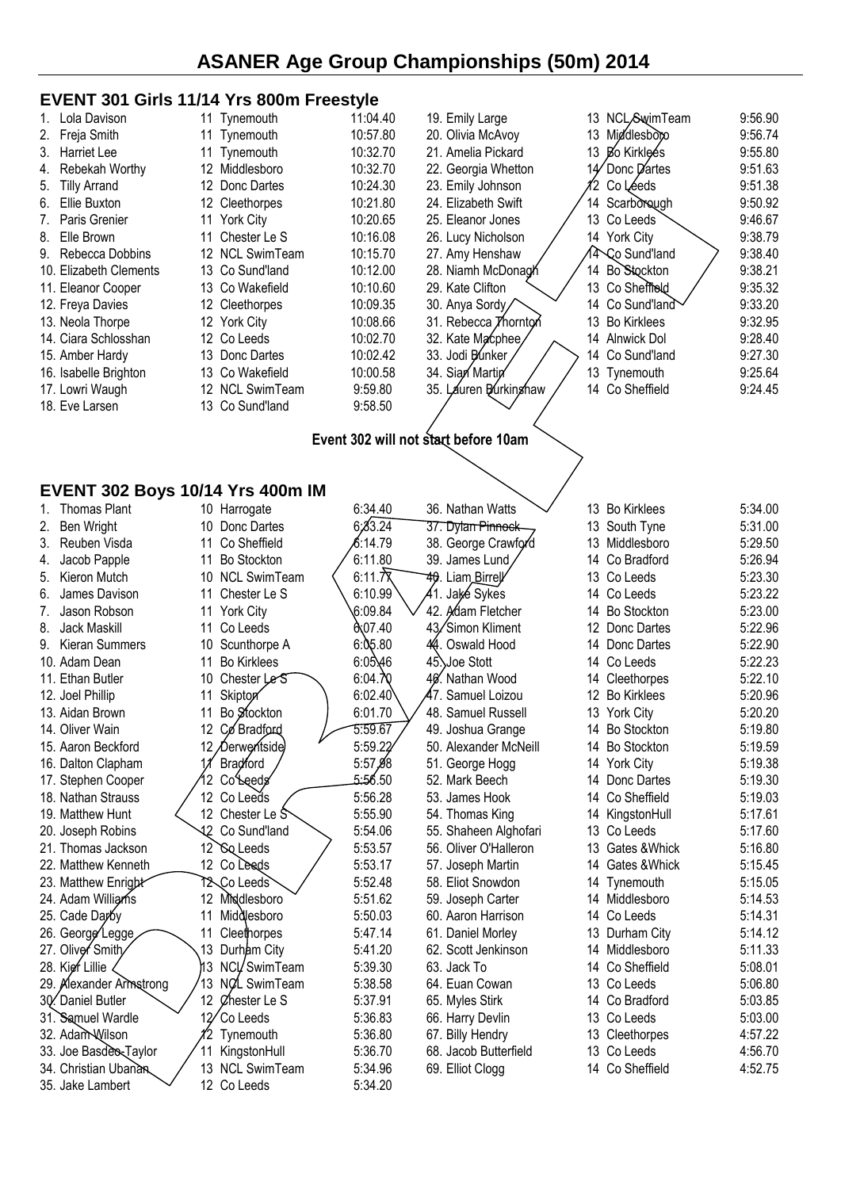# ASANER Age Group Championships (50m) 2014

## EVENT 301 Girls 11/14 Yrs 800m Freestyle

| Pos | Name | Age | Club | Time |
|---|---|---|---|---|
| 1. | Lola Davison | 11 | Tynemouth | 11:04.40 |
| 2. | Freja Smith | 11 | Tynemouth | 10:57.80 |
| 3. | Harriet Lee | 11 | Tynemouth | 10:32.70 |
| 4. | Rebekah Worthy | 12 | Middlesboro | 10:32.70 |
| 5. | Tilly Arrand | 12 | Donc Dartes | 10:24.30 |
| 6. | Ellie Buxton | 12 | Cleethorpes | 10:21.80 |
| 7. | Paris Grenier | 11 | York City | 10:20.65 |
| 8. | Elle Brown | 11 | Chester Le S | 10:16.08 |
| 9. | Rebecca Dobbins | 12 | NCL SwimTeam | 10:15.70 |
| 10. | Elizabeth Clements | 13 | Co Sund'land | 10:12.00 |
| 11. | Eleanor Cooper | 13 | Co Wakefield | 10:10.60 |
| 12. | Freya Davies | 12 | Cleethorpes | 10:09.35 |
| 13. | Neola Thorpe | 12 | York City | 10:08.66 |
| 14. | Ciara Schlosshan | 12 | Co Leeds | 10:02.70 |
| 15. | Amber Hardy | 13 | Donc Dartes | 10:02.42 |
| 16. | Isabelle Brighton | 13 | Co Wakefield | 10:00.58 |
| 17. | Lowri Waugh | 12 | NCL SwimTeam | 9:59.80 |
| 18. | Eve Larsen | 13 | Co Sund'land | 9:58.50 |
| 19. | Emily Large | 13 | NCL SwimTeam | 9:56.90 |
| 20. | Olivia McAvoy | 13 | Middlesboro | 9:56.74 |
| 21. | Amelia Pickard | 13 | Bo Kirklees | 9:55.80 |
| 22. | Georgia Whetton | 14 | Donc Dartes | 9:51.63 |
| 23. | Emily Johnson | 12 | Co Leeds | 9:51.38 |
| 24. | Elizabeth Swift | 14 | Scarborough | 9:50.92 |
| 25. | Eleanor Jones | 13 | Co Leeds | 9:46.67 |
| 26. | Lucy Nicholson | 14 | York City | 9:38.79 |
| 27. | Amy Henshaw | 14 | Co Sund'land | 9:38.40 |
| 28. | Niamh McDonagh | 14 | Bo Stockton | 9:38.21 |
| 29. | Kate Clifton | 13 | Co Sheffield | 9:35.32 |
| 30. | Anya Sordy | 14 | Co Sund'land | 9:33.20 |
| 31. | Rebecca Thornton | 13 | Bo Kirklees | 9:32.95 |
| 32. | Kate Macphee | 14 | Alnwick Dol | 9:28.40 |
| 33. | Jodi Bunker | 14 | Co Sund'land | 9:27.30 |
| 34. | Sian Martin | 13 | Tynemouth | 9:25.64 |
| 35. | Lauren Burkinshaw | 14 | Co Sheffield | 9:24.45 |

**Event 302 will not start before 10am**

## EVENT 302 Boys 10/14 Yrs 400m IM

| Pos | Name | Age | Club | Time |
|---|---|---|---|---|
| 1. | Thomas Plant | 10 | Harrogate | 6:34.40 |
| 2. | Ben Wright | 10 | Donc Dartes | 6:33.24 |
| 3. | Reuben Visda | 11 | Co Sheffield | 6:14.79 |
| 4. | Jacob Papple | 11 | Bo Stockton | 6:11.80 |
| 5. | Kieron Mutch | 10 | NCL SwimTeam | 6:11.77 |
| 6. | James Davison | 11 | Chester Le S | 6:10.99 |
| 7. | Jason Robson | 11 | York City | 6:09.84 |
| 8. | Jack Maskill | 11 | Co Leeds | 6:07.40 |
| 9. | Kieran Summers | 10 | Scunthorpe A | 6:05.80 |
| 10. | Adam Dean | 11 | Bo Kirklees | 6:05.46 |
| 11. | Ethan Butler | 10 | Chester Le S | 6:04.70 |
| 12. | Joel Phillip | 11 | Skipton | 6:02.40 |
| 13. | Aidan Brown | 11 | Bo Stockton | 6:01.70 |
| 14. | Oliver Wain | 12 | Co Bradford | 5:59.67 |
| 15. | Aaron Beckford | 12 | Derwentside | 5:59.22 |
| 16. | Dalton Clapham | 11 | Bradford | 5:57.98 |
| 17. | Stephen Cooper | 12 | Co Leeds | 5:56.50 |
| 18. | Nathan Strauss | 12 | Co Leeds | 5:56.28 |
| 19. | Matthew Hunt | 12 | Chester Le S | 5:55.90 |
| 20. | Joseph Robins | 12 | Co Sund'land | 5:54.06 |
| 21. | Thomas Jackson | 12 | Co Leeds | 5:53.57 |
| 22. | Matthew Kenneth | 12 | Co Leeds | 5:53.17 |
| 23. | Matthew Enright | 12 | Co Leeds | 5:52.48 |
| 24. | Adam Williams | 12 | Middlesboro | 5:51.62 |
| 25. | Cade Darby | 11 | Middlesboro | 5:50.03 |
| 26. | George Legge | 11 | Cleethorpes | 5:47.14 |
| 27. | Oliver Smith | 13 | Durham City | 5:41.20 |
| 28. | Kier Lillie | 13 | NCL SwimTeam | 5:39.30 |
| 29. | Alexander Armstrong | 13 | NCL SwimTeam | 5:38.58 |
| 30. | Daniel Butler | 12 | Chester Le S | 5:37.91 |
| 31. | Samuel Wardle | 12 | Co Leeds | 5:36.83 |
| 32. | Adam Wilson | 12 | Tynemouth | 5:36.80 |
| 33. | Joe Basdeo-Taylor | 11 | KingstonHull | 5:36.70 |
| 34. | Christian Ubanan | 13 | NCL SwimTeam | 5:34.96 |
| 35. | Jake Lambert | 12 | Co Leeds | 5:34.20 |
| 36. | Nathan Watts | 13 | Bo Kirklees | 5:34.00 |
| 37. | ~~Dylan Pinnock~~ | 13 | South Tyne | 5:31.00 |
| 38. | George Crawford | 13 | Middlesboro | 5:29.50 |
| 39. | James Lund | 14 | Co Bradford | 5:26.94 |
| 40. | Liam Birrell | 13 | Co Leeds | 5:23.30 |
| 41. | Jake Sykes | 14 | Co Leeds | 5:23.22 |
| 42. | Adam Fletcher | 14 | Bo Stockton | 5:23.00 |
| 43. | Simon Kliment | 12 | Donc Dartes | 5:22.96 |
| 44. | Oswald Hood | 14 | Donc Dartes | 5:22.90 |
| 45. | Joe Stott | 14 | Co Leeds | 5:22.23 |
| 46. | Nathan Wood | 14 | Cleethorpes | 5:22.10 |
| 47. | Samuel Loizou | 12 | Bo Kirklees | 5:20.96 |
| 48. | Samuel Russell | 13 | York City | 5:20.20 |
| 49. | Joshua Grange | 14 | Bo Stockton | 5:19.80 |
| 50. | Alexander McNeill | 14 | Bo Stockton | 5:19.59 |
| 51. | George Hogg | 14 | York City | 5:19.38 |
| 52. | Mark Beech | 14 | Donc Dartes | 5:19.30 |
| 53. | James Hook | 14 | Co Sheffield | 5:19.03 |
| 54. | Thomas King | 14 | KingstonHull | 5:17.61 |
| 55. | Shaheen Alghofari | 13 | Co Leeds | 5:17.60 |
| 56. | Oliver O'Halleron | 13 | Gates &Whick | 5:16.80 |
| 57. | Joseph Martin | 14 | Gates &Whick | 5:15.45 |
| 58. | Eliot Snowdon | 14 | Tynemouth | 5:15.05 |
| 59. | Joseph Carter | 14 | Middlesboro | 5:14.53 |
| 60. | Aaron Harrison | 14 | Co Leeds | 5:14.31 |
| 61. | Daniel Morley | 13 | Durham City | 5:14.12 |
| 62. | Scott Jenkinson | 14 | Middlesboro | 5:11.33 |
| 63. | Jack To | 14 | Co Sheffield | 5:08.01 |
| 64. | Euan Cowan | 13 | Co Leeds | 5:06.80 |
| 65. | Myles Stirk | 14 | Co Bradford | 5:03.85 |
| 66. | Harry Devlin | 13 | Co Leeds | 5:03.00 |
| 67. | Billy Hendry | 13 | Cleethorpes | 4:57.22 |
| 68. | Jacob Butterfield | 13 | Co Leeds | 4:56.70 |
| 69. | Elliot Clogg | 14 | Co Sheffield | 4:52.75 |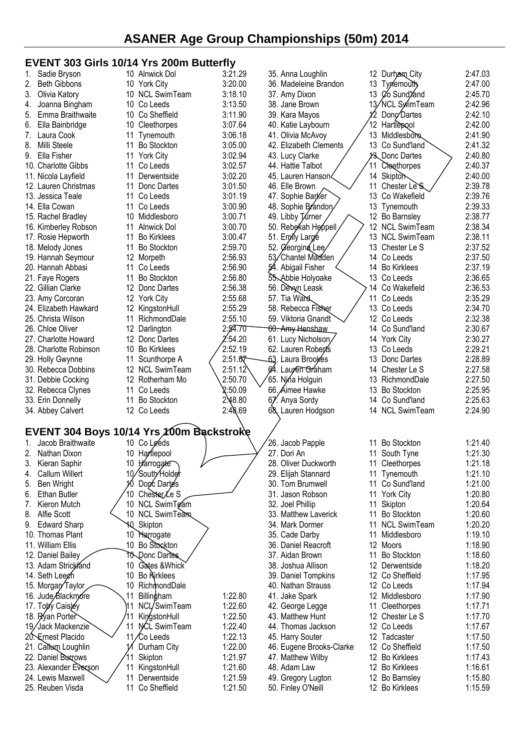# ASANER Age Group Championships (50m) 2014

## EVENT 303 Girls 10/14 Yrs 200m Butterfly

| Place | Name | Age | Club | Time |
|---|---|---|---|---|
| 1. | Sadie Bryson | 10 | Alnwick Dol | 3:21.29 |
| 2. | Beth Gibbons | 10 | York City | 3:20.00 |
| 3. | Olivia Katory | 10 | NCL SwimTeam | 3:18.10 |
| 4. | Joanna Bingham | 10 | Co Leeds | 3:13.50 |
| 5. | Emma Braithwaite | 10 | Co Sheffield | 3:11.90 |
| 6. | Ella Bainbridge | 10 | Cleethorpes | 3:07.64 |
| 7. | Laura Cook | 11 | Tynemouth | 3:06.18 |
| 8. | Milli Steele | 11 | Bo Stockton | 3:05.00 |
| 9. | Ella Fisher | 11 | York City | 3:02.94 |
| 10. | Charlotte Gibbs | 11 | Co Leeds | 3:02.57 |
| 11. | Nicola Layfield | 11 | Derwentside | 3:02.20 |
| 12. | Lauren Christmas | 11 | Donc Dartes | 3:01.50 |
| 13. | Jessica Teale | 11 | Co Leeds | 3:01.19 |
| 14. | Ella Cowan | 11 | Co Leeds | 3:00.90 |
| 15. | Rachel Bradley | 10 | Middlesboro | 3:00.71 |
| 16. | Kimberley Robson | 11 | Alnwick Dol | 3:00.70 |
| 17. | Rosie Hepworth | 11 | Bo Kirklees | 3:00.47 |
| 18. | Melody Jones | 11 | Bo Stockton | 2:59.70 |
| 19. | Hannah Seymour | 12 | Morpeth | 2:56.93 |
| 20. | Hannah Abbasi | 11 | Co Leeds | 2:56.90 |
| 21. | Faye Rogers | 11 | Bo Stockton | 2:56.80 |
| 22. | Gillian Clarke | 12 | Donc Dartes | 2:56.38 |
| 23. | Amy Corcoran | 12 | York City | 2:55.68 |
| 24. | Elizabeth Hawkard | 12 | KingstonHull | 2:55.29 |
| 25. | Christa Wilson | 11 | RichmondDale | 2:55.10 |
| 26. | Chloe Oliver | 12 | Darlington | 2:54.70 |
| 27. | Charlotte Howard | 12 | Donc Dartes | 2:54.20 |
| 28. | Charlotte Robinson | 10 | Bo Kirklees | 2:52.19 |
| 29. | Holly Gwynne | 11 | Scunthorpe A | 2:51.67 |
| 30. | Rebecca Dobbins | 12 | NCL SwimTeam | 2:51.12 |
| 31. | Debbie Cocking | 12 | Rotherham Mo | 2:50.70 |
| 32. | Rebecca Clynes | 11 | Co Leeds | 2:50.09 |
| 33. | Erin Donnelly | 11 | Bo Stockton | 2:48.80 |
| 34. | Abbey Calvert | 12 | Co Leeds | 2:48.69 |
| 35. | Anna Loughlin | 12 | Durham City | 2:47.03 |
| 36. | Madeleine Brandon | 13 | Tynemouth | 2:47.00 |
| 37. | Amy Dixon | 13 | Co Sund'land | 2:45.70 |
| 38. | Jane Brown | 13 | NCL SwimTeam | 2:42.96 |
| 39. | Kara Mayos | 12 | Donc Dartes | 2:42.10 |
| 40. | Katie Laybourn | 12 | Hartlepool | 2:42.00 |
| 41. | Olivia McAvoy | 13 | Middlesboro | 2:41.90 |
| 42. | Elizabeth Clements | 13 | Co Sund'land | 2:41.32 |
| 43. | Lucy Clarke | 13 | Donc Dartes | 2:40.80 |
| 44. | Hattie Talbot | 11 | Cleethorpes | 2:40.37 |
| 45. | Lauren Hanson | 14 | Skipton | 2:40.00 |
| 46. | Elle Brown | 11 | Chester Le S | 2:39.78 |
| 47. | Sophie Barker | 13 | Co Wakefield | 2:39.76 |
| 48. | Sophie Brandon | 13 | Tynemouth | 2:39.33 |
| 49. | Libby Turner | 12 | Bo Barnsley | 2:38.77 |
| 50. | Rebekah Heppell | 12 | NCL SwimTeam | 2:38.34 |
| 51. | Emily Large | 13 | NCL SwimTeam | 2:38.11 |
| 52. | Georgina Lee | 13 | Chester Le S | 2:37.52 |
| 53. | Chantel Madden | 14 | Co Leeds | 2:37.50 |
| 54. | Abigail Fisher | 14 | Bo Kirklees | 2:37.19 |
| 55. | Abbie Holyoake | 13 | Co Leeds | 2:36.65 |
| 56. | Devyn Leask | 14 | Co Wakefield | 2:36.53 |
| 57. | Tia Ward | 11 | Co Leeds | 2:35.29 |
| 58. | Rebecca Fisher | 13 | Co Leeds | 2:34.70 |
| 59. | Viktoria Gnandt | 12 | Co Leeds | 2:32.38 |
| 60. | Amy Henshaw | 14 | Co Sund'land | 2:30.67 |
| 61. | Lucy Nicholson | 14 | York City | 2:30.27 |
| 62. | Lauren Roberts | 13 | Co Leeds | 2:29.21 |
| 63. | Laura Brookes | 13 | Donc Dartes | 2:28.89 |
| 64. | Lauren Graham | 14 | Chester Le S | 2:27.58 |
| 65. | Nina Holguin | 13 | RichmondDale | 2:27.50 |
| 66. | Aimee Hawke | 13 | Bo Stockton | 2:25.95 |
| 67. | Anya Sordy | 14 | Co Sund'land | 2:25.63 |
| 68. | Lauren Hodgson | 14 | NCL SwimTeam | 2:24.90 |

## EVENT 304 Boys 10/14 Yrs 100m Backstroke

| Place | Name | Age | Club | Time |
|---|---|---|---|---|
| 1. | Jacob Braithwaite | 10 | Co Leeds | |
| 2. | Nathan Dixon | 10 | Hartlepool | |
| 3. | Kieran Saphir | 10 | Harrogate | |
| 4. | Callum Willert | 10 | South Holder | |
| 5. | Ben Wright | 10 | Donc Dartes | |
| 6. | Ethan Butler | 10 | Chester Le S | |
| 7. | Kieron Mutch | 10 | NCL SwimTeam | |
| 8. | Alfie Scott | 10 | NCL SwimTeam | |
| 9. | Edward Sharp | 10 | Skipton | |
| 10. | Thomas Plant | 10 | Harrogate | |
| 11. | William Ellis | 10 | Bo Stockton | |
| 12. | Daniel Bailey | 10 | Donc Dartes | |
| 13. | Adam Strickland | 10 | Gates &Whick | |
| 14. | Seth Leech | 10 | Bo Kirklees | |
| 15. | Morgan Taylor | 10 | RichmondDale | |
| 16. | Jude Blackmore | 11 | Billingham | 1:22.80 |
| 17. | Toby Caisley | 11 | NCL SwimTeam | 1:22.60 |
| 18. | Ryan Porter | 11 | KingstonHull | 1:22.50 |
| 19. | Jack Mackenzie | 11 | NCL SwimTeam | 1:22.40 |
| 20. | Ernest Placido | 11 | Co Leeds | 1:22.13 |
| 21. | Callum Loughlin | 11 | Durham City | 1:22.00 |
| 22. | Daniel Burrows | 11 | Skipton | 1:21.97 |
| 23. | Alexander Everson | 11 | KingstonHull | 1:21.60 |
| 24. | Lewis Maxwell | 11 | Derwentside | 1:21.59 |
| 25. | Reuben Visda | 11 | Co Sheffield | 1:21.50 |
| 26. | Jacob Papple | 11 | Bo Stockton | 1:21.40 |
| 27. | Dori An | 11 | South Tyne | 1:21.30 |
| 28. | Oliver Duckworth | 11 | Cleethorpes | 1:21.18 |
| 29. | Elijah Stannard | 11 | Tynemouth | 1:21.10 |
| 30. | Tom Brumwell | 11 | Co Sund'land | 1:21.00 |
| 31. | Jason Robson | 11 | York City | 1:20.80 |
| 32. | Joel Phillip | 11 | Skipton | 1:20.64 |
| 33. | Matthew Laverick | 11 | Bo Stockton | 1:20.60 |
| 34. | Mark Dormer | 11 | NCL SwimTeam | 1:20.20 |
| 35. | Cade Darby | 11 | Middlesboro | 1:19.10 |
| 36. | Daniel Reacroft | 12 | Moors | 1:18.90 |
| 37. | Aidan Brown | 11 | Bo Stockton | 1:18.60 |
| 38. | Joshua Allison | 12 | Derwentside | 1:18.20 |
| 39. | Daniel Tompkins | 12 | Co Sheffield | 1:17.95 |
| 40. | Nathan Strauss | 12 | Co Leeds | 1:17.94 |
| 41. | Jake Spark | 12 | Middlesboro | 1:17.90 |
| 42. | George Legge | 11 | Cleethorpes | 1:17.71 |
| 43. | Matthew Hunt | 12 | Chester Le S | 1:17.70 |
| 44. | Thomas Jackson | 12 | Co Leeds | 1:17.67 |
| 45. | Harry Souter | 12 | Tadcaster | 1:17.50 |
| 46. | Eugene Brooks-Clarke | 12 | Co Sheffield | 1:17.50 |
| 47. | Matthew Wilby | 12 | Bo Kirklees | 1:17.43 |
| 48. | Adam Law | 12 | Bo Kirklees | 1:16.61 |
| 49. | Gregory Lugton | 12 | Bo Barnsley | 1:15.80 |
| 50. | Finley O'Neill | 12 | Bo Kirklees | 1:15.59 |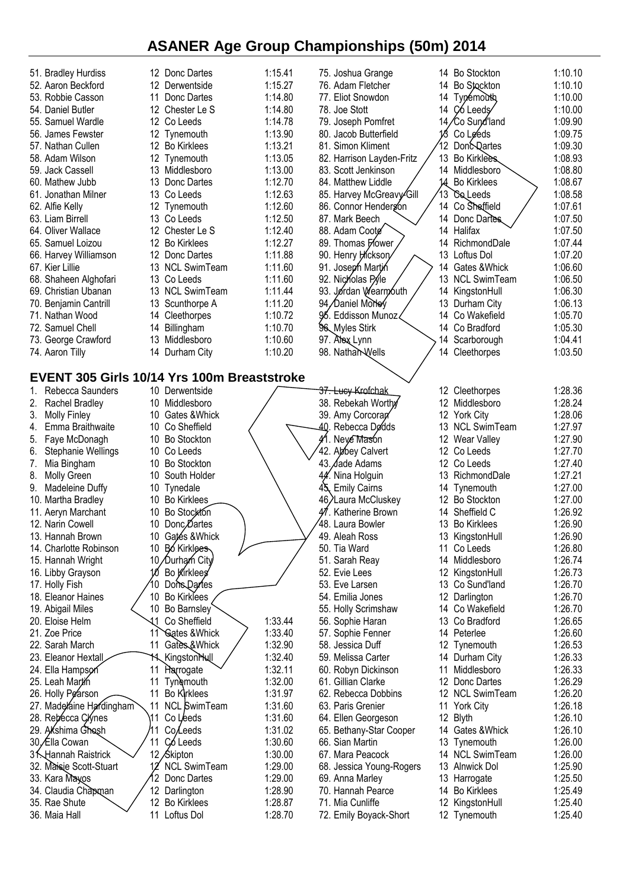# ASANER Age Group Championships (50m) 2014

| Place/Name | Age | Club | Time |
|---|---|---|---|
| 51. Bradley Hurdiss | 12 | Donc Dartes | 1:15.41 |
| 52. Aaron Beckford | 12 | Derwentside | 1:15.27 |
| 53. Robbie Casson | 11 | Donc Dartes | 1:14.80 |
| 54. Daniel Butler | 12 | Chester Le S | 1:14.80 |
| 55. Samuel Wardle | 12 | Co Leeds | 1:14.78 |
| 56. James Fewster | 12 | Tynemouth | 1:13.90 |
| 57. Nathan Cullen | 12 | Bo Kirklees | 1:13.21 |
| 58. Adam Wilson | 12 | Tynemouth | 1:13.05 |
| 59. Jack Cassell | 13 | Middlesboro | 1:13.00 |
| 60. Mathew Jubb | 13 | Donc Dartes | 1:12.70 |
| 61. Jonathan Milner | 13 | Co Leeds | 1:12.63 |
| 62. Alfie Kelly | 12 | Tynemouth | 1:12.60 |
| 63. Liam Birrell | 13 | Co Leeds | 1:12.50 |
| 64. Oliver Wallace | 12 | Chester Le S | 1:12.40 |
| 65. Samuel Loizou | 12 | Bo Kirklees | 1:12.27 |
| 66. Harvey Williamson | 12 | Donc Dartes | 1:11.88 |
| 67. Kier Lillie | 13 | NCL SwimTeam | 1:11.60 |
| 68. Shaheen Alghofari | 13 | Co Leeds | 1:11.60 |
| 69. Christian Ubanan | 13 | NCL SwimTeam | 1:11.44 |
| 70. Benjamin Cantrill | 13 | Scunthorpe A | 1:11.20 |
| 71. Nathan Wood | 14 | Cleethorpes | 1:10.72 |
| 72. Samuel Chell | 14 | Billingham | 1:10.70 |
| 73. George Crawford | 13 | Middlesboro | 1:10.60 |
| 74. Aaron Tilly | 14 | Durham City | 1:10.20 |
| 75. Joshua Grange | 14 | Bo Stockton | 1:10.10 |
| 76. Adam Fletcher | 14 | Bo Stockton | 1:10.10 |
| 77. Eliot Snowdon | 14 | Tynemouth | 1:10.00 |
| 78. Joe Stott | 14 | Co Leeds | 1:10.00 |
| 79. Joseph Pomfret | 14 | Co Sund'land | 1:09.90 |
| 80. Jacob Butterfield | 13 | Co Leeds | 1:09.75 |
| 81. Simon Kliment | 12 | Donc Dartes | 1:09.30 |
| 82. Harrison Layden-Fritz | 13 | Bo Kirklees | 1:08.93 |
| 83. Scott Jenkinson | 14 | Middlesboro | 1:08.80 |
| 84. Matthew Liddle | 14 | Bo Kirklees | 1:08.67 |
| 85. Harvey McGreavy-Gill | 13 | Co Leeds | 1:08.58 |
| 86. Connor Henderson | 14 | Co Sheffield | 1:07.61 |
| 87. Mark Beech | 14 | Donc Dartes | 1:07.50 |
| 88. Adam Coote | 14 | Halifax | 1:07.50 |
| 89. Thomas Flower | 14 | RichmondDale | 1:07.44 |
| 90. Henry Hickson | 13 | Loftus Dol | 1:07.20 |
| 91. Joseph Martin | 14 | Gates &Whick | 1:06.60 |
| 92. Nicholas Pyle | 13 | NCL SwimTeam | 1:06.50 |
| 93. Jordan Wearmouth | 14 | KingstonHull | 1:06.30 |
| 94. Daniel Morley | 13 | Durham City | 1:06.13 |
| 95. Eddisson Munoz | 14 | Co Wakefield | 1:05.70 |
| 96. Myles Stirk | 14 | Co Bradford | 1:05.30 |
| 97. Alex Lynn | 14 | Scarborough | 1:04.41 |
| 98. Nathan Wells | 14 | Cleethorpes | 1:03.50 |

## EVENT 305 Girls 10/14 Yrs 100m Breaststroke

| Place/Name | Age | Club | Time |
|---|---|---|---|
| 1. Rebecca Saunders | 10 | Derwentside | |
| 2. Rachel Bradley | 10 | Middlesboro | |
| 3. Molly Finley | 10 | Gates &Whick | |
| 4. Emma Braithwaite | 10 | Co Sheffield | |
| 5. Faye McDonagh | 10 | Bo Stockton | |
| 6. Stephanie Wellings | 10 | Co Leeds | |
| 7. Mia Bingham | 10 | Bo Stockton | |
| 8. Molly Green | 10 | South Holder | |
| 9. Madeleine Duffy | 10 | Tynedale | |
| 10. Martha Bradley | 10 | Bo Kirklees | |
| 11. Aeryn Marchant | 10 | Bo Stockton | |
| 12. Narin Cowell | 10 | Donc Dartes | |
| 13. Hannah Brown | 10 | Gates &Whick | |
| 14. Charlotte Robinson | 10 | Bo Kirklees | |
| 15. Hannah Wright | 10 | Durham City | |
| 16. Libby Grayson | 10 | Bo Kirklees | |
| 17. Holly Fish | 10 | Donc Dartes | |
| 18. Eleanor Haines | 10 | Bo Kirklees | |
| 19. Abigail Miles | 10 | Bo Barnsley | |
| 20. Eloise Helm | 11 | Co Sheffield | 1:33.44 |
| 21. Zoe Price | 11 | Gates &Whick | 1:33.40 |
| 22. Sarah March | 11 | Gates &Whick | 1:32.90 |
| 23. Eleanor Hextall | 11 | KingstonHull | 1:32.40 |
| 24. Ella Hampson | 11 | Harrogate | 1:32.11 |
| 25. Leah Martin | 11 | Tynemouth | 1:32.00 |
| 26. Holly Pearson | 11 | Bo Kirklees | 1:31.97 |
| 27. Madelaine Hardingham | 11 | NCL SwimTeam | 1:31.60 |
| 28. Rebecca Clynes | 11 | Co Leeds | 1:31.60 |
| 29. Akshima Ghosh | 11 | Co Leeds | 1:31.02 |
| 30. Ella Cowan | 11 | Co Leeds | 1:30.60 |
| 31. Hannah Raistrick | 12 | Skipton | 1:30.00 |
| 32. Maisie Scott-Stuart | 12 | NCL SwimTeam | 1:29.00 |
| 33. Kara Mayos | 12 | Donc Dartes | 1:29.00 |
| 34. Claudia Chapman | 12 | Darlington | 1:28.90 |
| 35. Rae Shute | 12 | Bo Kirklees | 1:28.87 |
| 36. Maia Hall | 11 | Loftus Dol | 1:28.70 |
| 37. Lucy Krofchak | 12 | Cleethorpes | 1:28.36 |
| 38. Rebekah Worthy | 12 | Middlesboro | 1:28.24 |
| 39. Amy Corcoran | 12 | York City | 1:28.06 |
| 40. Rebecca Dodds | 13 | NCL SwimTeam | 1:27.97 |
| 41. Neve Mason | 12 | Wear Valley | 1:27.90 |
| 42. Abbey Calvert | 12 | Co Leeds | 1:27.70 |
| 43. Jade Adams | 12 | Co Leeds | 1:27.40 |
| 44. Nina Holguin | 13 | RichmondDale | 1:27.21 |
| 45. Emily Cairns | 14 | Tynemouth | 1:27.00 |
| 46. Laura McCluskey | 12 | Bo Stockton | 1:27.00 |
| 47. Katherine Brown | 14 | Sheffield C | 1:26.92 |
| 48. Laura Bowler | 13 | Bo Kirklees | 1:26.90 |
| 49. Aleah Ross | 13 | KingstonHull | 1:26.90 |
| 50. Tia Ward | 11 | Co Leeds | 1:26.80 |
| 51. Sarah Reay | 14 | Middlesboro | 1:26.74 |
| 52. Evie Lees | 12 | KingstonHull | 1:26.73 |
| 53. Eve Larsen | 13 | Co Sund'land | 1:26.70 |
| 54. Emilia Jones | 12 | Darlington | 1:26.70 |
| 55. Holly Scrimshaw | 14 | Co Wakefield | 1:26.70 |
| 56. Sophie Haran | 13 | Co Bradford | 1:26.65 |
| 57. Sophie Fenner | 14 | Peterlee | 1:26.60 |
| 58. Jessica Duff | 12 | Tynemouth | 1:26.53 |
| 59. Melissa Carter | 14 | Durham City | 1:26.33 |
| 60. Robyn Dickinson | 11 | Middlesboro | 1:26.33 |
| 61. Gillian Clarke | 12 | Donc Dartes | 1:26.29 |
| 62. Rebecca Dobbins | 12 | NCL SwimTeam | 1:26.20 |
| 63. Paris Grenier | 11 | York City | 1:26.18 |
| 64. Ellen Georgeson | 12 | Blyth | 1:26.10 |
| 65. Bethany-Star Cooper | 14 | Gates &Whick | 1:26.10 |
| 66. Sian Martin | 13 | Tynemouth | 1:26.00 |
| 67. Mara Peacock | 14 | NCL SwimTeam | 1:26.00 |
| 68. Jessica Young-Rogers | 13 | Alnwick Dol | 1:25.90 |
| 69. Anna Marley | 13 | Harrogate | 1:25.50 |
| 70. Hannah Pearce | 14 | Bo Kirklees | 1:25.49 |
| 71. Mia Cunliffe | 12 | KingstonHull | 1:25.40 |
| 72. Emily Boyack-Short | 12 | Tynemouth | 1:25.40 |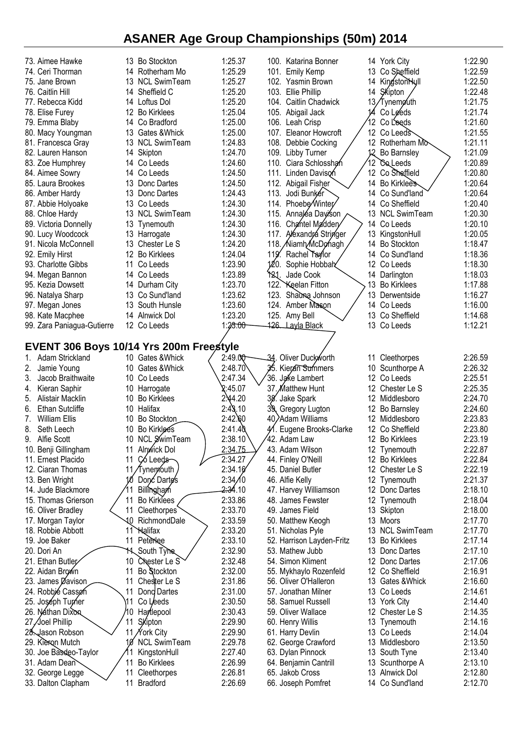# ASANER Age Group Championships (50m) 2014

| | | | |
|---|---|---|---|
| 73. Aimee Hawke | 13 | Bo Stockton | 1:25.37 |
| 74. Ceri Thorman | 14 | Rotherham Mo | 1:25.29 |
| 75. Jane Brown | 13 | NCL SwimTeam | 1:25.27 |
| 76. Caitlin Hill | 14 | Sheffield C | 1:25.20 |
| 77. Rebecca Kidd | 14 | Loftus Dol | 1:25.20 |
| 78. Elise Furey | 12 | Bo Kirklees | 1:25.04 |
| 79. Emma Blaby | 14 | Co Bradford | 1:25.00 |
| 80. Macy Youngman | 13 | Gates &Whick | 1:25.00 |
| 81. Francesca Gray | 13 | NCL SwimTeam | 1:24.83 |
| 82. Lauren Hanson | 14 | Skipton | 1:24.70 |
| 83. Zoe Humphrey | 14 | Co Leeds | 1:24.60 |
| 84. Aimee Sowry | 14 | Co Leeds | 1:24.50 |
| 85. Laura Brookes | 13 | Donc Dartes | 1:24.50 |
| 86. Amber Hardy | 13 | Donc Dartes | 1:24.43 |
| 87. Abbie Holyoake | 13 | Co Leeds | 1:24.30 |
| 88. Chloe Hardy | 13 | NCL SwimTeam | 1:24.30 |
| 89. Victoria Donnelly | 13 | Tynemouth | 1:24.30 |
| 90. Lucy Woodcock | 13 | Harrogate | 1:24.30 |
| 91. Nicola McConnell | 13 | Chester Le S | 1:24.20 |
| 92. Emily Hirst | 12 | Bo Kirklees | 1:24.04 |
| 93. Charlotte Gibbs | 11 | Co Leeds | 1:23.90 |
| 94. Megan Bannon | 14 | Co Leeds | 1:23.89 |
| 95. Kezia Dowsett | 14 | Durham City | 1:23.70 |
| 96. Natalya Sharp | 13 | Co Sund'land | 1:23.62 |
| 97. Megan Jones | 13 | South Hunsle | 1:23.60 |
| 98. Kate Macphee | 14 | Alnwick Dol | 1:23.20 |
| 99. Zara Paniagua-Gutierre | 12 | Co Leeds | 1:23.00 |
| 100. Katarina Bonner | 14 | York City | 1:22.90 |
| 101. Emily Kemp | 13 | Co Sheffield | 1:22.59 |
| 102. Yasmin Brown | 14 | KingstonHull | 1:22.50 |
| 103. Ellie Phillip | 14 | Skipton | 1:22.48 |
| 104. Caitlin Chadwick | 13 | Tynemouth | 1:21.75 |
| 105. Abigail Jack | 14 | Co Leeds | 1:21.74 |
| 106. Leah Crisp | 12 | Co Leeds | 1:21.60 |
| 107. Eleanor Howcroft | 12 | Co Leeds | 1:21.55 |
| 108. Debbie Cocking | 12 | Rotherham Mo | 1:21.11 |
| 109. Libby Turner | 12 | Bo Barnsley | 1:21.09 |
| 110. Ciara Schlosshan | 12 | Co Leeds | 1:20.89 |
| 111. Linden Davison | 12 | Co Sheffield | 1:20.80 |
| 112. Abigail Fisher | 14 | Bo Kirklees | 1:20.64 |
| 113. Jodi Bunker | 14 | Co Sund'land | 1:20.64 |
| 114. Phoebe Winter | 14 | Co Sheffield | 1:20.40 |
| 115. Annalea Davison | 13 | NCL SwimTeam | 1:20.30 |
| 116. Chantel Madden | 14 | Co Leeds | 1:20.10 |
| 117. Alexandra Stringer | 13 | KingstonHull | 1:20.05 |
| 118. Niamh McDonagh | 14 | Bo Stockton | 1:18.47 |
| 119. Rachel Taylor | 14 | Co Sund'land | 1:18.36 |
| 120. Sophie Hobbah | 12 | Co Leeds | 1:18.30 |
| 121. Jade Cook | 14 | Darlington | 1:18.03 |
| 122. Keelan Fitton | 13 | Bo Kirklees | 1:17.88 |
| 123. Shauna Johnson | 13 | Derwentside | 1:16.27 |
| 124. Amber Mason | 14 | Co Leeds | 1:16.00 |
| 125. Amy Bell | 13 | Co Sheffield | 1:14.68 |
| 126. Layla Black | 13 | Co Leeds | 1:12.21 |

## EVENT 306 Boys 10/14 Yrs 200m Freestyle

| | | | |
|---|---|---|---|
| 1. Adam Strickland | 10 | Gates &Whick | 2:49.00 |
| 2. Jamie Young | 10 | Gates &Whick | 2:48.70 |
| 3. Jacob Braithwaite | 10 | Co Leeds | 2:47.34 |
| 4. Kieran Saphir | 10 | Harrogate | 2:45.07 |
| 5. Alistair Macklin | 10 | Bo Kirklees | 2:44.20 |
| 6. Ethan Sutcliffe | 10 | Halifax | 2:43.10 |
| 7. William Ellis | 10 | Bo Stockton | 2:42.60 |
| 8. Seth Leech | 10 | Bo Kirklees | 2:41.40 |
| 9. Alfie Scott | 10 | NCL SwimTeam | 2:38.10 |
| 10. Benji Gillingham | 11 | Alnwick Dol | 2:34.75 |
| 11. Ernest Placido | 11 | Co Leeds | 2:34.27 |
| 12. Ciaran Thomas | 11 | Tynemouth | 2:34.16 |
| 13. Ben Wright | 10 | Donc Dartes | 2:34.10 |
| 14. Jude Blackmore | 11 | Billingham | 2:34.10 |
| 15. Thomas Grierson | 11 | Bo Kirklees | 2:33.86 |
| 16. Oliver Bradley | 11 | Cleethorpes | 2:33.70 |
| 17. Morgan Taylor | 10 | RichmondDale | 2:33.59 |
| 18. Robbie Abbott | 11 | Halifax | 2:33.20 |
| 19. Joe Baker | 11 | Peterlee | 2:33.10 |
| 20. Dori An | 11 | South Tyne | 2:32.90 |
| 21. Ethan Butler | 10 | Chester Le S | 2:32.48 |
| 22. Aidan Brown | 11 | Bo Stockton | 2:32.00 |
| 23. James Davison | 11 | Chester Le S | 2:31.86 |
| 24. Robbie Casson | 11 | Donc Dartes | 2:31.00 |
| 25. Joseph Turner | 11 | Co Leeds | 2:30.50 |
| 26. Nathan Dixon | 10 | Hartlepool | 2:30.43 |
| 27. Joel Phillip | 11 | Skipton | 2:29.90 |
| 28. Jason Robson | 11 | York City | 2:29.90 |
| 29. Kieron Mutch | 10 | NCL SwimTeam | 2:29.78 |
| 30. Joe Basdeo-Taylor | 11 | KingstonHull | 2:27.40 |
| 31. Adam Dean | 11 | Bo Kirklees | 2:26.99 |
| 32. George Legge | 11 | Cleethorpes | 2:26.81 |
| 33. Dalton Clapham | 11 | Bradford | 2:26.69 |
| 34. Oliver Duckworth | 11 | Cleethorpes | 2:26.59 |
| 35. Kieran Summers | 10 | Scunthorpe A | 2:26.32 |
| 36. Jake Lambert | 12 | Co Leeds | 2:25.51 |
| 37. Matthew Hunt | 12 | Chester Le S | 2:25.35 |
| 38. Jake Spark | 12 | Middlesboro | 2:24.70 |
| 39. Gregory Lugton | 12 | Bo Barnsley | 2:24.60 |
| 40. Adam Williams | 12 | Middlesboro | 2:23.83 |
| 41. Eugene Brooks-Clarke | 12 | Co Sheffield | 2:23.80 |
| 42. Adam Law | 12 | Bo Kirklees | 2:23.19 |
| 43. Adam Wilson | 12 | Tynemouth | 2:22.87 |
| 44. Finley O'Neill | 12 | Bo Kirklees | 2:22.84 |
| 45. Daniel Butler | 12 | Chester Le S | 2:22.19 |
| 46. Alfie Kelly | 12 | Tynemouth | 2:21.37 |
| 47. Harvey Williamson | 12 | Donc Dartes | 2:18.10 |
| 48. James Fewster | 12 | Tynemouth | 2:18.04 |
| 49. James Field | 13 | Skipton | 2:18.00 |
| 50. Matthew Keogh | 13 | Moors | 2:17.70 |
| 51. Nicholas Pyle | 13 | NCL SwimTeam | 2:17.70 |
| 52. Harrison Layden-Fritz | 13 | Bo Kirklees | 2:17.14 |
| 53. Mathew Jubb | 13 | Donc Dartes | 2:17.10 |
| 54. Simon Kliment | 12 | Donc Dartes | 2:17.06 |
| 55. Mykhaylo Rozenfeld | 12 | Co Sheffield | 2:16.91 |
| 56. Oliver O'Halleron | 13 | Gates &Whick | 2:16.60 |
| 57. Jonathan Milner | 13 | Co Leeds | 2:14.61 |
| 58. Samuel Russell | 13 | York City | 2:14.40 |
| 59. Oliver Wallace | 12 | Chester Le S | 2:14.35 |
| 60. Henry Willis | 13 | Tynemouth | 2:14.16 |
| 61. Harry Devlin | 13 | Co Leeds | 2:14.04 |
| 62. George Crawford | 13 | Middlesboro | 2:13.50 |
| 63. Dylan Pinnock | 13 | South Tyne | 2:13.40 |
| 64. Benjamin Cantrill | 13 | Scunthorpe A | 2:13.10 |
| 65. Jakob Cross | 13 | Alnwick Dol | 2:12.80 |
| 66. Joseph Pomfret | 14 | Co Sund'land | 2:12.70 |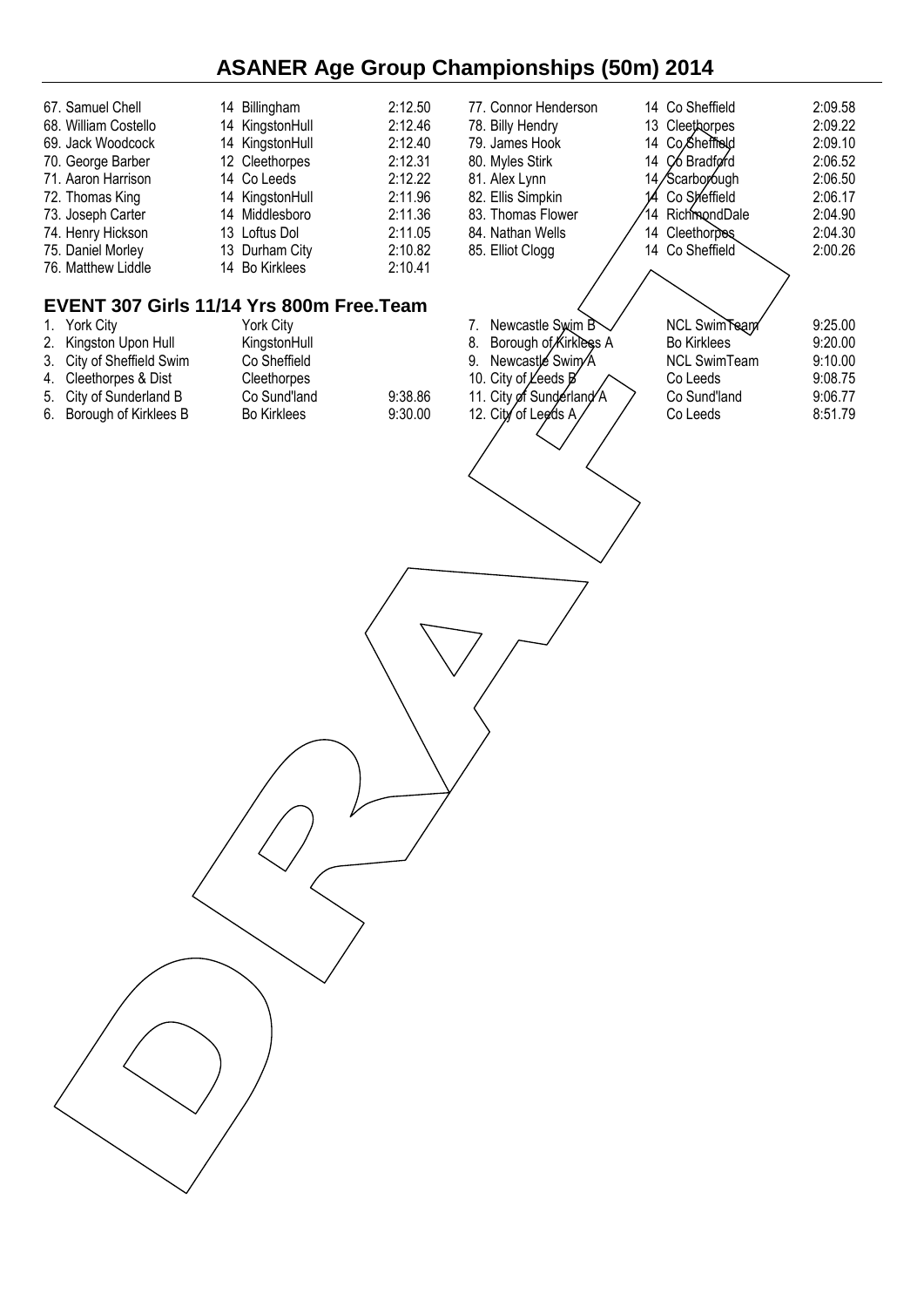# ASANER Age Group Championships (50m) 2014

| Place | Name | Age | Club | Time |
|---|---|---|---|---|
| 67. | Samuel Chell | 14 | Billingham | 2:12.50 |
| 68. | William Costello | 14 | KingstonHull | 2:12.46 |
| 69. | Jack Woodcock | 14 | KingstonHull | 2:12.40 |
| 70. | George Barber | 12 | Cleethorpes | 2:12.31 |
| 71. | Aaron Harrison | 14 | Co Leeds | 2:12.22 |
| 72. | Thomas King | 14 | KingstonHull | 2:11.96 |
| 73. | Joseph Carter | 14 | Middlesboro | 2:11.36 |
| 74. | Henry Hickson | 13 | Loftus Dol | 2:11.05 |
| 75. | Daniel Morley | 13 | Durham City | 2:10.82 |
| 76. | Matthew Liddle | 14 | Bo Kirklees | 2:10.41 |
| 77. | Connor Henderson | 14 | Co Sheffield | 2:09.58 |
| 78. | Billy Hendry | 13 | Cleethorpes | 2:09.22 |
| 79. | James Hook | 14 | Co Sheffield | 2:09.10 |
| 80. | Myles Stirk | 14 | Co Bradford | 2:06.52 |
| 81. | Alex Lynn | 14 | Scarborough | 2:06.50 |
| 82. | Ellis Simpkin | 14 | Co Sheffield | 2:06.17 |
| 83. | Thomas Flower | 14 | RichmondDale | 2:04.90 |
| 84. | Nathan Wells | 14 | Cleethorpes | 2:04.30 |
| 85. | Elliot Clogg | 14 | Co Sheffield | 2:00.26 |

## EVENT 307 Girls 11/14 Yrs 800m Free.Team

| Place | Team | Club | Time |
|---|---|---|---|
| 1. | York City | York City | |
| 2. | Kingston Upon Hull | KingstonHull | |
| 3. | City of Sheffield Swim | Co Sheffield | |
| 4. | Cleethorpes & Dist | Cleethorpes | |
| 5. | City of Sunderland B | Co Sund'land | 9:38.86 |
| 6. | Borough of Kirklees B | Bo Kirklees | 9:30.00 |
| 7. | Newcastle Swim B | NCL SwimTeam | 9:25.00 |
| 8. | Borough of Kirklees A | Bo Kirklees | 9:20.00 |
| 9. | Newcastle Swim A | NCL SwimTeam | 9:10.00 |
| 10. | City of Leeds B | Co Leeds | 9:08.75 |
| 11. | City of Sunderland A | Co Sund'land | 9:06.77 |
| 12. | City of Leeds A | Co Leeds | 8:51.79 |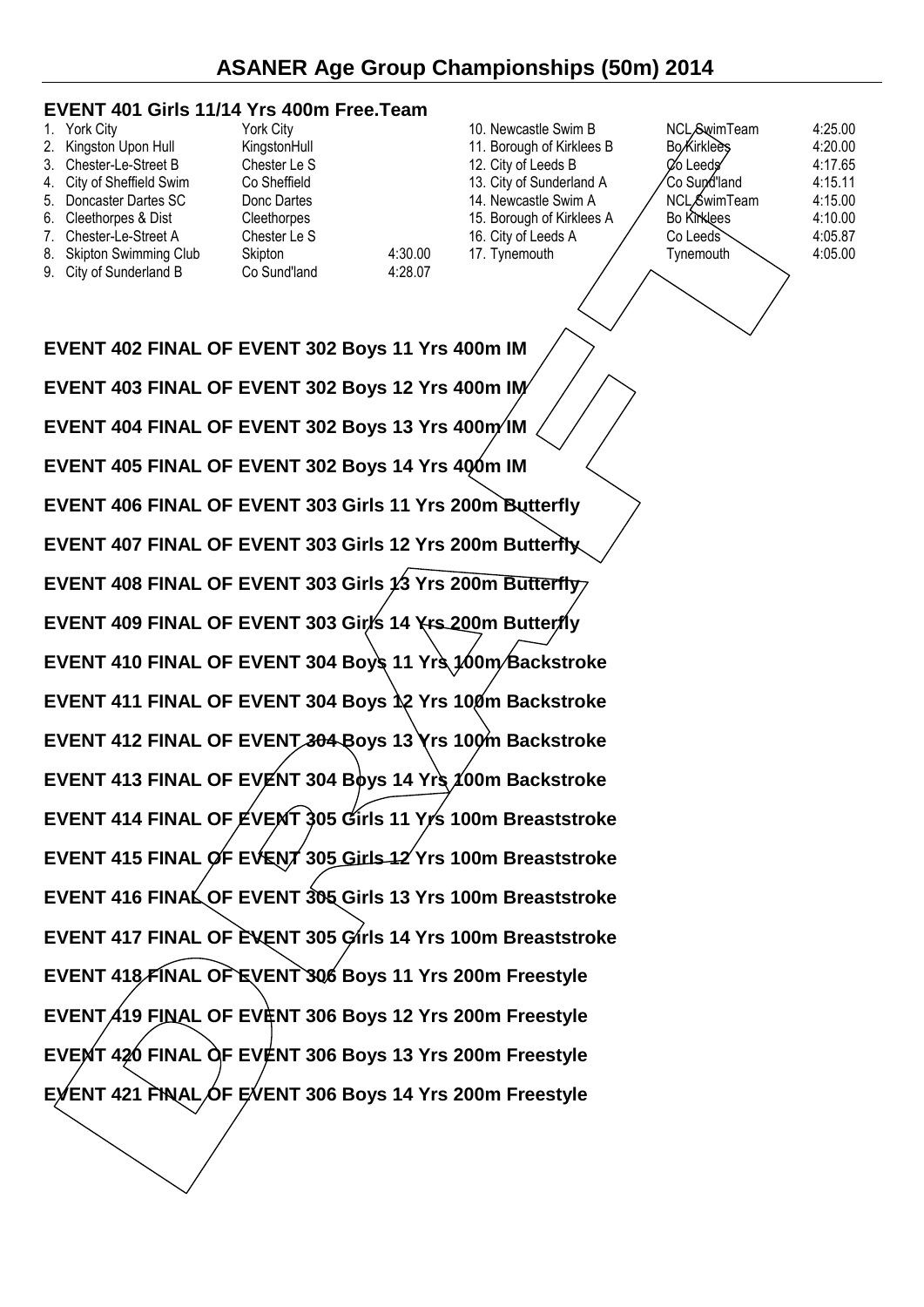# ASANER Age Group Championships (50m) 2014

## EVENT 401 Girls 11/14 Yrs 400m Free.Team

| | Team | Club | Time |
|---|---|---|---|
| 1. | York City | York City | |
| 2. | Kingston Upon Hull | KingstonHull | |
| 3. | Chester-Le-Street B | Chester Le S | |
| 4. | City of Sheffield Swim | Co Sheffield | |
| 5. | Doncaster Dartes SC | Donc Dartes | |
| 6. | Cleethorpes & Dist | Cleethorpes | |
| 7. | Chester-Le-Street A | Chester Le S | |
| 8. | Skipton Swimming Club | Skipton | 4:30.00 |
| 9. | City of Sunderland B | Co Sund'land | 4:28.07 |
| 10. | Newcastle Swim B | NCL SwimTeam | 4:25.00 |
| 11. | Borough of Kirklees B | Bo Kirklees | 4:20.00 |
| 12. | City of Leeds B | Co Leeds | 4:17.65 |
| 13. | City of Sunderland A | Co Sund'land | 4:15.11 |
| 14. | Newcastle Swim A | NCL SwimTeam | 4:15.00 |
| 15. | Borough of Kirklees A | Bo Kirklees | 4:10.00 |
| 16. | City of Leeds A | Co Leeds | 4:05.87 |
| 17. | Tynemouth | Tynemouth | 4:05.00 |

## EVENT 402 FINAL OF EVENT 302 Boys 11 Yrs 400m IM

## EVENT 403 FINAL OF EVENT 302 Boys 12 Yrs 400m IM

## EVENT 404 FINAL OF EVENT 302 Boys 13 Yrs 400m IM

## EVENT 405 FINAL OF EVENT 302 Boys 14 Yrs 400m IM

## EVENT 406 FINAL OF EVENT 303 Girls 11 Yrs 200m Butterfly

## EVENT 407 FINAL OF EVENT 303 Girls 12 Yrs 200m Butterfly

## EVENT 408 FINAL OF EVENT 303 Girls 13 Yrs 200m Butterfly

## EVENT 409 FINAL OF EVENT 303 Girls 14 Yrs 200m Butterfly

## EVENT 410 FINAL OF EVENT 304 Boys 11 Yrs 100m Backstroke

## EVENT 411 FINAL OF EVENT 304 Boys 12 Yrs 100m Backstroke

## EVENT 412 FINAL OF EVENT 304 Boys 13 Yrs 100m Backstroke

## EVENT 413 FINAL OF EVENT 304 Boys 14 Yrs 100m Backstroke

## EVENT 414 FINAL OF EVENT 305 Girls 11 Yrs 100m Breaststroke

## EVENT 415 FINAL OF EVENT 305 Girls 12 Yrs 100m Breaststroke

## EVENT 416 FINAL OF EVENT 305 Girls 13 Yrs 100m Breaststroke

## EVENT 417 FINAL OF EVENT 305 Girls 14 Yrs 100m Breaststroke

## EVENT 418 FINAL OF EVENT 306 Boys 11 Yrs 200m Freestyle

## EVENT 419 FINAL OF EVENT 306 Boys 12 Yrs 200m Freestyle

## EVENT 420 FINAL OF EVENT 306 Boys 13 Yrs 200m Freestyle

## EVENT 421 FINAL OF EVENT 306 Boys 14 Yrs 200m Freestyle

DRAFT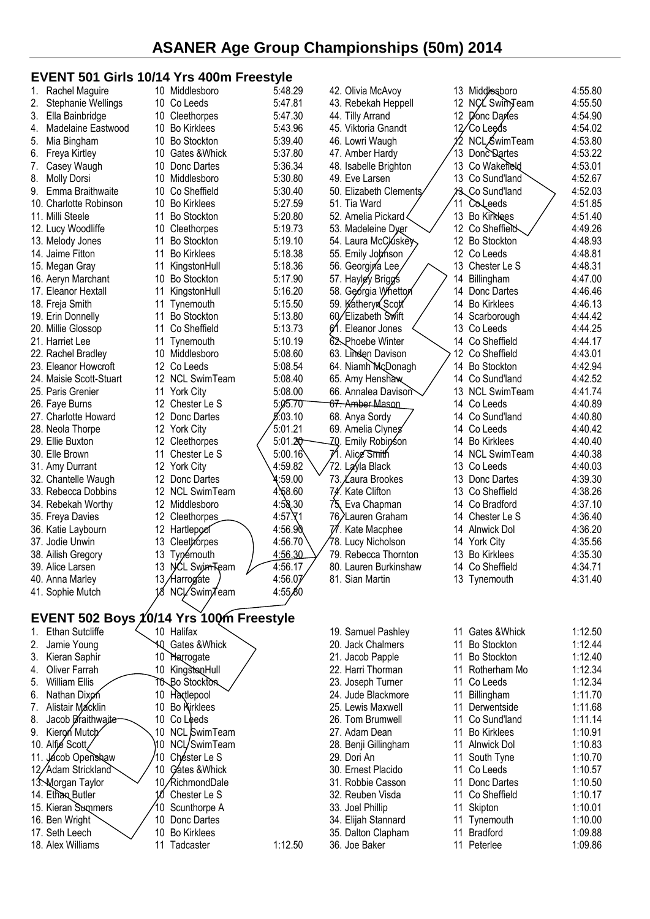# ASANER Age Group Championships (50m) 2014

## EVENT 501 Girls 10/14 Yrs 400m Freestyle

| Place | Name | Age | Club | Time |
|---|---|---|---|---|
| 1. | Rachel Maguire | 10 | Middlesboro | 5:48.29 |
| 2. | Stephanie Wellings | 10 | Co Leeds | 5:47.81 |
| 3. | Ella Bainbridge | 10 | Cleethorpes | 5:47.30 |
| 4. | Madelaine Eastwood | 10 | Bo Kirklees | 5:43.96 |
| 5. | Mia Bingham | 10 | Bo Stockton | 5:39.40 |
| 6. | Freya Kirtley | 10 | Gates &Whick | 5:37.80 |
| 7. | Casey Waugh | 10 | Donc Dartes | 5:36.34 |
| 8. | Molly Dorsi | 10 | Middlesboro | 5:30.80 |
| 9. | Emma Braithwaite | 10 | Co Sheffield | 5:30.40 |
| 10. | Charlotte Robinson | 10 | Bo Kirklees | 5:27.59 |
| 11. | Milli Steele | 11 | Bo Stockton | 5:20.80 |
| 12. | Lucy Woodliffe | 10 | Cleethorpes | 5:19.73 |
| 13. | Melody Jones | 11 | Bo Stockton | 5:19.10 |
| 14. | Jaime Fitton | 11 | Bo Kirklees | 5:18.38 |
| 15. | Megan Gray | 11 | KingstonHull | 5:18.36 |
| 16. | Aeryn Marchant | 10 | Bo Stockton | 5:17.90 |
| 17. | Eleanor Hextall | 11 | KingstonHull | 5:16.20 |
| 18. | Freja Smith | 11 | Tynemouth | 5:15.50 |
| 19. | Erin Donnelly | 11 | Bo Stockton | 5:13.80 |
| 20. | Millie Glossop | 11 | Co Sheffield | 5:13.73 |
| 21. | Harriet Lee | 11 | Tynemouth | 5:10.19 |
| 22. | Rachel Bradley | 10 | Middlesboro | 5:08.60 |
| 23. | Eleanor Howcroft | 12 | Co Leeds | 5:08.54 |
| 24. | Maisie Scott-Stuart | 12 | NCL SwimTeam | 5:08.40 |
| 25. | Paris Grenier | 11 | York City | 5:08.00 |
| 26. | Faye Burns | 12 | Chester Le S | 5:05.70 |
| 27. | Charlotte Howard | 12 | Donc Dartes | 5:03.10 |
| 28. | Neola Thorpe | 12 | York City | 5:01.21 |
| 29. | Ellie Buxton | 12 | Cleethorpes | 5:01.20 |
| 30. | Elle Brown | 11 | Chester Le S | 5:00.16 |
| 31. | Amy Durrant | 12 | York City | 4:59.82 |
| 32. | Chantelle Waugh | 12 | Donc Dartes | 4:59.00 |
| 33. | Rebecca Dobbins | 12 | NCL SwimTeam | 4:58.60 |
| 34. | Rebekah Worthy | 12 | Middlesboro | 4:58.30 |
| 35. | Freya Davies | 12 | Cleethorpes | 4:57.71 |
| 36. | Katie Laybourn | 12 | Hartlepool | 4:56.90 |
| 37. | Jodie Unwin | 13 | Cleethorpes | 4:56.70 |
| 38. | Ailish Gregory | 13 | Tynemouth | 4:56.30 |
| 39. | Alice Larsen | 13 | NCL SwimTeam | 4:56.17 |
| 40. | Anna Marley | 13 | Harrogate | 4:56.07 |
| 41. | Sophie Mutch | 13 | NCL SwimTeam | 4:55.80 |
| 42. | Olivia McAvoy | 13 | Middlesboro | 4:55.80 |
| 43. | Rebekah Heppell | 12 | NCL SwimTeam | 4:55.50 |
| 44. | Tilly Arrand | 12 | Donc Dartes | 4:54.90 |
| 45. | Viktoria Gnandt | 12 | Co Leeds | 4:54.02 |
| 46. | Lowri Waugh | 12 | NCL SwimTeam | 4:53.80 |
| 47. | Amber Hardy | 13 | Donc Dartes | 4:53.22 |
| 48. | Isabelle Brighton | 13 | Co Wakefield | 4:53.01 |
| 49. | Eve Larsen | 13 | Co Sund'land | 4:52.67 |
| 50. | Elizabeth Clements | 13 | Co Sund'land | 4:52.03 |
| 51. | Tia Ward | 11 | Co Leeds | 4:51.85 |
| 52. | Amelia Pickard | 13 | Bo Kirklees | 4:51.40 |
| 53. | Madeleine Dyer | 12 | Co Sheffield | 4:49.26 |
| 54. | Laura McCluskey | 12 | Bo Stockton | 4:48.93 |
| 55. | Emily Johnson | 12 | Co Leeds | 4:48.81 |
| 56. | Georgina Lee | 13 | Chester Le S | 4:48.31 |
| 57. | Hayley Briggs | 14 | Billingham | 4:47.00 |
| 58. | Georgia Whetton | 14 | Donc Dartes | 4:46.46 |
| 59. | Katheryn Scott | 14 | Bo Kirklees | 4:46.13 |
| 60. | Elizabeth Swift | 14 | Scarborough | 4:44.42 |
| 61. | Eleanor Jones | 13 | Co Leeds | 4:44.25 |
| 62. | Phoebe Winter | 14 | Co Sheffield | 4:44.17 |
| 63. | Linden Davison | 12 | Co Sheffield | 4:43.01 |
| 64. | Niamh McDonagh | 14 | Bo Stockton | 4:42.94 |
| 65. | Amy Henshaw | 14 | Co Sund'land | 4:42.52 |
| 66. | Annalea Davison | 13 | NCL SwimTeam | 4:41.74 |
| 67. | Amber Mason | 14 | Co Leeds | 4:40.89 |
| 68. | Anya Sordy | 14 | Co Sund'land | 4:40.80 |
| 69. | Amelia Clynes | 14 | Co Leeds | 4:40.42 |
| 70. | Emily Robinson | 14 | Bo Kirklees | 4:40.40 |
| 71. | Alice Smith | 14 | NCL SwimTeam | 4:40.38 |
| 72. | Layla Black | 13 | Co Leeds | 4:40.03 |
| 73. | Laura Brookes | 13 | Donc Dartes | 4:39.30 |
| 74. | Kate Clifton | 13 | Co Sheffield | 4:38.26 |
| 75. | Eva Chapman | 14 | Co Bradford | 4:37.10 |
| 76. | Lauren Graham | 14 | Chester Le S | 4:36.40 |
| 77. | Kate Macphee | 14 | Alnwick Dol | 4:36.20 |
| 78. | Lucy Nicholson | 14 | York City | 4:35.56 |
| 79. | Rebecca Thornton | 13 | Bo Kirklees | 4:35.30 |
| 80. | Lauren Burkinshaw | 14 | Co Sheffield | 4:34.71 |
| 81. | Sian Martin | 13 | Tynemouth | 4:31.40 |

## EVENT 502 Boys 10/14 Yrs 100m Freestyle

| Place | Name | Age | Club | Time |
|---|---|---|---|---|
| 1. | Ethan Sutcliffe | 10 | Halifax | |
| 2. | Jamie Young | 10 | Gates &Whick | |
| 3. | Kieran Saphir | 10 | Harrogate | |
| 4. | Oliver Farrah | 10 | KingstonHull | |
| 5. | William Ellis | 10 | Bo Stockton | |
| 6. | Nathan Dixon | 10 | Hartlepool | |
| 7. | Alistair Macklin | 10 | Bo Kirklees | |
| 8. | Jacob Braithwaite | 10 | Co Leeds | |
| 9. | Kieron Mutch | 10 | NCL SwimTeam | |
| 10. | Alfie Scott | 10 | NCL SwimTeam | |
| 11. | Jacob Openshaw | 10 | Chester Le S | |
| 12. | Adam Strickland | 10 | Gates &Whick | |
| 13. | Morgan Taylor | 10 | RichmondDale | |
| 14. | Ethan Butler | 10 | Chester Le S | |
| 15. | Kieran Summers | 10 | Scunthorpe A | |
| 16. | Ben Wright | 10 | Donc Dartes | |
| 17. | Seth Leech | 10 | Bo Kirklees | |
| 18. | Alex Williams | 11 | Tadcaster | 1:12.50 |
| 19. | Samuel Pashley | 11 | Gates &Whick | 1:12.50 |
| 20. | Jack Chalmers | 11 | Bo Stockton | 1:12.44 |
| 21. | Jacob Papple | 11 | Bo Stockton | 1:12.40 |
| 22. | Harri Thorman | 11 | Rotherham Mo | 1:12.34 |
| 23. | Joseph Turner | 11 | Co Leeds | 1:12.34 |
| 24. | Jude Blackmore | 11 | Billingham | 1:11.70 |
| 25. | Lewis Maxwell | 11 | Derwentside | 1:11.68 |
| 26. | Tom Brumwell | 11 | Co Sund'land | 1:11.14 |
| 27. | Adam Dean | 11 | Bo Kirklees | 1:10.91 |
| 28. | Benji Gillingham | 11 | Alnwick Dol | 1:10.83 |
| 29. | Dori An | 11 | South Tyne | 1:10.70 |
| 30. | Ernest Placido | 11 | Co Leeds | 1:10.57 |
| 31. | Robbie Casson | 11 | Donc Dartes | 1:10.50 |
| 32. | Reuben Visda | 11 | Co Sheffield | 1:10.17 |
| 33. | Joel Phillip | 11 | Skipton | 1:10.01 |
| 34. | Elijah Stannard | 11 | Tynemouth | 1:10.00 |
| 35. | Dalton Clapham | 11 | Bradford | 1:09.88 |
| 36. | Joe Baker | 11 | Peterlee | 1:09.86 |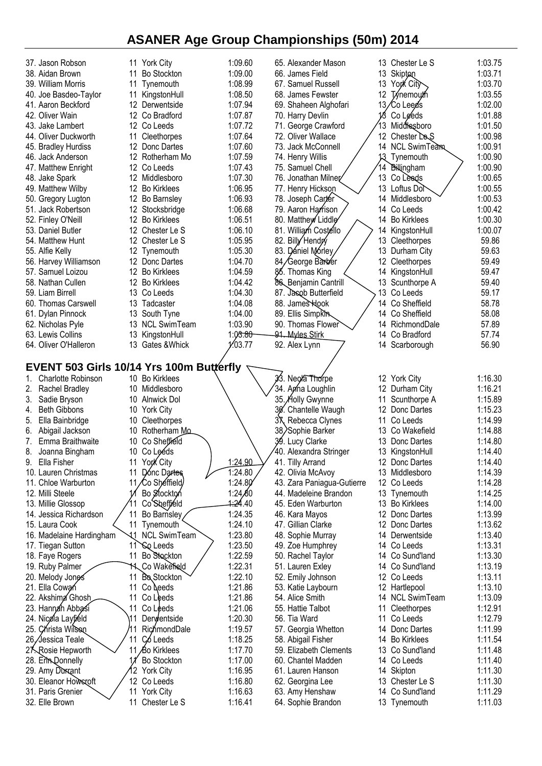# ASANER Age Group Championships (50m) 2014

| Place | Name | Age | Club | Time |
|---|---|---|---|---|
| 37. | Jason Robson | 11 | York City | 1:09.60 |
| 38. | Aidan Brown | 11 | Bo Stockton | 1:09.00 |
| 39. | William Morris | 11 | Tynemouth | 1:08.99 |
| 40. | Joe Basdeo-Taylor | 11 | KingstonHull | 1:08.50 |
| 41. | Aaron Beckford | 12 | Derwentside | 1:07.94 |
| 42. | Oliver Wain | 12 | Co Bradford | 1:07.87 |
| 43. | Jake Lambert | 12 | Co Leeds | 1:07.72 |
| 44. | Oliver Duckworth | 11 | Cleethorpes | 1:07.64 |
| 45. | Bradley Hurdiss | 12 | Donc Dartes | 1:07.60 |
| 46. | Jack Anderson | 12 | Rotherham Mo | 1:07.59 |
| 47. | Matthew Enright | 12 | Co Leeds | 1:07.43 |
| 48. | Jake Spark | 12 | Middlesboro | 1:07.30 |
| 49. | Matthew Wilby | 12 | Bo Kirklees | 1:06.95 |
| 50. | Gregory Lugton | 12 | Bo Barnsley | 1:06.93 |
| 51. | Jack Robertson | 12 | Stocksbridge | 1:06.68 |
| 52. | Finley O'Neill | 12 | Bo Kirklees | 1:06.51 |
| 53. | Daniel Butler | 12 | Chester Le S | 1:06.10 |
| 54. | Matthew Hunt | 12 | Chester Le S | 1:05.95 |
| 55. | Alfie Kelly | 12 | Tynemouth | 1:05.30 |
| 56. | Harvey Williamson | 12 | Donc Dartes | 1:04.70 |
| 57. | Samuel Loizou | 12 | Bo Kirklees | 1:04.59 |
| 58. | Nathan Cullen | 12 | Bo Kirklees | 1:04.42 |
| 59. | Liam Birrell | 13 | Co Leeds | 1:04.30 |
| 60. | Thomas Carswell | 13 | Tadcaster | 1:04.08 |
| 61. | Dylan Pinnock | 13 | South Tyne | 1:04.00 |
| 62. | Nicholas Pyle | 13 | NCL SwimTeam | 1:03.90 |
| 63. | Lewis Collins | 13 | KingstonHull | 1:03.80 |
| 64. | Oliver O'Halleron | 13 | Gates &Whick | 1:03.77 |
| 65. | Alexander Mason | 13 | Chester Le S | 1:03.75 |
| 66. | James Field | 13 | Skipton | 1:03.71 |
| 67. | Samuel Russell | 13 | York City | 1:03.70 |
| 68. | James Fewster | 12 | Tynemouth | 1:03.55 |
| 69. | Shaheen Alghofari | 13 | Co Leeds | 1:02.00 |
| 70. | Harry Devlin | 13 | Co Leeds | 1:01.88 |
| 71. | George Crawford | 13 | Middlesboro | 1:01.50 |
| 72. | Oliver Wallace | 12 | Chester Le S | 1:00.98 |
| 73. | Jack McConnell | 14 | NCL SwimTeam | 1:00.91 |
| 74. | Henry Willis | 13 | Tynemouth | 1:00.90 |
| 75. | Samuel Chell | 14 | Billingham | 1:00.90 |
| 76. | Jonathan Milner | 13 | Co Leeds | 1:00.65 |
| 77. | Henry Hickson | 13 | Loftus Dol | 1:00.55 |
| 78. | Joseph Carter | 14 | Middlesboro | 1:00.53 |
| 79. | Aaron Harrison | 14 | Co Leeds | 1:00.42 |
| 80. | Matthew Liddle | 14 | Bo Kirklees | 1:00.30 |
| 81. | William Costello | 14 | KingstonHull | 1:00.07 |
| 82. | Billy Hendry | 13 | Cleethorpes | 59.86 |
| 83. | Daniel Morley | 13 | Durham City | 59.63 |
| 84. | George Barber | 12 | Cleethorpes | 59.49 |
| 85. | Thomas King | 14 | KingstonHull | 59.47 |
| 86. | Benjamin Cantrill | 13 | Scunthorpe A | 59.40 |
| 87. | Jacob Butterfield | 13 | Co Leeds | 59.17 |
| 88. | James Hook | 14 | Co Sheffield | 58.78 |
| 89. | Ellis Simpkin | 14 | Co Sheffield | 58.08 |
| 90. | Thomas Flower | 14 | RichmondDale | 57.89 |
| 91. | Myles Stirk | 14 | Co Bradford | 57.74 |
| 92. | Alex Lynn | 14 | Scarborough | 56.90 |

## EVENT 503 Girls 10/14 Yrs 100m Butterfly

| Place | Name | Age | Club | Time |
|---|---|---|---|---|
| 1. | Charlotte Robinson | 10 | Bo Kirklees | |
| 2. | Rachel Bradley | 10 | Middlesboro | |
| 3. | Sadie Bryson | 10 | Alnwick Dol | |
| 4. | Beth Gibbons | 10 | York City | |
| 5. | Ella Bainbridge | 10 | Cleethorpes | |
| 6. | Abigail Jackson | 10 | Rotherham Mo | |
| 7. | Emma Braithwaite | 10 | Co Sheffield | |
| 8. | Joanna Bingham | 10 | Co Leeds | |
| 9. | Ella Fisher | 11 | York City | 1:24.90 |
| 10. | Lauren Christmas | 11 | Donc Dartes | 1:24.80 |
| 11. | Chloe Warburton | 11 | Co Sheffield | 1:24.80 |
| 12. | Milli Steele | 11 | Bo Stockton | 1:24.80 |
| 13. | Millie Glossop | 11 | Co Sheffield | 1:24.40 |
| 14. | Jessica Richardson | 11 | Bo Barnsley | 1:24.35 |
| 15. | Laura Cook | 11 | Tynemouth | 1:24.10 |
| 16. | Madelaine Hardingham | 11 | NCL SwimTeam | 1:23.80 |
| 17. | Tiegan Sutton | 11 | Co Leeds | 1:23.50 |
| 18. | Faye Rogers | 11 | Bo Stockton | 1:22.59 |
| 19. | Ruby Palmer | 11 | Co Wakefield | 1:22.31 |
| 20. | Melody Jones | 11 | Bo Stockton | 1:22.10 |
| 21. | Ella Cowan | 11 | Co Leeds | 1:21.86 |
| 22. | Akshima Ghosh | 11 | Co Leeds | 1:21.86 |
| 23. | Hannah Abbasi | 11 | Co Leeds | 1:21.06 |
| 24. | Nicola Layfield | 11 | Derwentside | 1:20.30 |
| 25. | Christa Wilson | 11 | RichmondDale | 1:19.57 |
| 26. | Jessica Teale | 11 | Co Leeds | 1:18.25 |
| 27. | Rosie Hepworth | 11 | Bo Kirklees | 1:17.70 |
| 28. | Erin Donnelly | 11 | Bo Stockton | 1:17.00 |
| 29. | Amy Durrant | 12 | York City | 1:16.95 |
| 30. | Eleanor Howcroft | 12 | Co Leeds | 1:16.80 |
| 31. | Paris Grenier | 11 | York City | 1:16.63 |
| 32. | Elle Brown | 11 | Chester Le S | 1:16.41 |
| 33. | Neola Thorpe | 12 | York City | 1:16.30 |
| 34. | Anna Loughlin | 12 | Durham City | 1:16.21 |
| 35. | Holly Gwynne | 11 | Scunthorpe A | 1:15.89 |
| 36. | Chantelle Waugh | 12 | Donc Dartes | 1:15.23 |
| 37. | Rebecca Clynes | 11 | Co Leeds | 1:14.99 |
| 38. | Sophie Barker | 13 | Co Wakefield | 1:14.88 |
| 39. | Lucy Clarke | 13 | Donc Dartes | 1:14.80 |
| 40. | Alexandra Stringer | 13 | KingstonHull | 1:14.40 |
| 41. | Tilly Arrand | 12 | Donc Dartes | 1:14.40 |
| 42. | Olivia McAvoy | 13 | Middlesboro | 1:14.39 |
| 43. | Zara Paniagua-Gutierre | 12 | Co Leeds | 1:14.28 |
| 44. | Madeleine Brandon | 13 | Tynemouth | 1:14.25 |
| 45. | Eden Warburton | 13 | Bo Kirklees | 1:14.00 |
| 46. | Kara Mayos | 12 | Donc Dartes | 1:13.99 |
| 47. | Gillian Clarke | 12 | Donc Dartes | 1:13.62 |
| 48. | Sophie Murray | 14 | Derwentside | 1:13.40 |
| 49. | Zoe Humphrey | 14 | Co Leeds | 1:13.31 |
| 50. | Rachel Taylor | 14 | Co Sund'land | 1:13.30 |
| 51. | Lauren Exley | 14 | Co Sund'land | 1:13.19 |
| 52. | Emily Johnson | 12 | Co Leeds | 1:13.11 |
| 53. | Katie Laybourn | 12 | Hartlepool | 1:13.10 |
| 54. | Alice Smith | 14 | NCL SwimTeam | 1:13.09 |
| 55. | Hattie Talbot | 11 | Cleethorpes | 1:12.91 |
| 56. | Tia Ward | 11 | Co Leeds | 1:12.79 |
| 57. | Georgia Whetton | 14 | Donc Dartes | 1:11.99 |
| 58. | Abigail Fisher | 14 | Bo Kirklees | 1:11.54 |
| 59. | Elizabeth Clements | 13 | Co Sund'land | 1:11.48 |
| 60. | Chantel Madden | 14 | Co Leeds | 1:11.40 |
| 61. | Lauren Hanson | 14 | Skipton | 1:11.30 |
| 62. | Georgina Lee | 13 | Chester Le S | 1:11.30 |
| 63. | Amy Henshaw | 14 | Co Sund'land | 1:11.29 |
| 64. | Sophie Brandon | 13 | Tynemouth | 1:11.03 |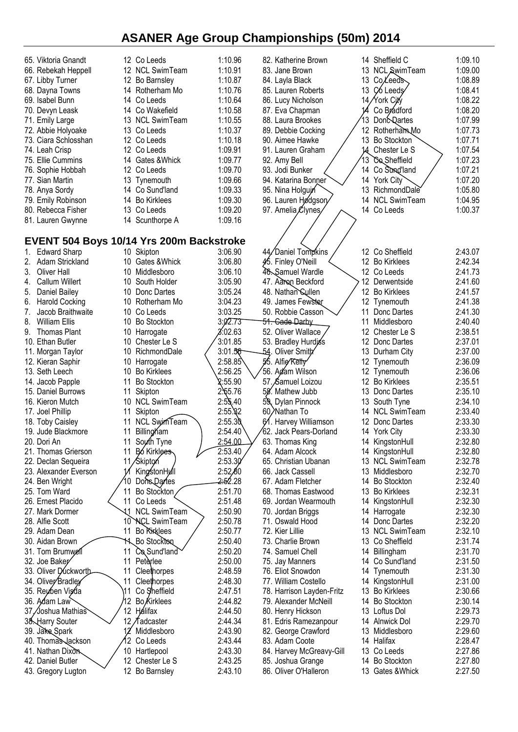# ASANER Age Group Championships (50m) 2014

| | | | |
|---|---|---|---|
| 65. Viktoria Gnandt | 12 | Co Leeds | 1:10.96 |
| 66. Rebekah Heppell | 12 | NCL SwimTeam | 1:10.91 |
| 67. Libby Turner | 12 | Bo Barnsley | 1:10.87 |
| 68. Dayna Towns | 14 | Rotherham Mo | 1:10.76 |
| 69. Isabel Bunn | 14 | Co Leeds | 1:10.64 |
| 70. Devyn Leask | 14 | Co Wakefield | 1:10.58 |
| 71. Emily Large | 13 | NCL SwimTeam | 1:10.55 |
| 72. Abbie Holyoake | 13 | Co Leeds | 1:10.37 |
| 73. Ciara Schlosshan | 12 | Co Leeds | 1:10.18 |
| 74. Leah Crisp | 12 | Co Leeds | 1:09.91 |
| 75. Ellie Cummins | 14 | Gates &Whick | 1:09.77 |
| 76. Sophie Hobbah | 12 | Co Leeds | 1:09.70 |
| 77. Sian Martin | 13 | Tynemouth | 1:09.66 |
| 78. Anya Sordy | 14 | Co Sund'land | 1:09.33 |
| 79. Emily Robinson | 14 | Bo Kirklees | 1:09.30 |
| 80. Rebecca Fisher | 13 | Co Leeds | 1:09.20 |
| 81. Lauren Gwynne | 14 | Scunthorpe A | 1:09.16 |
| 82. Katherine Brown | 14 | Sheffield C | 1:09.10 |
| 83. Jane Brown | 13 | NCL SwimTeam | 1:09.00 |
| 84. Layla Black | 13 | Co Leeds | 1:08.89 |
| 85. Lauren Roberts | 13 | Co Leeds | 1:08.41 |
| 86. Lucy Nicholson | 14 | York City | 1:08.22 |
| 87. Eva Chapman | 14 | Co Bradford | 1:08.20 |
| 88. Laura Brookes | 13 | Donc Dartes | 1:07.99 |
| 89. Debbie Cocking | 12 | Rotherham Mo | 1:07.73 |
| 90. Aimee Hawke | 13 | Bo Stockton | 1:07.71 |
| 91. Lauren Graham | 14 | Chester Le S | 1:07.54 |
| 92. Amy Bell | 13 | Co Sheffield | 1:07.23 |
| 93. Jodi Bunker | 14 | Co Sund'land | 1:07.21 |
| 94. Katarina Bonner | 14 | York City | 1:07.20 |
| 95. Nina Holguin | 13 | RichmondDale | 1:05.80 |
| 96. Lauren Hodgson | 14 | NCL SwimTeam | 1:04.95 |
| 97. Amelia Clynes | 14 | Co Leeds | 1:00.37 |

## EVENT 504 Boys 10/14 Yrs 200m Backstroke

| | | | |
|---|---|---|---|
| 1. Edward Sharp | 10 | Skipton | 3:06.90 |
| 2. Adam Strickland | 10 | Gates &Whick | 3:06.80 |
| 3. Oliver Hall | 10 | Middlesboro | 3:06.10 |
| 4. Callum Willert | 10 | South Holder | 3:05.90 |
| 5. Daniel Bailey | 10 | Donc Dartes | 3:05.24 |
| 6. Harold Cocking | 10 | Rotherham Mo | 3:04.23 |
| 7. Jacob Braithwaite | 10 | Co Leeds | 3:03.25 |
| 8. William Ellis | 10 | Bo Stockton | 3:02.73 |
| 9. Thomas Plant | 10 | Harrogate | 3:02.63 |
| 10. Ethan Butler | 10 | Chester Le S | 3:01.85 |
| 11. Morgan Taylor | 10 | RichmondDale | 3:01.56 |
| 12. Kieran Saphir | 10 | Harrogate | 2:58.85 |
| 13. Seth Leech | 10 | Bo Kirklees | 2:56.25 |
| 14. Jacob Papple | 11 | Bo Stockton | 2:55.90 |
| 15. Daniel Burrows | 11 | Skipton | 2:55.76 |
| 16. Kieron Mutch | 10 | NCL SwimTeam | 2:55.40 |
| 17. Joel Phillip | 11 | Skipton | 2:55.32 |
| 18. Toby Caisley | 11 | NCL SwimTeam | 2:55.30 |
| 19. Jude Blackmore | 11 | Billingham | 2:54.40 |
| 20. Dori An | 11 | South Tyne | 2:54.00 |
| 21. Thomas Grierson | 11 | Bo Kirklees | 2:53.40 |
| 22. Declan Sequeira | 11 | Skipton | 2:53.30 |
| 23. Alexander Everson | 11 | KingstonHull | 2:52.80 |
| 24. Ben Wright | 10 | Donc Dartes | 2:52.28 |
| 25. Tom Ward | 11 | Bo Stockton | 2:51.70 |
| 26. Ernest Placido | 11 | Co Leeds | 2:51.48 |
| 27. Mark Dormer | 11 | NCL SwimTeam | 2:50.90 |
| 28. Alfie Scott | 10 | NCL SwimTeam | 2:50.78 |
| 29. Adam Dean | 11 | Bo Kirklees | 2:50.77 |
| 30. Aidan Brown | 11 | Bo Stockton | 2:50.40 |
| 31. Tom Brumwell | 11 | Co Sund'land | 2:50.20 |
| 32. Joe Baker | 11 | Peterlee | 2:50.00 |
| 33. Oliver Duckworth | 11 | Cleethorpes | 2:48.59 |
| 34. Oliver Bradley | 11 | Cleethorpes | 2:48.30 |
| 35. Reuben Visda | 11 | Co Sheffield | 2:47.51 |
| 36. Adam Law | 12 | Bo Kirklees | 2:44.82 |
| 37. Joshua Mathias | 12 | Halifax | 2:44.50 |
| 38. Harry Souter | 12 | Tadcaster | 2:44.34 |
| 39. Jake Spark | 12 | Middlesboro | 2:43.90 |
| 40. Thomas Jackson | 12 | Co Leeds | 2:43.44 |
| 41. Nathan Dixon | 10 | Hartlepool | 2:43.30 |
| 42. Daniel Butler | 12 | Chester Le S | 2:43.25 |
| 43. Gregory Lugton | 12 | Bo Barnsley | 2:43.10 |
| 44. Daniel Tompkins | 12 | Co Sheffield | 2:43.07 |
| 45. Finley O'Neill | 12 | Bo Kirklees | 2:42.34 |
| 46. Samuel Wardle | 12 | Co Leeds | 2:41.73 |
| 47. Aaron Beckford | 12 | Derwentside | 2:41.60 |
| 48. Nathan Cullen | 12 | Bo Kirklees | 2:41.57 |
| 49. James Fewster | 12 | Tynemouth | 2:41.38 |
| 50. Robbie Casson | 11 | Donc Dartes | 2:41.30 |
| 51. Cade Darby | 11 | Middlesboro | 2:40.40 |
| 52. Oliver Wallace | 12 | Chester Le S | 2:38.51 |
| 53. Bradley Hurdiss | 12 | Donc Dartes | 2:37.01 |
| 54. Oliver Smith | 13 | Durham City | 2:37.00 |
| 55. Alfie Kelly | 12 | Tynemouth | 2:36.09 |
| 56. Adam Wilson | 12 | Tynemouth | 2:36.06 |
| 57. Samuel Loizou | 12 | Bo Kirklees | 2:35.51 |
| 58. Mathew Jubb | 13 | Donc Dartes | 2:35.10 |
| 59. Dylan Pinnock | 13 | South Tyne | 2:34.10 |
| 60. Nathan To | 14 | NCL SwimTeam | 2:33.40 |
| 61. Harvey Williamson | 12 | Donc Dartes | 2:33.30 |
| 62. Jack Pears-Dorland | 14 | York City | 2:33.30 |
| 63. Thomas King | 14 | KingstonHull | 2:32.80 |
| 64. Adam Alcock | 14 | KingstonHull | 2:32.80 |
| 65. Christian Ubanan | 13 | NCL SwimTeam | 2:32.78 |
| 66. Jack Cassell | 13 | Middlesboro | 2:32.70 |
| 67. Adam Fletcher | 14 | Bo Stockton | 2:32.40 |
| 68. Thomas Eastwood | 13 | Bo Kirklees | 2:32.31 |
| 69. Jordan Wearmouth | 14 | KingstonHull | 2:32.30 |
| 70. Jordan Briggs | 14 | Harrogate | 2:32.30 |
| 71. Oswald Hood | 14 | Donc Dartes | 2:32.20 |
| 72. Kier Lillie | 13 | NCL SwimTeam | 2:32.10 |
| 73. Charlie Brown | 13 | Co Sheffield | 2:31.74 |
| 74. Samuel Chell | 14 | Billingham | 2:31.70 |
| 75. Jay Manners | 14 | Co Sund'land | 2:31.50 |
| 76. Eliot Snowdon | 14 | Tynemouth | 2:31.30 |
| 77. William Costello | 14 | KingstonHull | 2:31.00 |
| 78. Harrison Layden-Fritz | 13 | Bo Kirklees | 2:30.66 |
| 79. Alexander McNeill | 14 | Bo Stockton | 2:30.14 |
| 80. Henry Hickson | 13 | Loftus Dol | 2:29.73 |
| 81. Edris Ramezanpour | 14 | Alnwick Dol | 2:29.70 |
| 82. George Crawford | 13 | Middlesboro | 2:29.60 |
| 83. Adam Coote | 14 | Halifax | 2:28.47 |
| 84. Harvey McGreavy-Gill | 13 | Co Leeds | 2:27.86 |
| 85. Joshua Grange | 14 | Bo Stockton | 2:27.80 |
| 86. Oliver O'Halleron | 13 | Gates &Whick | 2:27.50 |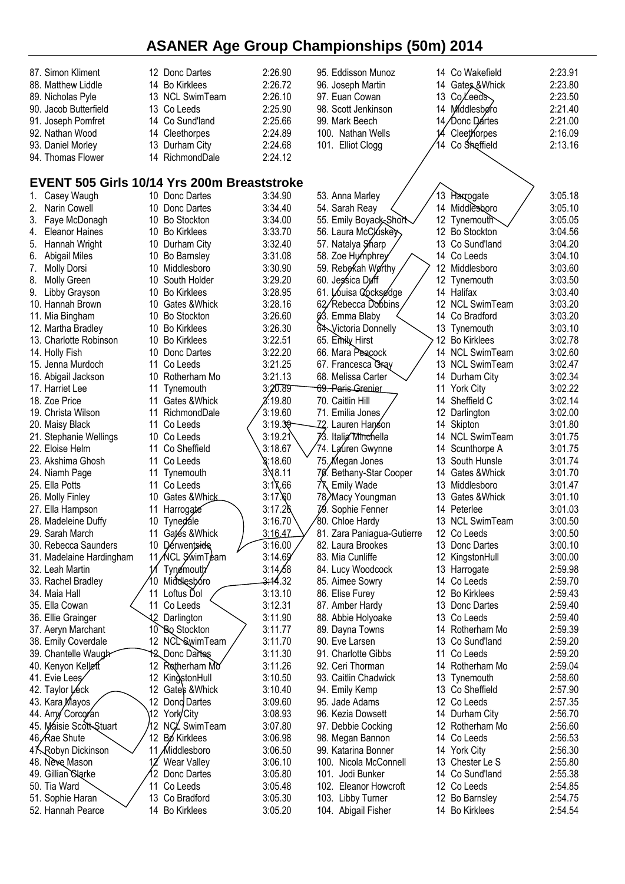# ASANER Age Group Championships (50m) 2014

| | | | |
|---|---|---|---|
| 87. Simon Kliment | 12 | Donc Dartes | 2:26.90 |
| 88. Matthew Liddle | 14 | Bo Kirklees | 2:26.72 |
| 89. Nicholas Pyle | 13 | NCL SwimTeam | 2:26.10 |
| 90. Jacob Butterfield | 13 | Co Leeds | 2:25.90 |
| 91. Joseph Pomfret | 14 | Co Sund'land | 2:25.66 |
| 92. Nathan Wood | 14 | Cleethorpes | 2:24.89 |
| 93. Daniel Morley | 13 | Durham City | 2:24.68 |
| 94. Thomas Flower | 14 | RichmondDale | 2:24.12 |
| 95. Eddisson Munoz | 14 | Co Wakefield | 2:23.91 |
| 96. Joseph Martin | 14 | Gates &Whick | 2:23.80 |
| 97. Euan Cowan | 13 | Co Leeds | 2:23.50 |
| 98. Scott Jenkinson | 14 | Middlesboro | 2:21.40 |
| 99. Mark Beech | 14 | Donc Dartes | 2:21.00 |
| 100. Nathan Wells | 14 | Cleethorpes | 2:16.09 |
| 101. Elliot Clogg | 14 | Co Sheffield | 2:13.16 |

## EVENT 505 Girls 10/14 Yrs 200m Breaststroke

| | | | |
|---|---|---|---|
| 1. Casey Waugh | 10 | Donc Dartes | 3:34.90 |
| 2. Narin Cowell | 10 | Donc Dartes | 3:34.40 |
| 3. Faye McDonagh | 10 | Bo Stockton | 3:34.00 |
| 4. Eleanor Haines | 10 | Bo Kirklees | 3:33.70 |
| 5. Hannah Wright | 10 | Durham City | 3:32.40 |
| 6. Abigail Miles | 10 | Bo Barnsley | 3:31.08 |
| 7. Molly Dorsi | 10 | Middlesboro | 3:30.90 |
| 8. Molly Green | 10 | South Holder | 3:29.20 |
| 9. Libby Grayson | 10 | Bo Kirklees | 3:28.95 |
| 10. Hannah Brown | 10 | Gates &Whick | 3:28.16 |
| 11. Mia Bingham | 10 | Bo Stockton | 3:26.60 |
| 12. Martha Bradley | 10 | Bo Kirklees | 3:26.30 |
| 13. Charlotte Robinson | 10 | Bo Kirklees | 3:22.51 |
| 14. Holly Fish | 10 | Donc Dartes | 3:22.20 |
| 15. Jenna Murdoch | 11 | Co Leeds | 3:21.25 |
| 16. Abigail Jackson | 10 | Rotherham Mo | 3:21.13 |
| 17. Harriet Lee | 11 | Tynemouth | 3:20.89 |
| 18. Zoe Price | 11 | Gates &Whick | 3:19.80 |
| 19. Christa Wilson | 11 | RichmondDale | 3:19.60 |
| 20. Maisy Black | 11 | Co Leeds | 3:19.39 |
| 21. Stephanie Wellings | 10 | Co Leeds | 3:19.21 |
| 22. Eloise Helm | 11 | Co Sheffield | 3:18.67 |
| 23. Akshima Ghosh | 11 | Co Leeds | 3:18.60 |
| 24. Niamh Page | 11 | Tynemouth | 3:18.11 |
| 25. Ella Potts | 11 | Co Leeds | 3:17.66 |
| 26. Molly Finley | 10 | Gates &Whick | 3:17.60 |
| 27. Ella Hampson | 11 | Harrogate | 3:17.26 |
| 28. Madeleine Duffy | 10 | Tynedale | 3:16.70 |
| 29. Sarah March | 11 | Gates &Whick | 3:16.47 |
| 30. Rebecca Saunders | 10 | Derwentside | 3:16.00 |
| 31. Madelaine Hardingham | 11 | NCL SwimTeam | 3:14.69 |
| 32. Leah Martin | 11 | Tynemouth | 3:14.58 |
| 33. Rachel Bradley | 10 | Middlesboro | 3:14.32 |
| 34. Maia Hall | 11 | Loftus Dol | 3:13.10 |
| 35. Ella Cowan | 11 | Co Leeds | 3:12.31 |
| 36. Ellie Grainger | 12 | Darlington | 3:11.90 |
| 37. Aeryn Marchant | 10 | Bo Stockton | 3:11.77 |
| 38. Emily Coverdale | 12 | NCL SwimTeam | 3:11.70 |
| 39. Chantelle Waugh | 12 | Donc Dartes | 3:11.30 |
| 40. Kenyon Kellett | 12 | Rotherham Mo | 3:11.26 |
| 41. Evie Lees | 12 | KingstonHull | 3:10.50 |
| 42. Taylor Leck | 12 | Gates &Whick | 3:10.40 |
| 43. Kara Mayos | 12 | Donc Dartes | 3:09.60 |
| 44. Amy Corcoran | 12 | York City | 3:08.93 |
| 45. Maisie Scott-Stuart | 12 | NCL SwimTeam | 3:07.80 |
| 46. Rae Shute | 12 | Bo Kirklees | 3:06.98 |
| 47. Robyn Dickinson | 11 | Middlesboro | 3:06.50 |
| 48. Neve Mason | 12 | Wear Valley | 3:06.10 |
| 49. Gillian Clarke | 12 | Donc Dartes | 3:05.80 |
| 50. Tia Ward | 11 | Co Leeds | 3:05.48 |
| 51. Sophie Haran | 13 | Co Bradford | 3:05.30 |
| 52. Hannah Pearce | 14 | Bo Kirklees | 3:05.20 |
| 53. Anna Marley | 13 | Harrogate | 3:05.18 |
| 54. Sarah Reay | 14 | Middlesboro | 3:05.10 |
| 55. Emily Boyack-Short | 12 | Tynemouth | 3:05.05 |
| 56. Laura McCluskey | 12 | Bo Stockton | 3:04.56 |
| 57. Natalya Sharp | 13 | Co Sund'land | 3:04.20 |
| 58. Zoe Humphrey | 14 | Co Leeds | 3:04.10 |
| 59. Rebekah Worthy | 12 | Middlesboro | 3:03.60 |
| 60. Jessica Duff | 12 | Tynemouth | 3:03.50 |
| 61. Louisa Cocksedge | 14 | Halifax | 3:03.40 |
| 62. Rebecca Dobbins | 12 | NCL SwimTeam | 3:03.20 |
| 63. Emma Blaby | 14 | Co Bradford | 3:03.20 |
| 64. Victoria Donnelly | 13 | Tynemouth | 3:03.10 |
| 65. Emily Hirst | 12 | Bo Kirklees | 3:02.78 |
| 66. Mara Peacock | 14 | NCL SwimTeam | 3:02.60 |
| 67. Francesca Gray | 13 | NCL SwimTeam | 3:02.47 |
| 68. Melissa Carter | 14 | Durham City | 3:02.34 |
| 69. Paris Grenier | 11 | York City | 3:02.22 |
| 70. Caitlin Hill | 14 | Sheffield C | 3:02.14 |
| 71. Emilia Jones | 12 | Darlington | 3:02.00 |
| 72. Lauren Hanson | 14 | Skipton | 3:01.80 |
| 73. Italia Minchella | 14 | NCL SwimTeam | 3:01.75 |
| 74. Lauren Gwynne | 14 | Scunthorpe A | 3:01.75 |
| 75. Megan Jones | 13 | South Hunsle | 3:01.74 |
| 76. Bethany-Star Cooper | 14 | Gates &Whick | 3:01.70 |
| 77. Emily Wade | 13 | Middlesboro | 3:01.47 |
| 78. Macy Youngman | 13 | Gates &Whick | 3:01.10 |
| 79. Sophie Fenner | 14 | Peterlee | 3:01.03 |
| 80. Chloe Hardy | 13 | NCL SwimTeam | 3:00.50 |
| 81. Zara Paniagua-Gutierre | 12 | Co Leeds | 3:00.50 |
| 82. Laura Brookes | 13 | Donc Dartes | 3:00.10 |
| 83. Mia Cunliffe | 12 | KingstonHull | 3:00.00 |
| 84. Lucy Woodcock | 13 | Harrogate | 2:59.98 |
| 85. Aimee Sowry | 14 | Co Leeds | 2:59.70 |
| 86. Elise Furey | 12 | Bo Kirklees | 2:59.43 |
| 87. Amber Hardy | 13 | Donc Dartes | 2:59.40 |
| 88. Abbie Holyoake | 13 | Co Leeds | 2:59.40 |
| 89. Dayna Towns | 14 | Rotherham Mo | 2:59.39 |
| 90. Eve Larsen | 13 | Co Sund'land | 2:59.20 |
| 91. Charlotte Gibbs | 11 | Co Leeds | 2:59.20 |
| 92. Ceri Thorman | 14 | Rotherham Mo | 2:59.04 |
| 93. Caitlin Chadwick | 13 | Tynemouth | 2:58.60 |
| 94. Emily Kemp | 13 | Co Sheffield | 2:57.90 |
| 95. Jade Adams | 12 | Co Leeds | 2:57.35 |
| 96. Kezia Dowsett | 14 | Durham City | 2:56.70 |
| 97. Debbie Cocking | 12 | Rotherham Mo | 2:56.60 |
| 98. Megan Bannon | 14 | Co Leeds | 2:56.53 |
| 99. Katarina Bonner | 14 | York City | 2:56.30 |
| 100. Nicola McConnell | 13 | Chester Le S | 2:55.80 |
| 101. Jodi Bunker | 14 | Co Sund'land | 2:55.38 |
| 102. Eleanor Howcroft | 12 | Co Leeds | 2:54.85 |
| 103. Libby Turner | 12 | Bo Barnsley | 2:54.75 |
| 104. Abigail Fisher | 14 | Bo Kirklees | 2:54.54 |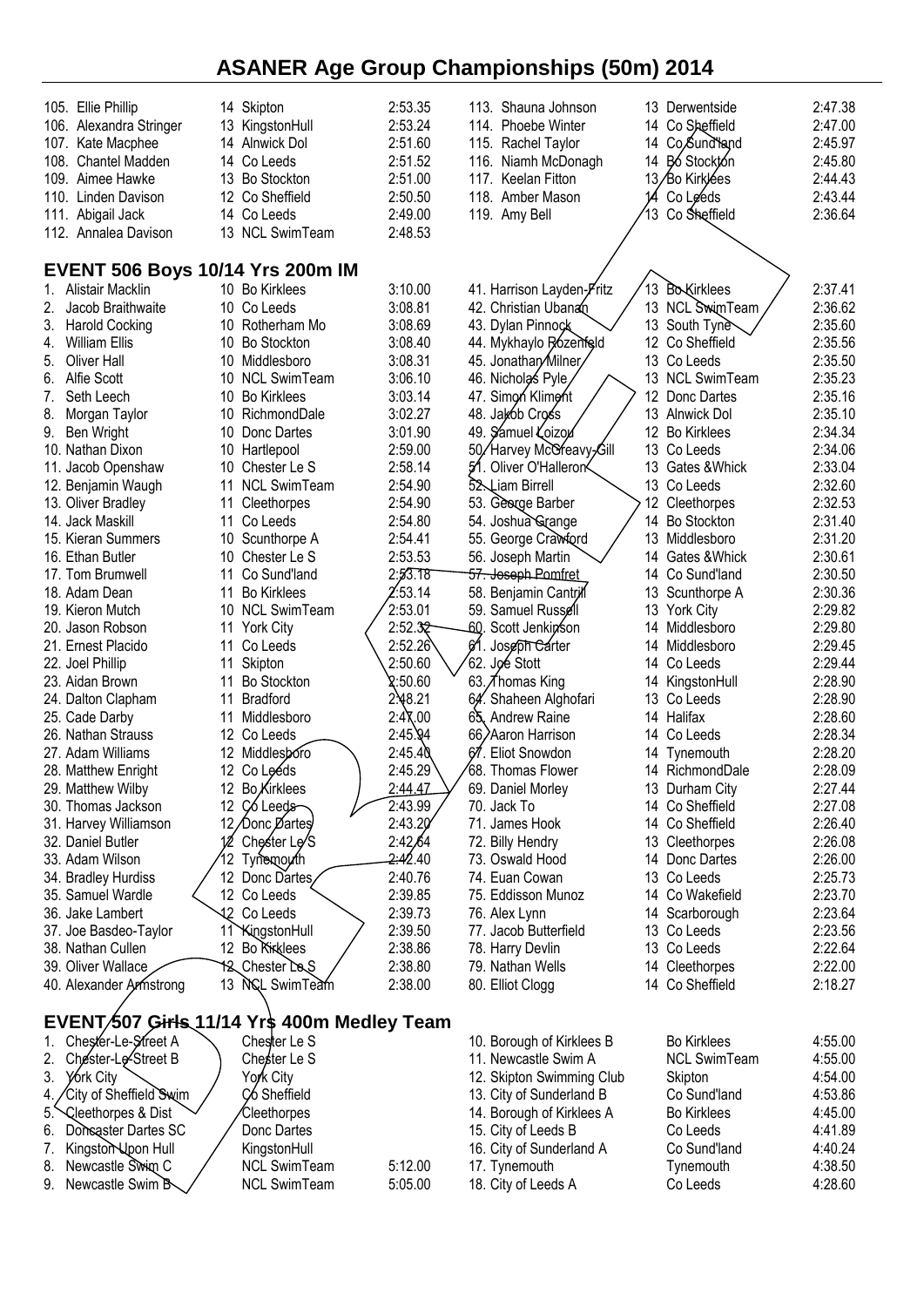# ASANER Age Group Championships (50m) 2014

| Place | Name | Age | Club | Time |
|---|---|---|---|---|
| 105. | Ellie Phillip | 14 | Skipton | 2:53.35 |
| 106. | Alexandra Stringer | 13 | KingstonHull | 2:53.24 |
| 107. | Kate Macphee | 14 | Alnwick Dol | 2:51.60 |
| 108. | Chantel Madden | 14 | Co Leeds | 2:51.52 |
| 109. | Aimee Hawke | 13 | Bo Stockton | 2:51.00 |
| 110. | Linden Davison | 12 | Co Sheffield | 2:50.50 |
| 111. | Abigail Jack | 14 | Co Leeds | 2:49.00 |
| 112. | Annalea Davison | 13 | NCL SwimTeam | 2:48.53 |
| 113. | Shauna Johnson | 13 | Derwentside | 2:47.38 |
| 114. | Phoebe Winter | 14 | Co Sheffield | 2:47.00 |
| 115. | Rachel Taylor | 14 | Co Sund'land | 2:45.97 |
| 116. | Niamh McDonagh | 14 | Bo Stockton | 2:45.80 |
| 117. | Keelan Fitton | 13 | Bo Kirklees | 2:44.43 |
| 118. | Amber Mason | 14 | Co Leeds | 2:43.44 |
| 119. | Amy Bell | 13 | Co Sheffield | 2:36.64 |

## EVENT 506 Boys 10/14 Yrs 200m IM

| Place | Name | Age | Club | Time |
|---|---|---|---|---|
| 1. | Alistair Macklin | 10 | Bo Kirklees | 3:10.00 |
| 2. | Jacob Braithwaite | 10 | Co Leeds | 3:08.81 |
| 3. | Harold Cocking | 10 | Rotherham Mo | 3:08.69 |
| 4. | William Ellis | 10 | Bo Stockton | 3:08.40 |
| 5. | Oliver Hall | 10 | Middlesboro | 3:08.31 |
| 6. | Alfie Scott | 10 | NCL SwimTeam | 3:06.10 |
| 7. | Seth Leech | 10 | Bo Kirklees | 3:03.14 |
| 8. | Morgan Taylor | 10 | RichmondDale | 3:02.27 |
| 9. | Ben Wright | 10 | Donc Dartes | 3:01.90 |
| 10. | Nathan Dixon | 10 | Hartlepool | 2:59.00 |
| 11. | Jacob Openshaw | 10 | Chester Le S | 2:58.14 |
| 12. | Benjamin Waugh | 11 | NCL SwimTeam | 2:54.90 |
| 13. | Oliver Bradley | 11 | Cleethorpes | 2:54.90 |
| 14. | Jack Maskill | 11 | Co Leeds | 2:54.80 |
| 15. | Kieran Summers | 10 | Scunthorpe A | 2:54.41 |
| 16. | Ethan Butler | 10 | Chester Le S | 2:53.53 |
| 17. | Tom Brumwell | 11 | Co Sund'land | 2:53.18 |
| 18. | Adam Dean | 11 | Bo Kirklees | 2:53.14 |
| 19. | Kieron Mutch | 10 | NCL SwimTeam | 2:53.01 |
| 20. | Jason Robson | 11 | York City | 2:52.32 |
| 21. | Ernest Placido | 11 | Co Leeds | 2:52.26 |
| 22. | Joel Phillip | 11 | Skipton | 2:50.60 |
| 23. | Aidan Brown | 11 | Bo Stockton | 2:50.60 |
| 24. | Dalton Clapham | 11 | Bradford | 2:48.21 |
| 25. | Cade Darby | 11 | Middlesboro | 2:47.00 |
| 26. | Nathan Strauss | 12 | Co Leeds | 2:45.94 |
| 27. | Adam Williams | 12 | Middlesboro | 2:45.40 |
| 28. | Matthew Enright | 12 | Co Leeds | 2:45.29 |
| 29. | Matthew Wilby | 12 | Bo Kirklees | 2:44.47 |
| 30. | Thomas Jackson | 12 | Co Leeds | 2:43.99 |
| 31. | Harvey Williamson | 12 | Donc Dartes | 2:43.20 |
| 32. | Daniel Butler | 12 | Chester Le S | 2:42.64 |
| 33. | Adam Wilson | 12 | Tynemouth | 2:42.40 |
| 34. | Bradley Hurdiss | 12 | Donc Dartes | 2:40.76 |
| 35. | Samuel Wardle | 12 | Co Leeds | 2:39.85 |
| 36. | Jake Lambert | 12 | Co Leeds | 2:39.73 |
| 37. | Joe Basdeo-Taylor | 11 | KingstonHull | 2:39.50 |
| 38. | Nathan Cullen | 12 | Bo Kirklees | 2:38.86 |
| 39. | Oliver Wallace | 12 | Chester Le S | 2:38.80 |
| 40. | Alexander Armstrong | 13 | NCL SwimTeam | 2:38.00 |
| 41. | Harrison Layden-Fritz | 13 | Bo Kirklees | 2:37.41 |
| 42. | Christian Ubanan | 13 | NCL SwimTeam | 2:36.62 |
| 43. | Dylan Pinnock | 13 | South Tyne | 2:35.60 |
| 44. | Mykhaylo Rozenfeld | 12 | Co Sheffield | 2:35.56 |
| 45. | Jonathan Milner | 13 | Co Leeds | 2:35.50 |
| 46. | Nicholas Pyle | 13 | NCL SwimTeam | 2:35.23 |
| 47. | Simon Kliment | 12 | Donc Dartes | 2:35.16 |
| 48. | Jakob Cross | 13 | Alnwick Dol | 2:35.10 |
| 49. | Samuel Loizou | 12 | Bo Kirklees | 2:34.34 |
| 50. | Harvey McGreavy-Gill | 13 | Co Leeds | 2:34.06 |
| 51. | Oliver O'Halleron | 13 | Gates &Whick | 2:33.04 |
| 52. | Liam Birrell | 13 | Co Leeds | 2:32.60 |
| 53. | George Barber | 12 | Cleethorpes | 2:32.53 |
| 54. | Joshua Grange | 14 | Bo Stockton | 2:31.40 |
| 55. | George Crawford | 13 | Middlesboro | 2:31.20 |
| 56. | Joseph Martin | 14 | Gates &Whick | 2:30.61 |
| 57. | Joseph Pomfret | 14 | Co Sund'land | 2:30.50 |
| 58. | Benjamin Cantrill | 13 | Scunthorpe A | 2:30.36 |
| 59. | Samuel Russell | 13 | York City | 2:29.82 |
| 60. | Scott Jenkinson | 14 | Middlesboro | 2:29.80 |
| 61. | Joseph Carter | 14 | Middlesboro | 2:29.45 |
| 62. | Joe Stott | 14 | Co Leeds | 2:29.44 |
| 63. | Thomas King | 14 | KingstonHull | 2:28.90 |
| 64. | Shaheen Alghofari | 13 | Co Leeds | 2:28.90 |
| 65. | Andrew Raine | 14 | Halifax | 2:28.60 |
| 66. | Aaron Harrison | 14 | Co Leeds | 2:28.34 |
| 67. | Eliot Snowdon | 14 | Tynemouth | 2:28.20 |
| 68. | Thomas Flower | 14 | RichmondDale | 2:28.09 |
| 69. | Daniel Morley | 13 | Durham City | 2:27.44 |
| 70. | Jack To | 14 | Co Sheffield | 2:27.08 |
| 71. | James Hook | 14 | Co Sheffield | 2:26.40 |
| 72. | Billy Hendry | 13 | Cleethorpes | 2:26.08 |
| 73. | Oswald Hood | 14 | Donc Dartes | 2:26.00 |
| 74. | Euan Cowan | 13 | Co Leeds | 2:25.73 |
| 75. | Eddisson Munoz | 14 | Co Wakefield | 2:23.70 |
| 76. | Alex Lynn | 14 | Scarborough | 2:23.64 |
| 77. | Jacob Butterfield | 13 | Co Leeds | 2:23.56 |
| 78. | Harry Devlin | 13 | Co Leeds | 2:22.64 |
| 79. | Nathan Wells | 14 | Cleethorpes | 2:22.00 |
| 80. | Elliot Clogg | 14 | Co Sheffield | 2:18.27 |

## EVENT 507 Girls 11/14 Yrs 400m Medley Team

| Place | Team | Club | Time |
|---|---|---|---|
| 1. | Chester-Le-Street A | Chester Le S | |
| 2. | Chester-Le-Street B | Chester Le S | |
| 3. | York City | York City | |
| 4. | City of Sheffield Swim | Co Sheffield | |
| 5. | Cleethorpes & Dist | Cleethorpes | |
| 6. | Doncaster Dartes SC | Donc Dartes | |
| 7. | Kingston Upon Hull | KingstonHull | |
| 8. | Newcastle Swim C | NCL SwimTeam | 5:12.00 |
| 9. | Newcastle Swim B | NCL SwimTeam | 5:05.00 |
| 10. | Borough of Kirklees B | Bo Kirklees | 4:55.00 |
| 11. | Newcastle Swim A | NCL SwimTeam | 4:55.00 |
| 12. | Skipton Swimming Club | Skipton | 4:54.00 |
| 13. | City of Sunderland B | Co Sund'land | 4:53.86 |
| 14. | Borough of Kirklees A | Bo Kirklees | 4:45.00 |
| 15. | City of Leeds B | Co Leeds | 4:41.89 |
| 16. | City of Sunderland A | Co Sund'land | 4:40.24 |
| 17. | Tynemouth | Tynemouth | 4:38.50 |
| 18. | City of Leeds A | Co Leeds | 4:28.60 |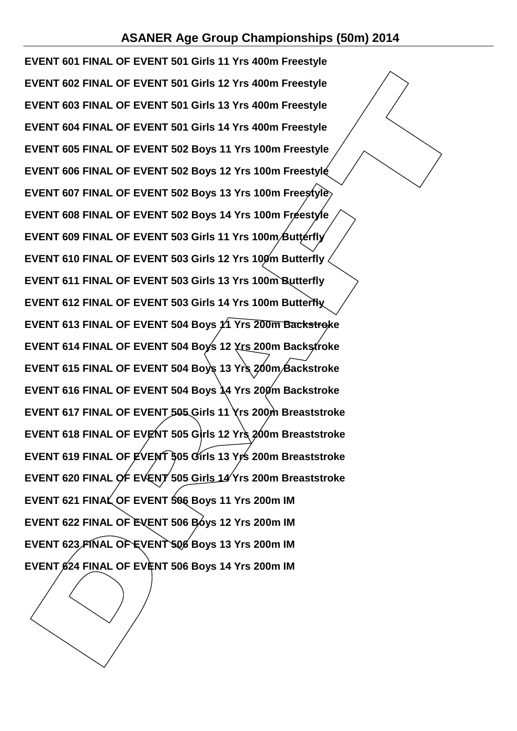## ASANER Age Group Championships (50m) 2014

**EVENT 601 FINAL OF EVENT 501 Girls 11 Yrs 400m Freestyle**

**EVENT 602 FINAL OF EVENT 501 Girls 12 Yrs 400m Freestyle**

**EVENT 603 FINAL OF EVENT 501 Girls 13 Yrs 400m Freestyle**

**EVENT 604 FINAL OF EVENT 501 Girls 14 Yrs 400m Freestyle**

**EVENT 605 FINAL OF EVENT 502 Boys 11 Yrs 100m Freestyle**

**EVENT 606 FINAL OF EVENT 502 Boys 12 Yrs 100m Freestyle**

**EVENT 607 FINAL OF EVENT 502 Boys 13 Yrs 100m Freestyle**

**EVENT 608 FINAL OF EVENT 502 Boys 14 Yrs 100m Freestyle**

**EVENT 609 FINAL OF EVENT 503 Girls 11 Yrs 100m Butterfly**

**EVENT 610 FINAL OF EVENT 503 Girls 12 Yrs 100m Butterfly**

**EVENT 611 FINAL OF EVENT 503 Girls 13 Yrs 100m Butterfly**

**EVENT 612 FINAL OF EVENT 503 Girls 14 Yrs 100m Butterfly**

**EVENT 613 FINAL OF EVENT 504 Boys 11 Yrs 200m Backstroke**

**EVENT 614 FINAL OF EVENT 504 Boys 12 Yrs 200m Backstroke**

**EVENT 615 FINAL OF EVENT 504 Boys 13 Yrs 200m Backstroke**

**EVENT 616 FINAL OF EVENT 504 Boys 14 Yrs 200m Backstroke**

**EVENT 617 FINAL OF EVENT 505 Girls 11 Yrs 200m Breaststroke**

**EVENT 618 FINAL OF EVENT 505 Girls 12 Yrs 200m Breaststroke**

**EVENT 619 FINAL OF EVENT 505 Girls 13 Yrs 200m Breaststroke**

**EVENT 620 FINAL OF EVENT 505 Girls 14 Yrs 200m Breaststroke**

**EVENT 621 FINAL OF EVENT 506 Boys 11 Yrs 200m IM**

**EVENT 622 FINAL OF EVENT 506 Boys 12 Yrs 200m IM**

**EVENT 623 FINAL OF EVENT 506 Boys 13 Yrs 200m IM**

**EVENT 624 FINAL OF EVENT 506 Boys 14 Yrs 200m IM**

DRAFT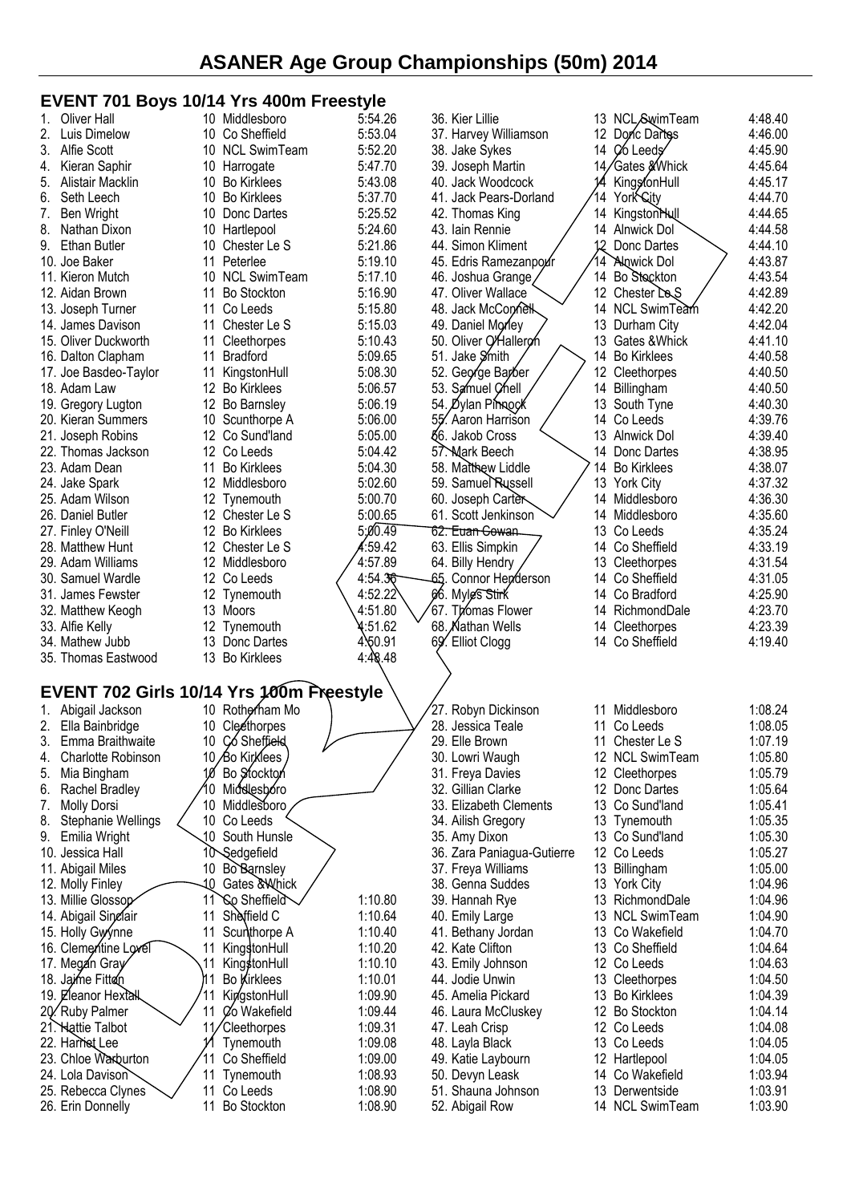# ASANER Age Group Championships (50m) 2014

## EVENT 701 Boys 10/14 Yrs 400m Freestyle

| # | Name | Age | Club | Time |
|---|---|---|---|---|
| 1. | Oliver Hall | 10 | Middlesboro | 5:54.26 |
| 2. | Luis Dimelow | 10 | Co Sheffield | 5:53.04 |
| 3. | Alfie Scott | 10 | NCL SwimTeam | 5:52.20 |
| 4. | Kieran Saphir | 10 | Harrogate | 5:47.70 |
| 5. | Alistair Macklin | 10 | Bo Kirklees | 5:43.08 |
| 6. | Seth Leech | 10 | Bo Kirklees | 5:37.70 |
| 7. | Ben Wright | 10 | Donc Dartes | 5:25.52 |
| 8. | Nathan Dixon | 10 | Hartlepool | 5:24.60 |
| 9. | Ethan Butler | 10 | Chester Le S | 5:21.86 |
| 10. | Joe Baker | 11 | Peterlee | 5:19.10 |
| 11. | Kieron Mutch | 10 | NCL SwimTeam | 5:17.10 |
| 12. | Aidan Brown | 11 | Bo Stockton | 5:16.90 |
| 13. | Joseph Turner | 11 | Co Leeds | 5:15.80 |
| 14. | James Davison | 11 | Chester Le S | 5:15.03 |
| 15. | Oliver Duckworth | 11 | Cleethorpes | 5:10.43 |
| 16. | Dalton Clapham | 11 | Bradford | 5:09.65 |
| 17. | Joe Basdeo-Taylor | 11 | KingstonHull | 5:08.30 |
| 18. | Adam Law | 12 | Bo Kirklees | 5:06.57 |
| 19. | Gregory Lugton | 12 | Bo Barnsley | 5:06.19 |
| 20. | Kieran Summers | 10 | Scunthorpe A | 5:06.00 |
| 21. | Joseph Robins | 12 | Co Sund'land | 5:05.00 |
| 22. | Thomas Jackson | 12 | Co Leeds | 5:04.42 |
| 23. | Adam Dean | 11 | Bo Kirklees | 5:04.30 |
| 24. | Jake Spark | 12 | Middlesboro | 5:02.60 |
| 25. | Adam Wilson | 12 | Tynemouth | 5:00.70 |
| 26. | Daniel Butler | 12 | Chester Le S | 5:00.65 |
| 27. | Finley O'Neill | 12 | Bo Kirklees | 5:00.49 |
| 28. | Matthew Hunt | 12 | Chester Le S | 4:59.42 |
| 29. | Adam Williams | 12 | Middlesboro | 4:57.89 |
| 30. | Samuel Wardle | 12 | Co Leeds | 4:54.36 |
| 31. | James Fewster | 12 | Tynemouth | 4:52.22 |
| 32. | Matthew Keogh | 13 | Moors | 4:51.80 |
| 33. | Alfie Kelly | 12 | Tynemouth | 4:51.62 |
| 34. | Mathew Jubb | 13 | Donc Dartes | 4:50.91 |
| 35. | Thomas Eastwood | 13 | Bo Kirklees | 4:48.48 |
| 36. | Kier Lillie | 13 | NCL SwimTeam | 4:48.40 |
| 37. | Harvey Williamson | 12 | Donc Dartes | 4:46.00 |
| 38. | Jake Sykes | 14 | Co Leeds | 4:45.90 |
| 39. | Joseph Martin | 14 | Gates &Whick | 4:45.64 |
| 40. | Jack Woodcock | 14 | KingstonHull | 4:45.17 |
| 41. | Jack Pears-Dorland | 14 | York City | 4:44.70 |
| 42. | Thomas King | 14 | KingstonHull | 4:44.65 |
| 43. | Iain Rennie | 14 | Alnwick Dol | 4:44.58 |
| 44. | Simon Kliment | 12 | Donc Dartes | 4:44.10 |
| 45. | Edris Ramezanpour | 14 | Alnwick Dol | 4:43.87 |
| 46. | Joshua Grange | 14 | Bo Stockton | 4:43.54 |
| 47. | Oliver Wallace | 12 | Chester Le S | 4:42.89 |
| 48. | Jack McConnell | 14 | NCL SwimTeam | 4:42.20 |
| 49. | Daniel Morley | 13 | Durham City | 4:42.04 |
| 50. | Oliver O'Halleron | 13 | Gates &Whick | 4:41.10 |
| 51. | Jake Smith | 14 | Bo Kirklees | 4:40.58 |
| 52. | George Barber | 12 | Cleethorpes | 4:40.50 |
| 53. | Samuel Chell | 14 | Billingham | 4:40.50 |
| 54. | Dylan Pinnock | 13 | South Tyne | 4:40.30 |
| 55. | Aaron Harrison | 14 | Co Leeds | 4:39.76 |
| 56. | Jakob Cross | 13 | Alnwick Dol | 4:39.40 |
| 57. | Mark Beech | 14 | Donc Dartes | 4:38.95 |
| 58. | Matthew Liddle | 14 | Bo Kirklees | 4:38.07 |
| 59. | Samuel Russell | 13 | York City | 4:37.32 |
| 60. | Joseph Carter | 14 | Middlesboro | 4:36.30 |
| 61. | Scott Jenkinson | 14 | Middlesboro | 4:35.60 |
| 62. | Euan Cowan | 13 | Co Leeds | 4:35.24 |
| 63. | Ellis Simpkin | 14 | Co Sheffield | 4:33.19 |
| 64. | Billy Hendry | 13 | Cleethorpes | 4:31.54 |
| 65. | Connor Henderson | 14 | Co Sheffield | 4:31.05 |
| 66. | Myles Stirk | 14 | Co Bradford | 4:25.90 |
| 67. | Thomas Flower | 14 | RichmondDale | 4:23.70 |
| 68. | Nathan Wells | 14 | Cleethorpes | 4:23.39 |
| 69. | Elliot Clogg | 14 | Co Sheffield | 4:19.40 |

## EVENT 702 Girls 10/14 Yrs 100m Freestyle

| # | Name | Age | Club | Time |
|---|---|---|---|---|
| 1. | Abigail Jackson | 10 | Rotherham Mo | |
| 2. | Ella Bainbridge | 10 | Cleethorpes | |
| 3. | Emma Braithwaite | 10 | Co Sheffield | |
| 4. | Charlotte Robinson | 10 | Bo Kirklees | |
| 5. | Mia Bingham | 10 | Bo Stockton | |
| 6. | Rachel Bradley | 10 | Middlesboro | |
| 7. | Molly Dorsi | 10 | Middlesboro | |
| 8. | Stephanie Wellings | 10 | Co Leeds | |
| 9. | Emilia Wright | 10 | South Hunsle | |
| 10. | Jessica Hall | 10 | Sedgefield | |
| 11. | Abigail Miles | 10 | Bo Barnsley | |
| 12. | Molly Finley | 10 | Gates &Whick | |
| 13. | Millie Glossop | 11 | Co Sheffield | 1:10.80 |
| 14. | Abigail Sinclair | 11 | Sheffield C | 1:10.64 |
| 15. | Holly Gwynne | 11 | Scunthorpe A | 1:10.40 |
| 16. | Clementine Lovel | 11 | KingstonHull | 1:10.20 |
| 17. | Megan Gray | 11 | KingstonHull | 1:10.10 |
| 18. | Jaime Fitton | 11 | Bo Kirklees | 1:10.01 |
| 19. | Eleanor Hextall | 11 | KingstonHull | 1:09.90 |
| 20. | Ruby Palmer | 11 | Co Wakefield | 1:09.44 |
| 21. | Hattie Talbot | 11 | Cleethorpes | 1:09.31 |
| 22. | Harriet Lee | 11 | Tynemouth | 1:09.08 |
| 23. | Chloe Warburton | 11 | Co Sheffield | 1:09.00 |
| 24. | Lola Davison | 11 | Tynemouth | 1:08.93 |
| 25. | Rebecca Clynes | 11 | Co Leeds | 1:08.90 |
| 26. | Erin Donnelly | 11 | Bo Stockton | 1:08.90 |
| 27. | Robyn Dickinson | 11 | Middlesboro | 1:08.24 |
| 28. | Jessica Teale | 11 | Co Leeds | 1:08.05 |
| 29. | Elle Brown | 11 | Chester Le S | 1:07.19 |
| 30. | Lowri Waugh | 12 | NCL SwimTeam | 1:05.80 |
| 31. | Freya Davies | 12 | Cleethorpes | 1:05.79 |
| 32. | Gillian Clarke | 12 | Donc Dartes | 1:05.64 |
| 33. | Elizabeth Clements | 13 | Co Sund'land | 1:05.41 |
| 34. | Ailish Gregory | 13 | Tynemouth | 1:05.35 |
| 35. | Amy Dixon | 13 | Co Sund'land | 1:05.30 |
| 36. | Zara Paniagua-Gutierre | 12 | Co Leeds | 1:05.27 |
| 37. | Freya Williams | 13 | Billingham | 1:05.00 |
| 38. | Genna Suddes | 13 | York City | 1:04.96 |
| 39. | Hannah Rye | 13 | RichmondDale | 1:04.96 |
| 40. | Emily Large | 13 | NCL SwimTeam | 1:04.90 |
| 41. | Bethany Jordan | 13 | Co Wakefield | 1:04.70 |
| 42. | Kate Clifton | 13 | Co Sheffield | 1:04.64 |
| 43. | Emily Johnson | 12 | Co Leeds | 1:04.63 |
| 44. | Jodie Unwin | 13 | Cleethorpes | 1:04.50 |
| 45. | Amelia Pickard | 13 | Bo Kirklees | 1:04.39 |
| 46. | Laura McCluskey | 12 | Bo Stockton | 1:04.14 |
| 47. | Leah Crisp | 12 | Co Leeds | 1:04.08 |
| 48. | Layla Black | 13 | Co Leeds | 1:04.05 |
| 49. | Katie Laybourn | 12 | Hartlepool | 1:04.05 |
| 50. | Devyn Leask | 14 | Co Wakefield | 1:03.94 |
| 51. | Shauna Johnson | 13 | Derwentside | 1:03.91 |
| 52. | Abigail Row | 14 | NCL SwimTeam | 1:03.90 |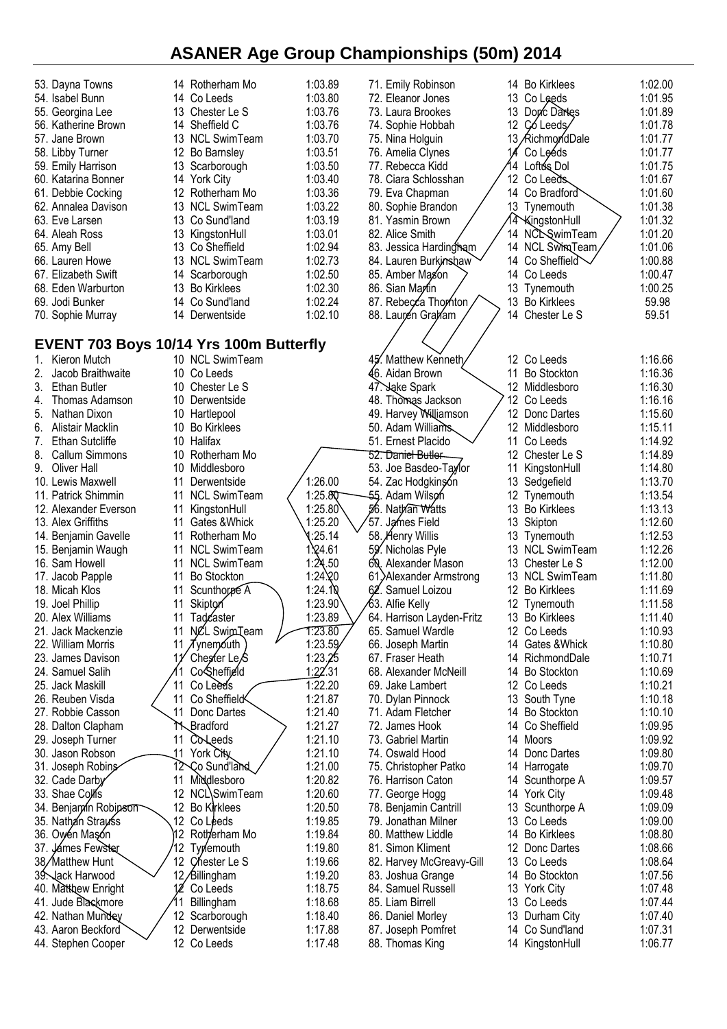# ASANER Age Group Championships (50m) 2014

| | | | | | | |
|---|---|---|---|---|---|---|
| 53. Dayna Towns | 14 | Rotherham Mo | 1:03.89 | 71. Emily Robinson | 14 Bo Kirklees | 1:02.00 |
| 54. Isabel Bunn | 14 | Co Leeds | 1:03.80 | 72. Eleanor Jones | 13 Co Leeds | 1:01.95 |
| 55. Georgina Lee | 13 | Chester Le S | 1:03.76 | 73. Laura Brookes | 13 Donc Dartes | 1:01.89 |
| 56. Katherine Brown | 14 | Sheffield C | 1:03.76 | 74. Sophie Hobbah | 12 Co Leeds | 1:01.78 |
| 57. Jane Brown | 13 | NCL SwimTeam | 1:03.70 | 75. Nina Holguin | 13 RichmondDale | 1:01.77 |
| 58. Libby Turner | 12 | Bo Barnsley | 1:03.51 | 76. Amelia Clynes | 14 Co Leeds | 1:01.77 |
| 59. Emily Harrison | 13 | Scarborough | 1:03.50 | 77. Rebecca Kidd | 14 Loftus Dol | 1:01.75 |
| 60. Katarina Bonner | 14 | York City | 1:03.40 | 78. Ciara Schlosshan | 12 Co Leeds | 1:01.67 |
| 61. Debbie Cocking | 12 | Rotherham Mo | 1:03.36 | 79. Eva Chapman | 14 Co Bradford | 1:01.60 |
| 62. Annalea Davison | 13 | NCL SwimTeam | 1:03.22 | 80. Sophie Brandon | 13 Tynemouth | 1:01.38 |
| 63. Eve Larsen | 13 | Co Sund'land | 1:03.19 | 81. Yasmin Brown | 14 KingstonHull | 1:01.32 |
| 64. Aleah Ross | 13 | KingstonHull | 1:03.01 | 82. Alice Smith | 14 NCL SwimTeam | 1:01.20 |
| 65. Amy Bell | 13 | Co Sheffield | 1:02.94 | 83. Jessica Hardingham | 14 NCL SwimTeam | 1:01.06 |
| 66. Lauren Howe | 13 | NCL SwimTeam | 1:02.73 | 84. Lauren Burkinshaw | 14 Co Sheffield | 1:00.88 |
| 67. Elizabeth Swift | 14 | Scarborough | 1:02.50 | 85. Amber Mason | 14 Co Leeds | 1:00.47 |
| 68. Eden Warburton | 13 | Bo Kirklees | 1:02.30 | 86. Sian Martin | 13 Tynemouth | 1:00.25 |
| 69. Jodi Bunker | 14 | Co Sund'land | 1:02.24 | 87. Rebecca Thornton | 13 Bo Kirklees | 59.98 |
| 70. Sophie Murray | 14 | Derwentside | 1:02.10 | 88. Lauren Graham | 14 Chester Le S | 59.51 |

## EVENT 703 Boys 10/14 Yrs 100m Butterfly

| | | | | | | |
|---|---|---|---|---|---|---|
| 1. Kieron Mutch | 10 | NCL SwimTeam | | 45. Matthew Kenneth | 12 Co Leeds | 1:16.66 |
| 2. Jacob Braithwaite | 10 | Co Leeds | | 46. Aidan Brown | 11 Bo Stockton | 1:16.36 |
| 3. Ethan Butler | 10 | Chester Le S | | 47. Jake Spark | 12 Middlesboro | 1:16.30 |
| 4. Thomas Adamson | 10 | Derwentside | | 48. Thomas Jackson | 12 Co Leeds | 1:16.16 |
| 5. Nathan Dixon | 10 | Hartlepool | | 49. Harvey Williamson | 12 Donc Dartes | 1:15.60 |
| 6. Alistair Macklin | 10 | Bo Kirklees | | 50. Adam Williams | 12 Middlesboro | 1:15.11 |
| 7. Ethan Sutcliffe | 10 | Halifax | | 51. Ernest Placido | 11 Co Leeds | 1:14.92 |
| 8. Callum Simmons | 10 | Rotherham Mo | | 52. Daniel Butler | 12 Chester Le S | 1:14.89 |
| 9. Oliver Hall | 10 | Middlesboro | | 53. Joe Basdeo-Taylor | 11 KingstonHull | 1:14.80 |
| 10. Lewis Maxwell | 11 | Derwentside | 1:26.00 | 54. Zac Hodgkinson | 13 Sedgefield | 1:13.70 |
| 11. Patrick Shimmin | 11 | NCL SwimTeam | 1:25.80 | 55. Adam Wilson | 12 Tynemouth | 1:13.54 |
| 12. Alexander Everson | 11 | KingstonHull | 1:25.80 | 56. Nathan Watts | 13 Bo Kirklees | 1:13.13 |
| 13. Alex Griffiths | 11 | Gates &Whick | 1:25.20 | 57. James Field | 13 Skipton | 1:12.60 |
| 14. Benjamin Gavelle | 11 | Rotherham Mo | 1:25.14 | 58. Henry Willis | 13 Tynemouth | 1:12.53 |
| 15. Benjamin Waugh | 11 | NCL SwimTeam | 1:24.61 | 59. Nicholas Pyle | 13 NCL SwimTeam | 1:12.26 |
| 16. Sam Howell | 11 | NCL SwimTeam | 1:24.50 | 60. Alexander Mason | 13 Chester Le S | 1:12.00 |
| 17. Jacob Papple | 11 | Bo Stockton | 1:24.20 | 61. Alexander Armstrong | 13 NCL SwimTeam | 1:11.80 |
| 18. Micah Klos | 11 | Scunthorpe A | 1:24.10 | 62. Samuel Loizou | 12 Bo Kirklees | 1:11.69 |
| 19. Joel Phillip | 11 | Skipton | 1:23.90 | 63. Alfie Kelly | 12 Tynemouth | 1:11.58 |
| 20. Alex Williams | 11 | Tadcaster | 1:23.89 | 64. Harrison Layden-Fritz | 13 Bo Kirklees | 1:11.40 |
| 21. Jack Mackenzie | 11 | NCL SwimTeam | 1:23.80 | 65. Samuel Wardle | 12 Co Leeds | 1:10.93 |
| 22. William Morris | 11 | Tynemouth | 1:23.59 | 66. Joseph Martin | 14 Gates &Whick | 1:10.80 |
| 23. James Davison | 11 | Chester Le S | 1:23.25 | 67. Fraser Heath | 14 RichmondDale | 1:10.71 |
| 24. Samuel Salih | 11 | Co Sheffield | 1:22.31 | 68. Alexander McNeill | 14 Bo Stockton | 1:10.69 |
| 25. Jack Maskill | 11 | Co Leeds | 1:22.20 | 69. Jake Lambert | 12 Co Leeds | 1:10.21 |
| 26. Reuben Visda | 11 | Co Sheffield | 1:21.87 | 70. Dylan Pinnock | 13 South Tyne | 1:10.18 |
| 27. Robbie Casson | 11 | Donc Dartes | 1:21.40 | 71. Adam Fletcher | 14 Bo Stockton | 1:10.10 |
| 28. Dalton Clapham | 11 | Bradford | 1:21.27 | 72. James Hook | 14 Co Sheffield | 1:09.95 |
| 29. Joseph Turner | 11 | Co Leeds | 1:21.10 | 73. Gabriel Martin | 14 Moors | 1:09.92 |
| 30. Jason Robson | 11 | York City | 1:21.10 | 74. Oswald Hood | 14 Donc Dartes | 1:09.80 |
| 31. Joseph Robins | 12 | Co Sund'land | 1:21.00 | 75. Christopher Patko | 14 Harrogate | 1:09.70 |
| 32. Cade Darby | 11 | Middlesboro | 1:20.82 | 76. Harrison Caton | 14 Scunthorpe A | 1:09.57 |
| 33. Shae Collis | 12 | NCL SwimTeam | 1:20.60 | 77. George Hogg | 14 York City | 1:09.48 |
| 34. Benjamin Robinson | 12 | Bo Kirklees | 1:20.50 | 78. Benjamin Cantrill | 13 Scunthorpe A | 1:09.09 |
| 35. Nathan Strauss | 12 | Co Leeds | 1:19.85 | 79. Jonathan Milner | 13 Co Leeds | 1:09.00 |
| 36. Owen Mason | 12 | Rotherham Mo | 1:19.84 | 80. Matthew Liddle | 14 Bo Kirklees | 1:08.80 |
| 37. James Fewster | 12 | Tynemouth | 1:19.80 | 81. Simon Kliment | 12 Donc Dartes | 1:08.66 |
| 38. Matthew Hunt | 12 | Chester Le S | 1:19.66 | 82. Harvey McGreavy-Gill | 13 Co Leeds | 1:08.64 |
| 39. Jack Harwood | 12 | Billingham | 1:19.20 | 83. Joshua Grange | 14 Bo Stockton | 1:07.56 |
| 40. Matthew Enright | 12 | Co Leeds | 1:18.75 | 84. Samuel Russell | 13 York City | 1:07.48 |
| 41. Jude Blackmore | 11 | Billingham | 1:18.68 | 85. Liam Birrell | 13 Co Leeds | 1:07.44 |
| 42. Nathan Mundey | 12 | Scarborough | 1:18.40 | 86. Daniel Morley | 13 Durham City | 1:07.40 |
| 43. Aaron Beckford | 12 | Derwentside | 1:17.88 | 87. Joseph Pomfret | 14 Co Sund'land | 1:07.31 |
| 44. Stephen Cooper | 12 | Co Leeds | 1:17.48 | 88. Thomas King | 14 KingstonHull | 1:06.77 |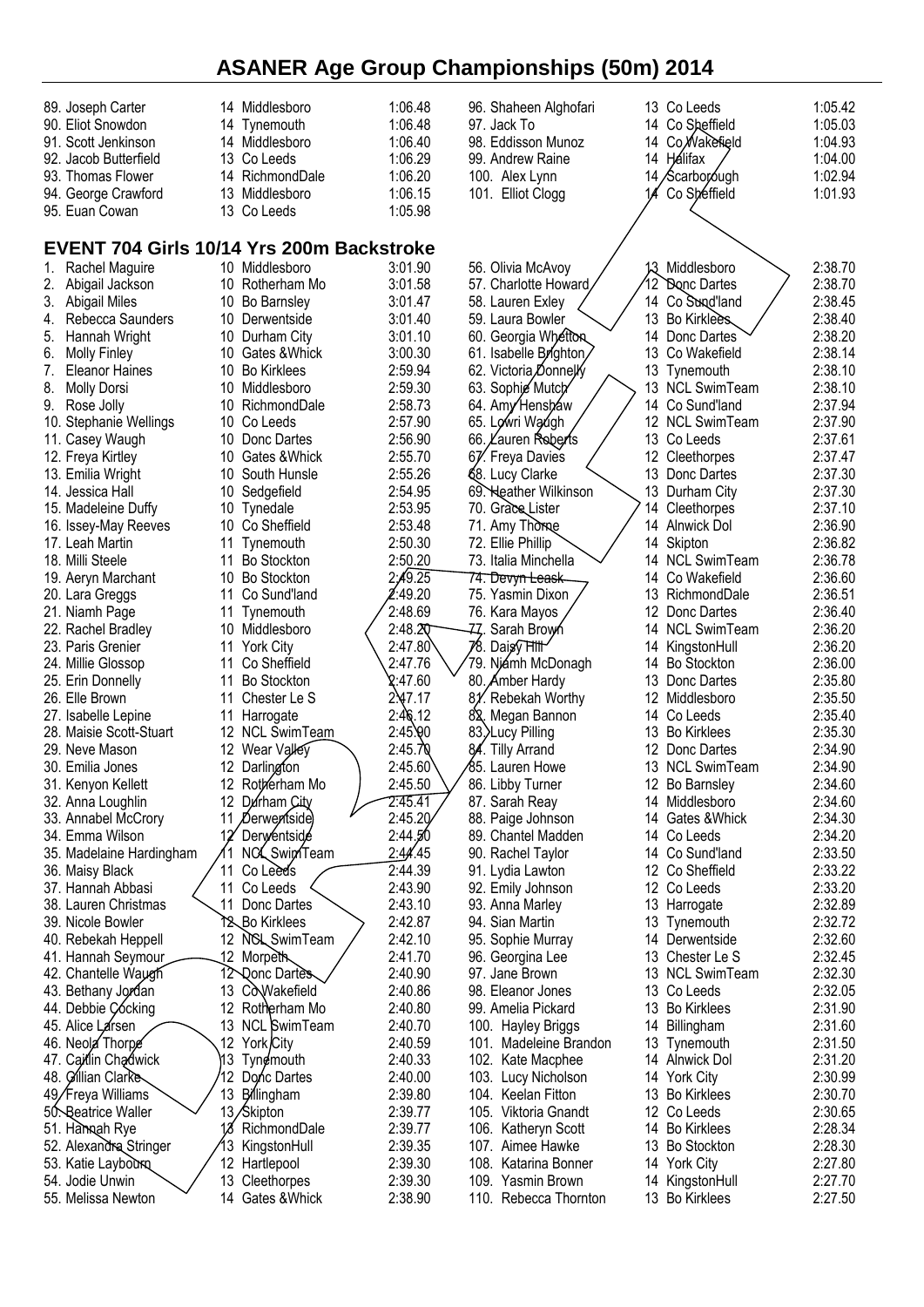# ASANER Age Group Championships (50m) 2014

| | | | |
|---|---|---|---|
| 89. Joseph Carter | 14 Middlesboro | 1:06.48 | |
| 90. Eliot Snowdon | 14 Tynemouth | 1:06.48 | |
| 91. Scott Jenkinson | 14 Middlesboro | 1:06.40 | |
| 92. Jacob Butterfield | 13 Co Leeds | 1:06.29 | |
| 93. Thomas Flower | 14 RichmondDale | 1:06.20 | |
| 94. George Crawford | 13 Middlesboro | 1:06.15 | |
| 95. Euan Cowan | 13 Co Leeds | 1:05.98 | |
| 96. Shaheen Alghofari | 13 Co Leeds | 1:05.42 | |
| 97. Jack To | 14 Co Sheffield | 1:05.03 | |
| 98. Eddisson Munoz | 14 Co Wakefield | 1:04.93 | |
| 99. Andrew Raine | 14 Halifax | 1:04.00 | |
| 100. Alex Lynn | 14 Scarborough | 1:02.94 | |
| 101. Elliot Clogg | 14 Co Sheffield | 1:01.93 | |

## EVENT 704 Girls 10/14 Yrs 200m Backstroke

| Place / Name | Age / Club | Time |
|---|---|---|
| 1. Rachel Maguire | 10 Middlesboro | 3:01.90 |
| 2. Abigail Jackson | 10 Rotherham Mo | 3:01.58 |
| 3. Abigail Miles | 10 Bo Barnsley | 3:01.47 |
| 4. Rebecca Saunders | 10 Derwentside | 3:01.40 |
| 5. Hannah Wright | 10 Durham City | 3:01.10 |
| 6. Molly Finley | 10 Gates &Whick | 3:00.30 |
| 7. Eleanor Haines | 10 Bo Kirklees | 2:59.94 |
| 8. Molly Dorsi | 10 Middlesboro | 2:59.30 |
| 9. Rose Jolly | 10 RichmondDale | 2:58.73 |
| 10. Stephanie Wellings | 10 Co Leeds | 2:57.90 |
| 11. Casey Waugh | 10 Donc Dartes | 2:56.90 |
| 12. Freya Kirtley | 10 Gates &Whick | 2:55.70 |
| 13. Emilia Wright | 10 South Hunsle | 2:55.26 |
| 14. Jessica Hall | 10 Sedgefield | 2:54.95 |
| 15. Madeleine Duffy | 10 Tynedale | 2:53.95 |
| 16. Issey-May Reeves | 10 Co Sheffield | 2:53.48 |
| 17. Leah Martin | 11 Tynemouth | 2:50.30 |
| 18. Milli Steele | 11 Bo Stockton | 2:50.20 |
| 19. Aeryn Marchant | 10 Bo Stockton | 2:49.25 |
| 20. Lara Greggs | 11 Co Sund'land | 2:49.20 |
| 21. Niamh Page | 11 Tynemouth | 2:48.69 |
| 22. Rachel Bradley | 10 Middlesboro | 2:48.20 |
| 23. Paris Grenier | 11 York City | 2:47.80 |
| 24. Millie Glossop | 11 Co Sheffield | 2:47.76 |
| 25. Erin Donnelly | 11 Bo Stockton | 2:47.60 |
| 26. Elle Brown | 11 Chester Le S | 2:47.17 |
| 27. Isabelle Lepine | 11 Harrogate | 2:46.12 |
| 28. Maisie Scott-Stuart | 12 NCL SwimTeam | 2:45.90 |
| 29. Neve Mason | 12 Wear Valley | 2:45.70 |
| 30. Emilia Jones | 12 Darlington | 2:45.60 |
| 31. Kenyon Kellett | 12 Rotherham Mo | 2:45.50 |
| 32. Anna Loughlin | 12 Durham City | 2:45.41 |
| 33. Annabel McCrory | 11 Derwentside | 2:45.20 |
| 34. Emma Wilson | 12 Derwentside | 2:44.50 |
| 35. Madelaine Hardingham | 11 NCL SwimTeam | 2:44.45 |
| 36. Maisy Black | 11 Co Leeds | 2:44.39 |
| 37. Hannah Abbasi | 11 Co Leeds | 2:43.90 |
| 38. Lauren Christmas | 11 Donc Dartes | 2:43.10 |
| 39. Nicole Bowler | 12 Bo Kirklees | 2:42.87 |
| 40. Rebekah Heppell | 12 NCL SwimTeam | 2:42.10 |
| 41. Hannah Seymour | 12 Morpeth | 2:41.70 |
| 42. Chantelle Waugh | 12 Donc Dartes | 2:40.90 |
| 43. Bethany Jordan | 13 Co Wakefield | 2:40.86 |
| 44. Debbie Cocking | 12 Rotherham Mo | 2:40.80 |
| 45. Alice Larsen | 13 NCL SwimTeam | 2:40.70 |
| 46. Neola Thorpe | 12 York City | 2:40.59 |
| 47. Caitlin Chadwick | 13 Tynemouth | 2:40.33 |
| 48. Gillian Clarke | 12 Donc Dartes | 2:40.00 |
| 49. Freya Williams | 13 Billingham | 2:39.80 |
| 50. Beatrice Waller | 13 Skipton | 2:39.77 |
| 51. Hannah Rye | 13 RichmondDale | 2:39.77 |
| 52. Alexandra Stringer | 13 KingstonHull | 2:39.35 |
| 53. Katie Laybourn | 12 Hartlepool | 2:39.30 |
| 54. Jodie Unwin | 13 Cleethorpes | 2:39.30 |
| 55. Melissa Newton | 14 Gates &Whick | 2:38.90 |
| 56. Olivia McAvoy | 13 Middlesboro | 2:38.70 |
| 57. Charlotte Howard | 12 Donc Dartes | 2:38.70 |
| 58. Lauren Exley | 14 Co Sund'land | 2:38.45 |
| 59. Laura Bowler | 13 Bo Kirklees | 2:38.40 |
| 60. Georgia Whetton | 14 Donc Dartes | 2:38.20 |
| 61. Isabelle Brighton | 13 Co Wakefield | 2:38.14 |
| 62. Victoria Donnelly | 13 Tynemouth | 2:38.10 |
| 63. Sophie Mutch | 13 NCL SwimTeam | 2:38.10 |
| 64. Amy Henshaw | 14 Co Sund'land | 2:37.94 |
| 65. Lowri Waugh | 12 NCL SwimTeam | 2:37.90 |
| 66. Lauren Roberts | 13 Co Leeds | 2:37.61 |
| 67. Freya Davies | 12 Cleethorpes | 2:37.47 |
| 68. Lucy Clarke | 13 Donc Dartes | 2:37.30 |
| 69. Heather Wilkinson | 13 Durham City | 2:37.30 |
| 70. Grace Lister | 14 Cleethorpes | 2:37.10 |
| 71. Amy Thorne | 14 Alnwick Dol | 2:36.90 |
| 72. Ellie Phillip | 14 Skipton | 2:36.82 |
| 73. Italia Minchella | 14 NCL SwimTeam | 2:36.78 |
| 74. Devyn Leask | 14 Co Wakefield | 2:36.60 |
| 75. Yasmin Dixon | 13 RichmondDale | 2:36.51 |
| 76. Kara Mayos | 12 Donc Dartes | 2:36.40 |
| 77. Sarah Brown | 14 NCL SwimTeam | 2:36.20 |
| 78. Daisy Hill | 14 KingstonHull | 2:36.20 |
| 79. Niamh McDonagh | 14 Bo Stockton | 2:36.00 |
| 80. Amber Hardy | 13 Donc Dartes | 2:35.80 |
| 81. Rebekah Worthy | 12 Middlesboro | 2:35.50 |
| 82. Megan Bannon | 14 Co Leeds | 2:35.40 |
| 83. Lucy Pilling | 13 Bo Kirklees | 2:35.30 |
| 84. Tilly Arrand | 12 Donc Dartes | 2:34.90 |
| 85. Lauren Howe | 13 NCL SwimTeam | 2:34.90 |
| 86. Libby Turner | 12 Bo Barnsley | 2:34.60 |
| 87. Sarah Reay | 14 Middlesboro | 2:34.60 |
| 88. Paige Johnson | 14 Gates &Whick | 2:34.30 |
| 89. Chantel Madden | 14 Co Leeds | 2:34.20 |
| 90. Rachel Taylor | 14 Co Sund'land | 2:33.50 |
| 91. Lydia Lawton | 12 Co Sheffield | 2:33.22 |
| 92. Emily Johnson | 12 Co Leeds | 2:33.20 |
| 93. Anna Marley | 13 Harrogate | 2:32.89 |
| 94. Sian Martin | 13 Tynemouth | 2:32.72 |
| 95. Sophie Murray | 14 Derwentside | 2:32.60 |
| 96. Georgina Lee | 13 Chester Le S | 2:32.45 |
| 97. Jane Brown | 13 NCL SwimTeam | 2:32.30 |
| 98. Eleanor Jones | 13 Co Leeds | 2:32.05 |
| 99. Amelia Pickard | 13 Bo Kirklees | 2:31.90 |
| 100. Hayley Briggs | 14 Billingham | 2:31.60 |
| 101. Madeleine Brandon | 13 Tynemouth | 2:31.50 |
| 102. Kate Macphee | 14 Alnwick Dol | 2:31.20 |
| 103. Lucy Nicholson | 14 York City | 2:30.99 |
| 104. Keelan Fitton | 13 Bo Kirklees | 2:30.70 |
| 105. Viktoria Gnandt | 12 Co Leeds | 2:30.65 |
| 106. Katheryn Scott | 14 Bo Kirklees | 2:28.34 |
| 107. Aimee Hawke | 13 Bo Stockton | 2:28.30 |
| 108. Katarina Bonner | 14 York City | 2:27.80 |
| 109. Yasmin Brown | 14 KingstonHull | 2:27.70 |
| 110. Rebecca Thornton | 13 Bo Kirklees | 2:27.50 |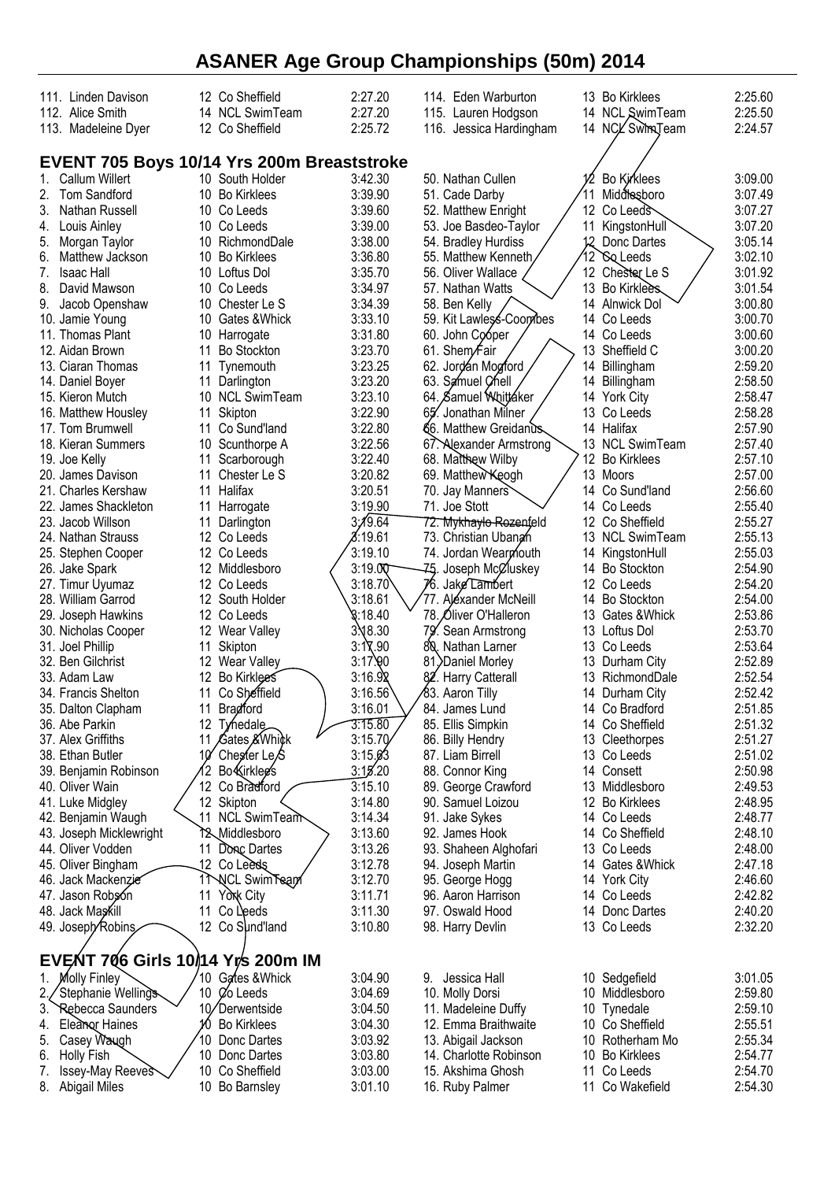# ASANER Age Group Championships (50m) 2014

| | | | |
|---|---|---|---|
| 111. Linden Davison | 12 Co Sheffield | 2:27.20 | |
| 112. Alice Smith | 14 NCL SwimTeam | 2:27.20 | |
| 113. Madeleine Dyer | 12 Co Sheffield | 2:25.72 | |
| 114. Eden Warburton | 13 Bo Kirklees | 2:25.60 | |
| 115. Lauren Hodgson | 14 NCL SwimTeam | 2:25.50 | |
| 116. Jessica Hardingham | 14 NCL SwimTeam | 2:24.57 | |

## EVENT 705 Boys 10/14 Yrs 200m Breaststroke

| Place | Name | Age | Club | Time |
|---|---|---|---|---|
| 1. | Callum Willert | 10 | South Holder | 3:42.30 |
| 2. | Tom Sandford | 10 | Bo Kirklees | 3:39.90 |
| 3. | Nathan Russell | 10 | Co Leeds | 3:39.60 |
| 4. | Louis Ainley | 10 | Co Leeds | 3:39.00 |
| 5. | Morgan Taylor | 10 | RichmondDale | 3:38.00 |
| 6. | Matthew Jackson | 10 | Bo Kirklees | 3:36.80 |
| 7. | Isaac Hall | 10 | Loftus Dol | 3:35.70 |
| 8. | David Mawson | 10 | Co Leeds | 3:34.97 |
| 9. | Jacob Openshaw | 10 | Chester Le S | 3:34.39 |
| 10. | Jamie Young | 10 | Gates &Whick | 3:33.10 |
| 11. | Thomas Plant | 10 | Harrogate | 3:31.80 |
| 12. | Aidan Brown | 11 | Bo Stockton | 3:23.70 |
| 13. | Ciaran Thomas | 11 | Tynemouth | 3:23.25 |
| 14. | Daniel Boyer | 11 | Darlington | 3:23.20 |
| 15. | Kieron Mutch | 10 | NCL SwimTeam | 3:23.10 |
| 16. | Matthew Housley | 11 | Skipton | 3:22.90 |
| 17. | Tom Brumwell | 11 | Co Sund'land | 3:22.80 |
| 18. | Kieran Summers | 10 | Scunthorpe A | 3:22.56 |
| 19. | Joe Kelly | 11 | Scarborough | 3:22.40 |
| 20. | James Davison | 11 | Chester Le S | 3:20.82 |
| 21. | Charles Kershaw | 11 | Halifax | 3:20.51 |
| 22. | James Shackleton | 11 | Harrogate | 3:19.90 |
| 23. | Jacob Willson | 11 | Darlington | 3:19.64 |
| 24. | Nathan Strauss | 12 | Co Leeds | 3:19.61 |
| 25. | Stephen Cooper | 12 | Co Leeds | 3:19.10 |
| 26. | Jake Spark | 12 | Middlesboro | 3:19.00 |
| 27. | Timur Uyumaz | 12 | Co Leeds | 3:18.70 |
| 28. | William Garrod | 12 | South Holder | 3:18.61 |
| 29. | Joseph Hawkins | 12 | Co Leeds | 3:18.40 |
| 30. | Nicholas Cooper | 12 | Wear Valley | 3:18.30 |
| 31. | Joel Phillip | 11 | Skipton | 3:17.90 |
| 32. | Ben Gilchrist | 12 | Wear Valley | 3:17.90 |
| 33. | Adam Law | 12 | Bo Kirklees | 3:16.92 |
| 34. | Francis Shelton | 11 | Co Sheffield | 3:16.56 |
| 35. | Dalton Clapham | 11 | Bradford | 3:16.01 |
| 36. | Abe Parkin | 12 | Tynedale | 3:15.80 |
| 37. | Alex Griffiths | 11 | Gates &Whick | 3:15.70 |
| 38. | Ethan Butler | 10 | Chester Le S | 3:15.63 |
| 39. | Benjamin Robinson | 12 | Bo Kirklees | 3:15.20 |
| 40. | Oliver Wain | 12 | Co Bradford | 3:15.10 |
| 41. | Luke Midgley | 12 | Skipton | 3:14.80 |
| 42. | Benjamin Waugh | 11 | NCL SwimTeam | 3:14.34 |
| 43. | Joseph Micklewright | 12 | Middlesboro | 3:13.60 |
| 44. | Oliver Vodden | 11 | Donc Dartes | 3:13.26 |
| 45. | Oliver Bingham | 12 | Co Leeds | 3:12.78 |
| 46. | Jack Mackenzie | 11 | NCL SwimTeam | 3:12.70 |
| 47. | Jason Robson | 11 | York City | 3:11.71 |
| 48. | Jack Maskill | 11 | Co Leeds | 3:11.30 |
| 49. | Joseph Robins | 12 | Co Sund'land | 3:10.80 |
| 50. | Nathan Cullen | 12 | Bo Kirklees | 3:09.00 |
| 51. | Cade Darby | 11 | Middlesboro | 3:07.49 |
| 52. | Matthew Enright | 12 | Co Leeds | 3:07.27 |
| 53. | Joe Basdeo-Taylor | 11 | KingstonHull | 3:07.20 |
| 54. | Bradley Hurdiss | 12 | Donc Dartes | 3:05.14 |
| 55. | Matthew Kenneth | 12 | Co Leeds | 3:02.10 |
| 56. | Oliver Wallace | 12 | Chester Le S | 3:01.92 |
| 57. | Nathan Watts | 13 | Bo Kirklees | 3:01.54 |
| 58. | Ben Kelly | 14 | Alnwick Dol | 3:00.80 |
| 59. | Kit Lawless-Coombes | 14 | Co Leeds | 3:00.70 |
| 60. | John Cooper | 14 | Co Leeds | 3:00.60 |
| 61. | Shem Fair | 13 | Sheffield C | 3:00.20 |
| 62. | Jordan Mogford | 14 | Billingham | 2:59.20 |
| 63. | Samuel Chell | 14 | Billingham | 2:58.50 |
| 64. | Samuel Whittaker | 14 | York City | 2:58.47 |
| 65. | Jonathan Milner | 13 | Co Leeds | 2:58.28 |
| 66. | Matthew Greidanus | 14 | Halifax | 2:57.90 |
| 67. | Alexander Armstrong | 13 | NCL SwimTeam | 2:57.40 |
| 68. | Matthew Wilby | 12 | Bo Kirklees | 2:57.10 |
| 69. | Matthew Keogh | 13 | Moors | 2:57.00 |
| 70. | Jay Manners | 14 | Co Sund'land | 2:56.60 |
| 71. | Joe Stott | 14 | Co Leeds | 2:55.40 |
| 72. | Mykhaylo Rozenfeld | 12 | Co Sheffield | 2:55.27 |
| 73. | Christian Ubanan | 13 | NCL SwimTeam | 2:55.13 |
| 74. | Jordan Wearmouth | 14 | KingstonHull | 2:55.03 |
| 75. | Joseph McCluskey | 14 | Bo Stockton | 2:54.90 |
| 76. | Jake Lambert | 12 | Co Leeds | 2:54.20 |
| 77. | Alexander McNeill | 14 | Bo Stockton | 2:54.00 |
| 78. | Oliver O'Halleron | 13 | Gates &Whick | 2:53.86 |
| 79. | Sean Armstrong | 13 | Loftus Dol | 2:53.70 |
| 80. | Nathan Larner | 13 | Co Leeds | 2:53.64 |
| 81. | Daniel Morley | 13 | Durham City | 2:52.89 |
| 82. | Harry Catterall | 13 | RichmondDale | 2:52.54 |
| 83. | Aaron Tilly | 14 | Durham City | 2:52.42 |
| 84. | James Lund | 14 | Co Bradford | 2:51.85 |
| 85. | Ellis Simpkin | 14 | Co Sheffield | 2:51.32 |
| 86. | Billy Hendry | 13 | Cleethorpes | 2:51.27 |
| 87. | Liam Birrell | 13 | Co Leeds | 2:51.02 |
| 88. | Connor King | 14 | Consett | 2:50.98 |
| 89. | George Crawford | 13 | Middlesboro | 2:49.53 |
| 90. | Samuel Loizou | 12 | Bo Kirklees | 2:48.95 |
| 91. | Jake Sykes | 14 | Co Leeds | 2:48.77 |
| 92. | James Hook | 14 | Co Sheffield | 2:48.10 |
| 93. | Shaheen Alghofari | 13 | Co Leeds | 2:48.00 |
| 94. | Joseph Martin | 14 | Gates &Whick | 2:47.18 |
| 95. | George Hogg | 14 | York City | 2:46.60 |
| 96. | Aaron Harrison | 14 | Co Leeds | 2:42.82 |
| 97. | Oswald Hood | 14 | Donc Dartes | 2:40.20 |
| 98. | Harry Devlin | 13 | Co Leeds | 2:32.20 |

## EVENT 706 Girls 10/14 Yrs 200m IM

| Place | Name | Age | Club | Time |
|---|---|---|---|---|
| 1. | Molly Finley | 10 | Gates &Whick | 3:04.90 |
| 2. | Stephanie Wellings | 10 | Co Leeds | 3:04.69 |
| 3. | Rebecca Saunders | 10 | Derwentside | 3:04.50 |
| 4. | Eleanor Haines | 10 | Bo Kirklees | 3:04.30 |
| 5. | Casey Waugh | 10 | Donc Dartes | 3:03.92 |
| 6. | Holly Fish | 10 | Donc Dartes | 3:03.80 |
| 7. | Issey-May Reeves | 10 | Co Sheffield | 3:03.00 |
| 8. | Abigail Miles | 10 | Bo Barnsley | 3:01.10 |
| 9. | Jessica Hall | 10 | Sedgefield | 3:01.05 |
| 10. | Molly Dorsi | 10 | Middlesboro | 2:59.80 |
| 11. | Madeleine Duffy | 10 | Tynedale | 2:59.10 |
| 12. | Emma Braithwaite | 10 | Co Sheffield | 2:55.51 |
| 13. | Abigail Jackson | 10 | Rotherham Mo | 2:55.34 |
| 14. | Charlotte Robinson | 10 | Bo Kirklees | 2:54.77 |
| 15. | Akshima Ghosh | 11 | Co Leeds | 2:54.70 |
| 16. | Ruby Palmer | 11 | Co Wakefield | 2:54.30 |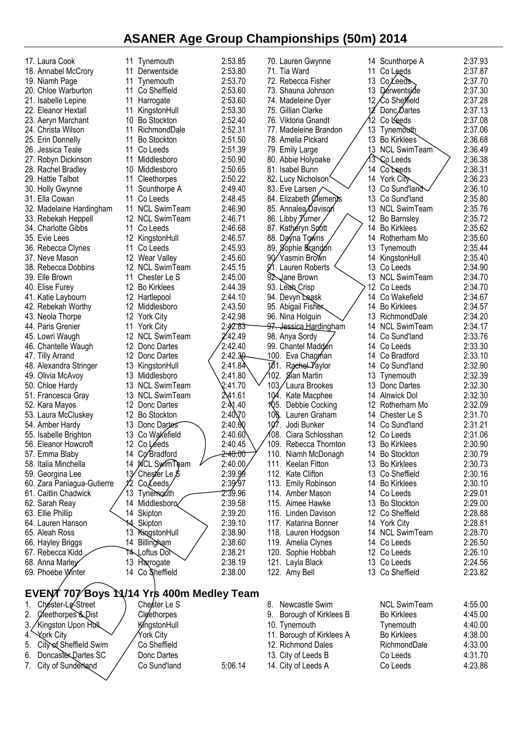# ASANER Age Group Championships (50m) 2014

| Place | Name | Age | Club | Time |
|---|---|---|---|---|
| 17. | Laura Cook | 11 | Tynemouth | 2:53.85 |
| 18. | Annabel McCrory | 11 | Derwentside | 2:53.80 |
| 19. | Niamh Page | 11 | Tynemouth | 2:53.70 |
| 20. | Chloe Warburton | 11 | Co Sheffield | 2:53.60 |
| 21. | Isabelle Lepine | 11 | Harrogate | 2:53.60 |
| 22. | Eleanor Hextall | 11 | KingstonHull | 2:53.30 |
| 23. | Aeryn Marchant | 10 | Bo Stockton | 2:52.40 |
| 24. | Christa Wilson | 11 | RichmondDale | 2:52.31 |
| 25. | Erin Donnelly | 11 | Bo Stockton | 2:51.50 |
| 26. | Jessica Teale | 11 | Co Leeds | 2:51.39 |
| 27. | Robyn Dickinson | 11 | Middlesboro | 2:50.90 |
| 28. | Rachel Bradley | 10 | Middlesboro | 2:50.65 |
| 29. | Hattie Talbot | 11 | Cleethorpes | 2:50.22 |
| 30. | Holly Gwynne | 11 | Scunthorpe A | 2:49.40 |
| 31. | Ella Cowan | 11 | Co Leeds | 2:48.45 |
| 32. | Madelaine Hardingham | 11 | NCL SwimTeam | 2:46.90 |
| 33. | Rebekah Heppell | 12 | NCL SwimTeam | 2:46.71 |
| 34. | Charlotte Gibbs | 11 | Co Leeds | 2:46.68 |
| 35. | Evie Lees | 12 | KingstonHull | 2:46.57 |
| 36. | Rebecca Clynes | 11 | Co Leeds | 2:45.93 |
| 37. | Neve Mason | 12 | Wear Valley | 2:45.60 |
| 38. | Rebecca Dobbins | 12 | NCL SwimTeam | 2:45.15 |
| 39. | Elle Brown | 11 | Chester Le S | 2:45.00 |
| 40. | Elise Furey | 12 | Bo Kirklees | 2:44.39 |
| 41. | Katie Laybourn | 12 | Hartlepool | 2:44.10 |
| 42. | Rebekah Worthy | 12 | Middlesboro | 2:43.50 |
| 43. | Neola Thorpe | 12 | York City | 2:42.98 |
| 44. | Paris Grenier | 11 | York City | 2:42.83 |
| 45. | Lowri Waugh | 12 | NCL SwimTeam | 2:42.49 |
| 46. | Chantelle Waugh | 12 | Donc Dartes | 2:42.40 |
| 47. | Tilly Arrand | 12 | Donc Dartes | 2:42.30 |
| 48. | Alexandra Stringer | 13 | KingstonHull | 2:41.84 |
| 49. | Olivia McAvoy | 13 | Middlesboro | 2:41.80 |
| 50. | Chloe Hardy | 13 | NCL SwimTeam | 2:41.70 |
| 51. | Francesca Gray | 13 | NCL SwimTeam | 2:41.61 |
| 52. | Kara Mayos | 12 | Donc Dartes | 2:41.40 |
| 53. | Laura McCluskey | 12 | Bo Stockton | 2:40.70 |
| 54. | Amber Hardy | 13 | Donc Dartes | 2:40.60 |
| 55. | Isabelle Brighton | 13 | Co Wakefield | 2:40.60 |
| 56. | Eleanor Howcroft | 12 | Co Leeds | 2:40.45 |
| 57. | Emma Blaby | 14 | Co Bradford | 2:40.00 |
| 58. | Italia Minchella | 14 | NCL SwimTeam | 2:40.00 |
| 59. | Georgina Lee | 13 | Chester Le S | 2:39.99 |
| 60. | Zara Paniagua-Gutierre | 12 | Co Leeds | 2:39.97 |
| 61. | Caitlin Chadwick | 13 | Tynemouth | 2:39.96 |
| 62. | Sarah Reay | 14 | Middlesboro | 2:39.58 |
| 63. | Ellie Phillip | 14 | Skipton | 2:39.20 |
| 64. | Lauren Hanson | 14 | Skipton | 2:39.10 |
| 65. | Aleah Ross | 13 | KingstonHull | 2:38.90 |
| 66. | Hayley Briggs | 14 | Billingham | 2:38.60 |
| 67. | Rebecca Kidd | 14 | Loftus Dol | 2:38.21 |
| 68. | Anna Marley | 13 | Harrogate | 2:38.19 |
| 69. | Phoebe Winter | 14 | Co Sheffield | 2:38.00 |
| 70. | Lauren Gwynne | 14 | Scunthorpe A | 2:37.93 |
| 71. | Tia Ward | 11 | Co Leeds | 2:37.87 |
| 72. | Rebecca Fisher | 13 | Co Leeds | 2:37.70 |
| 73. | Shauna Johnson | 13 | Derwentside | 2:37.30 |
| 74. | Madeleine Dyer | 12 | Co Sheffield | 2:37.28 |
| 75. | Gillian Clarke | 12 | Donc Dartes | 2:37.13 |
| 76. | Viktoria Gnandt | 12 | Co Leeds | 2:37.08 |
| 77. | Madeleine Brandon | 13 | Tynemouth | 2:37.06 |
| 78. | Amelia Pickard | 13 | Bo Kirklees | 2:36.68 |
| 79. | Emily Large | 13 | NCL SwimTeam | 2:36.49 |
| 80. | Abbie Holyoake | 13 | Co Leeds | 2:36.38 |
| 81. | Isabel Bunn | 14 | Co Leeds | 2:36.31 |
| 82. | Lucy Nicholson | 14 | York City | 2:36.23 |
| 83. | Eve Larsen | 13 | Co Sund'land | 2:36.10 |
| 84. | Elizabeth Clements | 13 | Co Sund'land | 2:35.80 |
| 85. | Annalea Davison | 13 | NCL SwimTeam | 2:35.76 |
| 86. | Libby Turner | 12 | Bo Barnsley | 2:35.72 |
| 87. | Katheryn Scott | 14 | Bo Kirklees | 2:35.62 |
| 88. | Dayna Towns | 14 | Rotherham Mo | 2:35.60 |
| 89. | Sophie Brandon | 13 | Tynemouth | 2:35.44 |
| 90. | Yasmin Brown | 14 | KingstonHull | 2:35.40 |
| 91. | Lauren Roberts | 13 | Co Leeds | 2:34.90 |
| 92. | Jane Brown | 13 | NCL SwimTeam | 2:34.70 |
| 93. | Leah Crisp | 12 | Co Leeds | 2:34.70 |
| 94. | Devyn Leask | 14 | Co Wakefield | 2:34.67 |
| 95. | Abigail Fisher | 14 | Bo Kirklees | 2:34.57 |
| 96. | Nina Holguin | 13 | RichmondDale | 2:34.20 |
| 97. | Jessica Hardingham | 14 | NCL SwimTeam | 2:34.17 |
| 98. | Anya Sordy | 14 | Co Sund'land | 2:33.76 |
| 99. | Chantel Madden | 14 | Co Leeds | 2:33.30 |
| 100. | Eva Chapman | 14 | Co Bradford | 2:33.10 |
| 101. | Rachel Taylor | 14 | Co Sund'land | 2:32.90 |
| 102. | Sian Martin | 13 | Tynemouth | 2:32.39 |
| 103. | Laura Brookes | 13 | Donc Dartes | 2:32.30 |
| 104. | Kate Macphee | 14 | Alnwick Dol | 2:32.30 |
| 105. | Debbie Cocking | 12 | Rotherham Mo | 2:32.09 |
| 106. | Lauren Graham | 14 | Chester Le S | 2:31.70 |
| 107. | Jodi Bunker | 14 | Co Sund'land | 2:31.21 |
| 108. | Ciara Schlosshan | 12 | Co Leeds | 2:31.06 |
| 109. | Rebecca Thornton | 13 | Bo Kirklees | 2:30.90 |
| 110. | Niamh McDonagh | 14 | Bo Stockton | 2:30.79 |
| 111. | Keelan Fitton | 13 | Bo Kirklees | 2:30.73 |
| 112. | Kate Clifton | 13 | Co Sheffield | 2:30.16 |
| 113. | Emily Robinson | 14 | Bo Kirklees | 2:30.10 |
| 114. | Amber Mason | 14 | Co Leeds | 2:29.01 |
| 115. | Aimee Hawke | 13 | Bo Stockton | 2:29.00 |
| 116. | Linden Davison | 12 | Co Sheffield | 2:28.88 |
| 117. | Katarina Bonner | 14 | York City | 2:28.81 |
| 118. | Lauren Hodgson | 14 | NCL SwimTeam | 2:28.70 |
| 119. | Amelia Clynes | 14 | Co Leeds | 2:26.50 |
| 120. | Sophie Hobbah | 12 | Co Leeds | 2:26.10 |
| 121. | Layla Black | 13 | Co Leeds | 2:24.56 |
| 122. | Amy Bell | 13 | Co Sheffield | 2:23.82 |

## EVENT 707 Boys 11/14 Yrs 400m Medley Team

| Place | Team | Club | Time |
|---|---|---|---|
| 1. | Chester-Le-Street | Chester Le S | |
| 2. | Cleethorpes & Dist | Cleethorpes | |
| 3. | Kingston Upon Hull | KingstonHull | |
| 4. | York City | York City | |
| 5. | City of Sheffield Swim | Co Sheffield | |
| 6. | Doncaster Dartes SC | Donc Dartes | |
| 7. | City of Sunderland | Co Sund'land | 5:06.14 |
| 8. | Newcastle Swim | NCL SwimTeam | 4:55.00 |
| 9. | Borough of Kirklees B | Bo Kirklees | 4:45.00 |
| 10. | Tynemouth | Tynemouth | 4:40.00 |
| 11. | Borough of Kirklees A | Bo Kirklees | 4:38.00 |
| 12. | Richmond Dales | RichmondDale | 4:33.00 |
| 13. | City of Leeds B | Co Leeds | 4:31.70 |
| 14. | City of Leeds A | Co Leeds | 4:23.86 |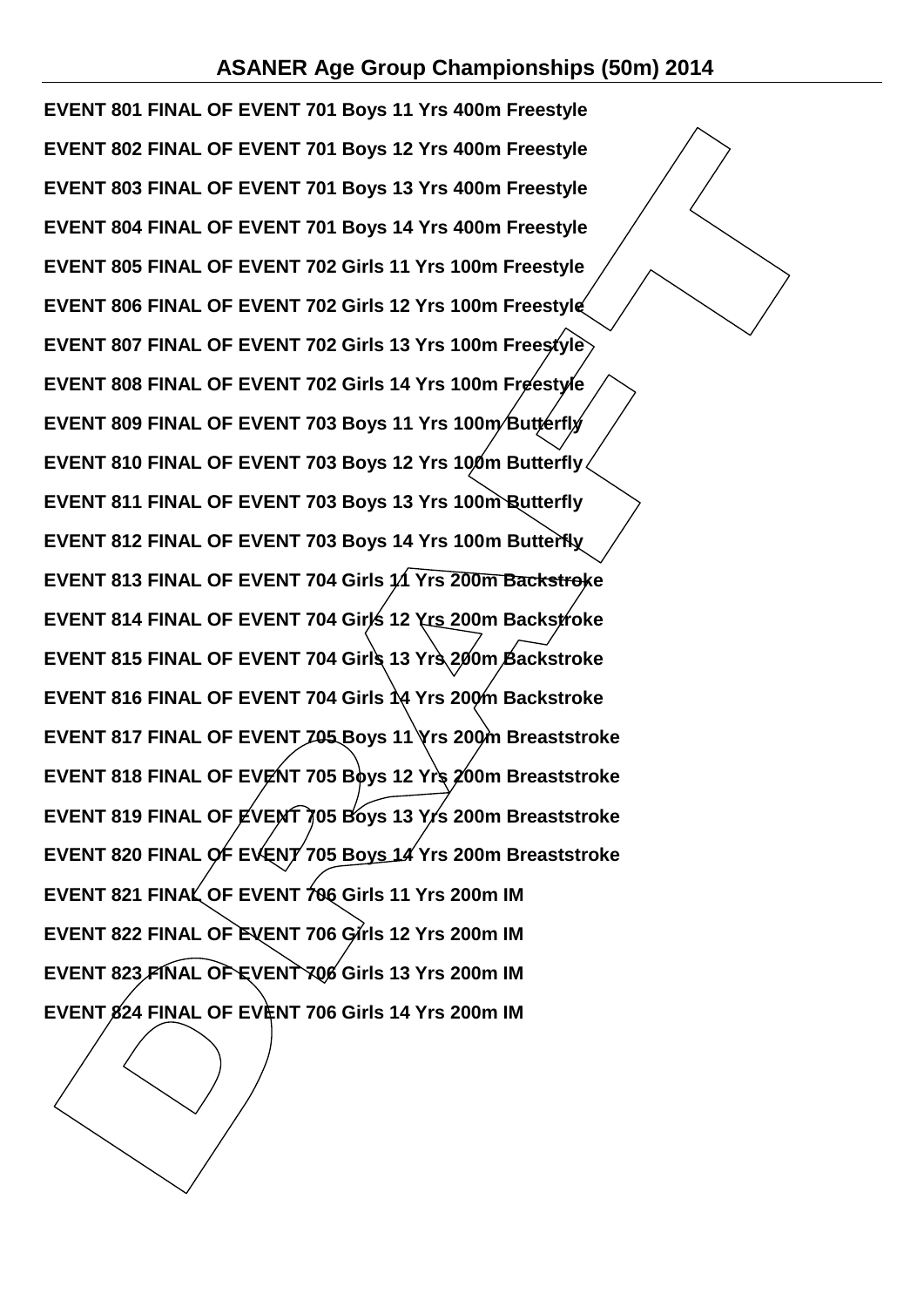## ASANER Age Group Championships (50m) 2014

**EVENT 801 FINAL OF EVENT 701 Boys 11 Yrs 400m Freestyle**

**EVENT 802 FINAL OF EVENT 701 Boys 12 Yrs 400m Freestyle**

**EVENT 803 FINAL OF EVENT 701 Boys 13 Yrs 400m Freestyle**

**EVENT 804 FINAL OF EVENT 701 Boys 14 Yrs 400m Freestyle**

**EVENT 805 FINAL OF EVENT 702 Girls 11 Yrs 100m Freestyle**

**EVENT 806 FINAL OF EVENT 702 Girls 12 Yrs 100m Freestyle**

**EVENT 807 FINAL OF EVENT 702 Girls 13 Yrs 100m Freestyle**

**EVENT 808 FINAL OF EVENT 702 Girls 14 Yrs 100m Freestyle**

**EVENT 809 FINAL OF EVENT 703 Boys 11 Yrs 100m Butterfly**

**EVENT 810 FINAL OF EVENT 703 Boys 12 Yrs 100m Butterfly**

**EVENT 811 FINAL OF EVENT 703 Boys 13 Yrs 100m Butterfly**

**EVENT 812 FINAL OF EVENT 703 Boys 14 Yrs 100m Butterfly**

**EVENT 813 FINAL OF EVENT 704 Girls 11 Yrs 200m Backstroke**

**EVENT 814 FINAL OF EVENT 704 Girls 12 Yrs 200m Backstroke**

**EVENT 815 FINAL OF EVENT 704 Girls 13 Yrs 200m Backstroke**

**EVENT 816 FINAL OF EVENT 704 Girls 14 Yrs 200m Backstroke**

**EVENT 817 FINAL OF EVENT 705 Boys 11 Yrs 200m Breaststroke**

**EVENT 818 FINAL OF EVENT 705 Boys 12 Yrs 200m Breaststroke**

**EVENT 819 FINAL OF EVENT 705 Boys 13 Yrs 200m Breaststroke**

**EVENT 820 FINAL OF EVENT 705 Boys 14 Yrs 200m Breaststroke**

**EVENT 821 FINAL OF EVENT 706 Girls 11 Yrs 200m IM**

**EVENT 822 FINAL OF EVENT 706 Girls 12 Yrs 200m IM**

**EVENT 823 FINAL OF EVENT 706 Girls 13 Yrs 200m IM**

**EVENT 824 FINAL OF EVENT 706 Girls 14 Yrs 200m IM**